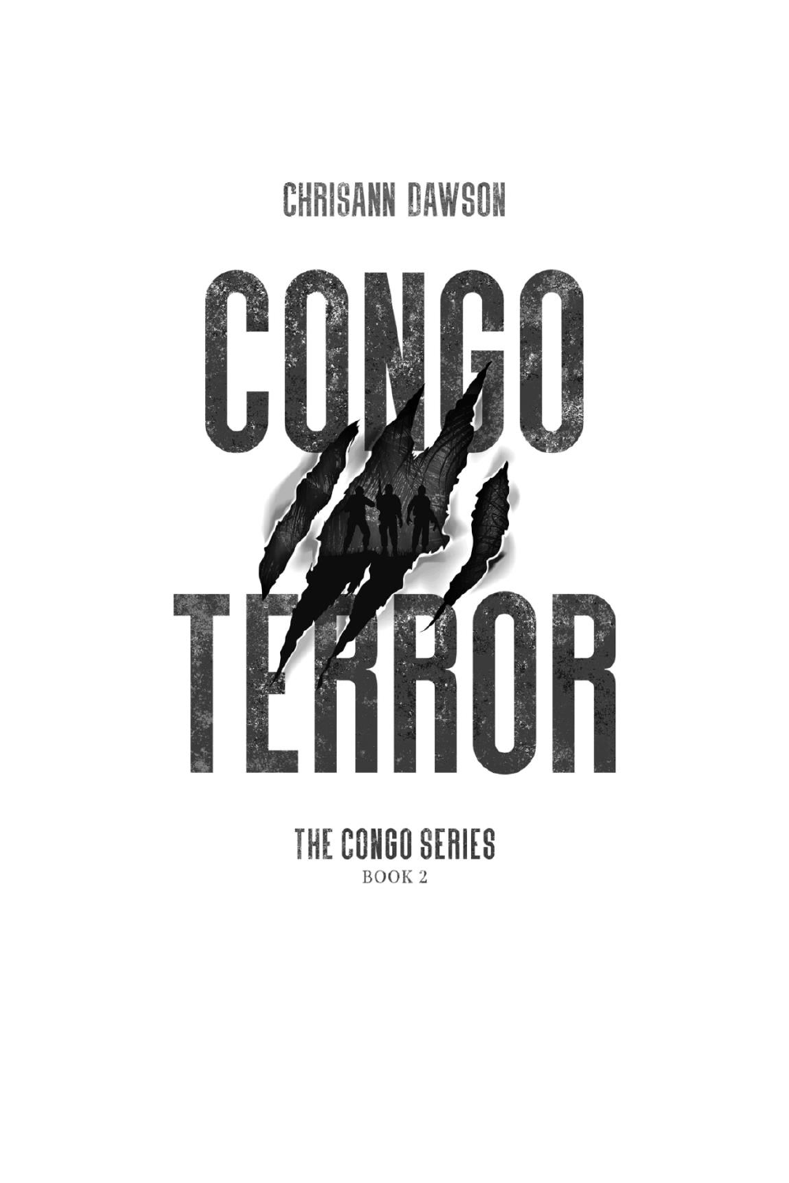CHRISANN DAWSON

# CONGO TERROR

THE CONGO SERIES

BOOK 2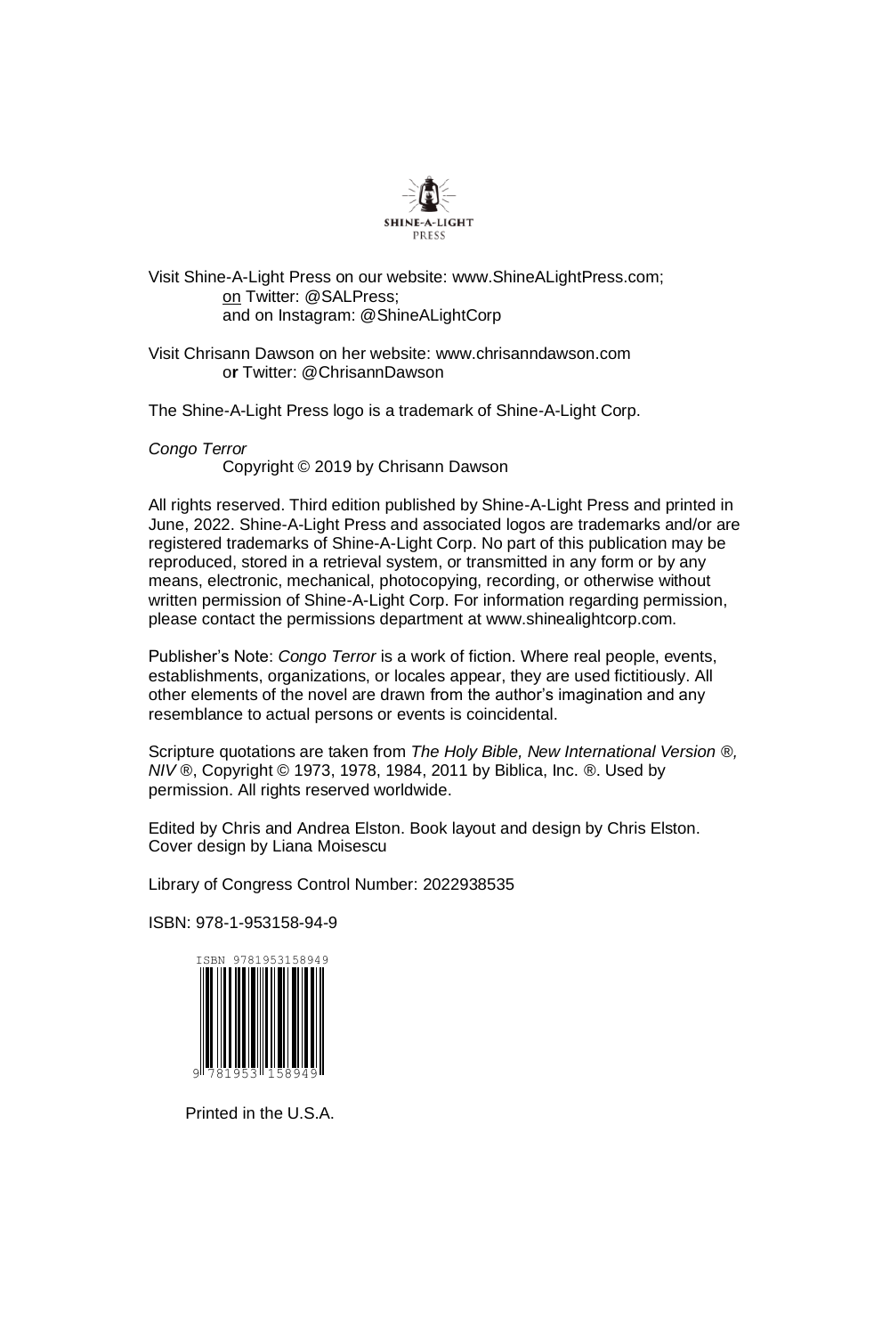SHINE-A-LIGHT
PRESS

Visit Shine-A-Light Press on our website: www.ShineALightPress.com;
on Twitter: @SALPress;
and on Instagram: @ShineALightCorp

Visit Chrisann Dawson on her website: www.chrisanndawson.com
or Twitter: @ChrisannDawson

The Shine-A-Light Press logo is a trademark of Shine-A-Light Corp.

*Congo Terror*
Copyright © 2019 by Chrisann Dawson

All rights reserved. Third edition published by Shine-A-Light Press and printed in June, 2022. Shine-A-Light Press and associated logos are trademarks and/or are registered trademarks of Shine-A-Light Corp. No part of this publication may be reproduced, stored in a retrieval system, or transmitted in any form or by any means, electronic, mechanical, photocopying, recording, or otherwise without written permission of Shine-A-Light Corp. For information regarding permission, please contact the permissions department at www.shinealightcorp.com.

Publisher's Note: *Congo Terror* is a work of fiction. Where real people, events, establishments, organizations, or locales appear, they are used fictitiously. All other elements of the novel are drawn from the author's imagination and any resemblance to actual persons or events is coincidental.

Scripture quotations are taken from *The Holy Bible, New International Version ®, NIV* ®, Copyright © 1973, 1978, 1984, 2011 by Biblica, Inc. ®. Used by permission. All rights reserved worldwide.

Edited by Chris and Andrea Elston. Book layout and design by Chris Elston.
Cover design by Liana Moisescu

Library of Congress Control Number: 2022938535

ISBN: 978-1-953158-94-9

ISBN 9781953158949

9 781953 158949

Printed in the U.S.A.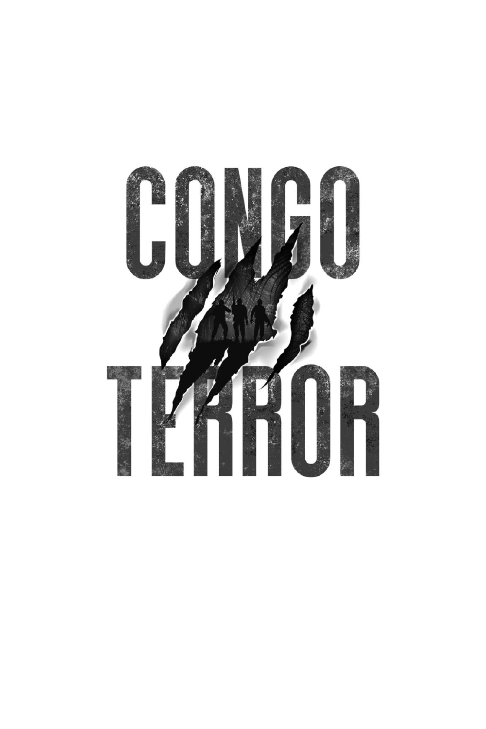# CONGO TERROR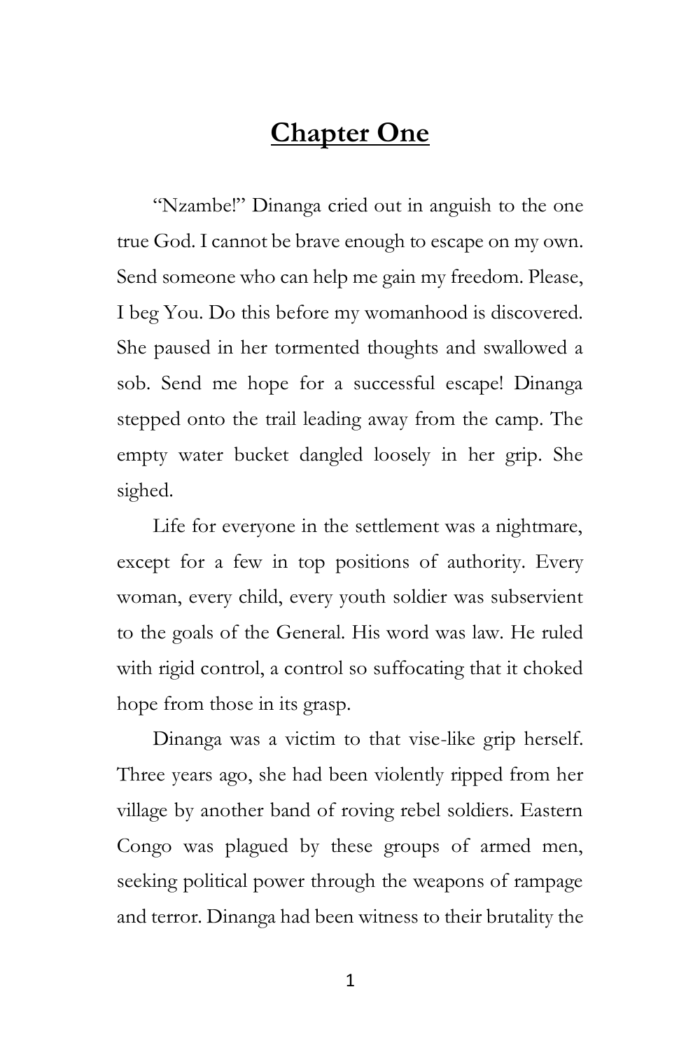# Chapter One

"Nzambe!" Dinanga cried out in anguish to the one true God. I cannot be brave enough to escape on my own. Send someone who can help me gain my freedom. Please, I beg You. Do this before my womanhood is discovered. She paused in her tormented thoughts and swallowed a sob. Send me hope for a successful escape! Dinanga stepped onto the trail leading away from the camp. The empty water bucket dangled loosely in her grip. She sighed.

Life for everyone in the settlement was a nightmare, except for a few in top positions of authority. Every woman, every child, every youth soldier was subservient to the goals of the General. His word was law. He ruled with rigid control, a control so suffocating that it choked hope from those in its grasp.

Dinanga was a victim to that vise-like grip herself. Three years ago, she had been violently ripped from her village by another band of roving rebel soldiers. Eastern Congo was plagued by these groups of armed men, seeking political power through the weapons of rampage and terror. Dinanga had been witness to their brutality the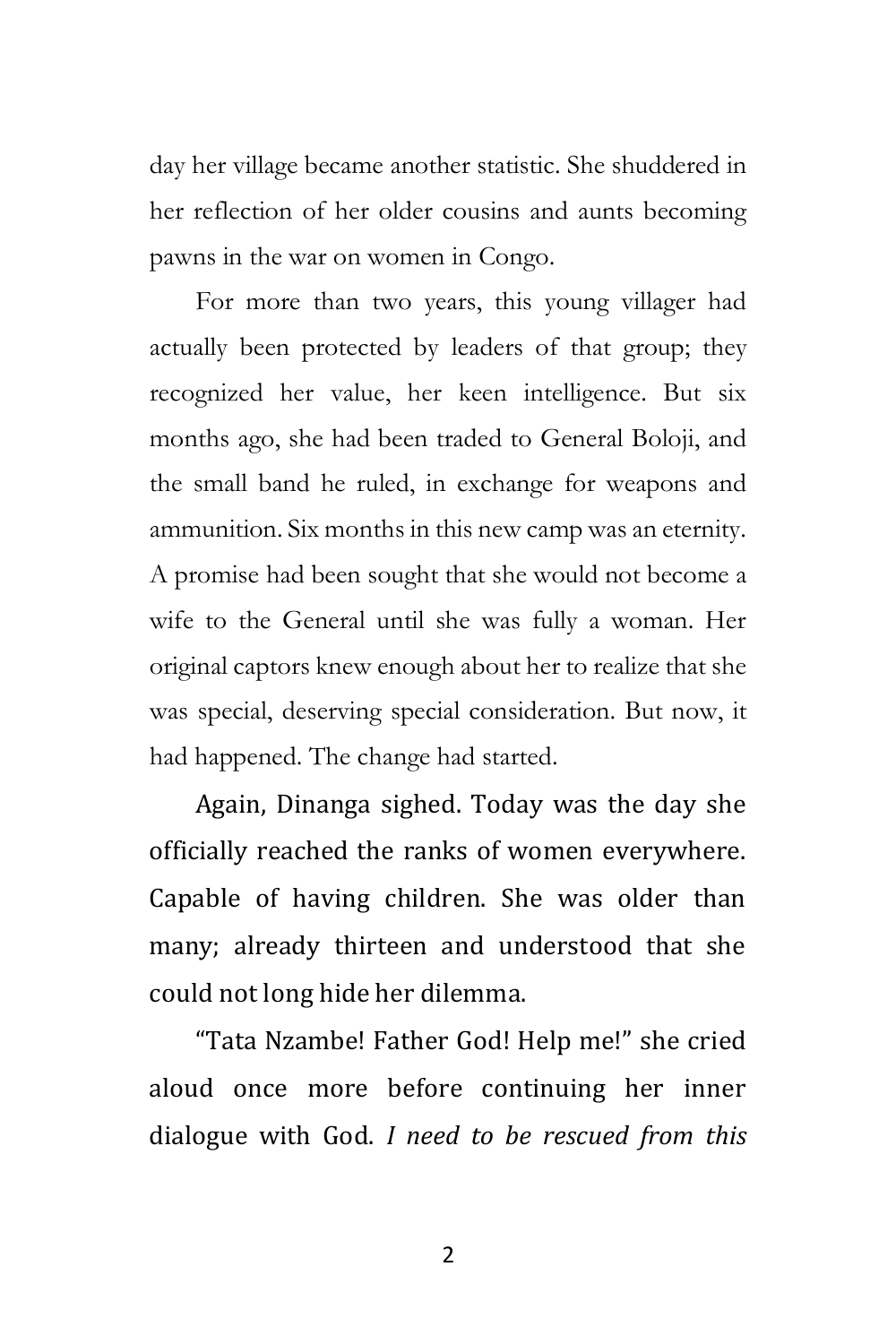day her village became another statistic. She shuddered in her reflection of her older cousins and aunts becoming pawns in the war on women in Congo.

For more than two years, this young villager had actually been protected by leaders of that group; they recognized her value, her keen intelligence. But six months ago, she had been traded to General Boloji, and the small band he ruled, in exchange for weapons and ammunition. Six months in this new camp was an eternity. A promise had been sought that she would not become a wife to the General until she was fully a woman. Her original captors knew enough about her to realize that she was special, deserving special consideration. But now, it had happened. The change had started.

Again, Dinanga sighed. Today was the day she officially reached the ranks of women everywhere. Capable of having children. She was older than many; already thirteen and understood that she could not long hide her dilemma.

"Tata Nzambe! Father God! Help me!" she cried aloud once more before continuing her inner dialogue with God. *I need to be rescued from this*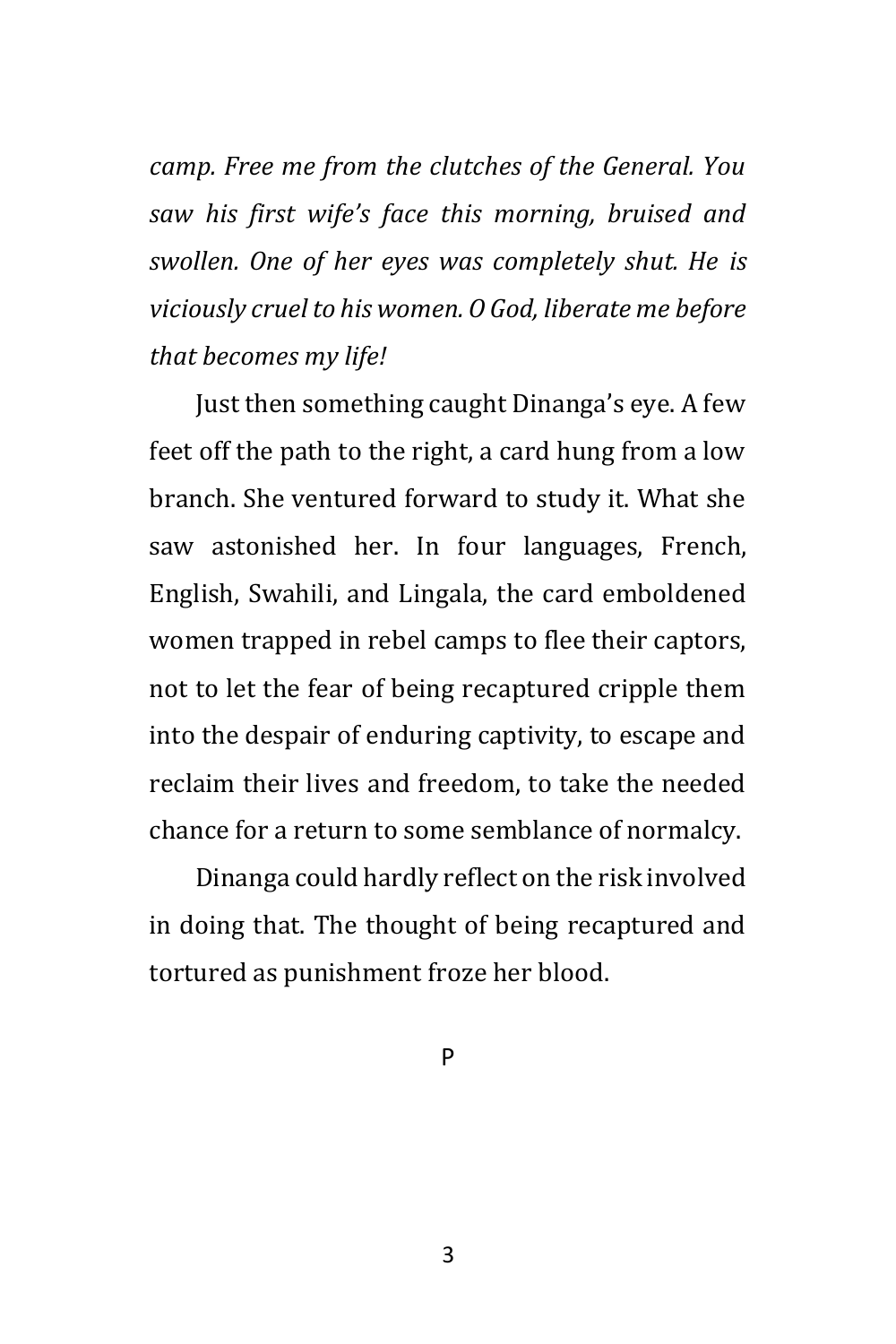*camp. Free me from the clutches of the General. You saw his first wife's face this morning, bruised and swollen. One of her eyes was completely shut. He is viciously cruel to his women. O God, liberate me before that becomes my life!*

Just then something caught Dinanga's eye. A few feet off the path to the right, a card hung from a low branch. She ventured forward to study it. What she saw astonished her. In four languages, French, English, Swahili, and Lingala, the card emboldened women trapped in rebel camps to flee their captors, not to let the fear of being recaptured cripple them into the despair of enduring captivity, to escape and reclaim their lives and freedom, to take the needed chance for a return to some semblance of normalcy.

Dinanga could hardly reflect on the risk involved in doing that. The thought of being recaptured and tortured as punishment froze her blood.

P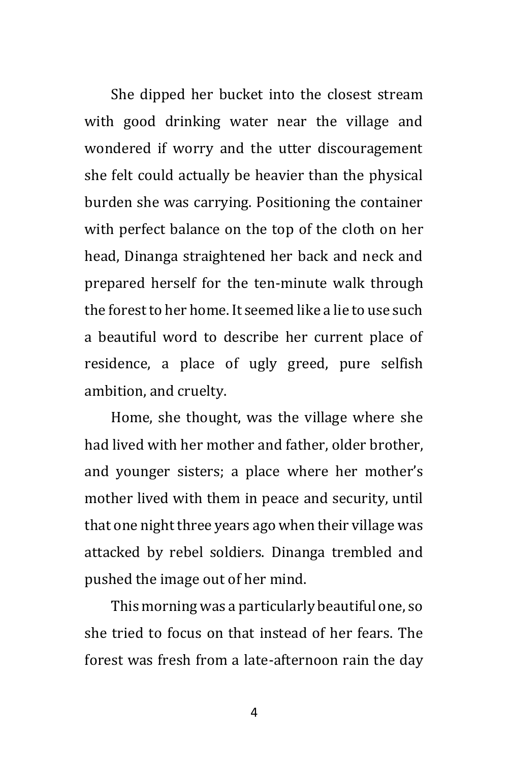She dipped her bucket into the closest stream with good drinking water near the village and wondered if worry and the utter discouragement she felt could actually be heavier than the physical burden she was carrying. Positioning the container with perfect balance on the top of the cloth on her head, Dinanga straightened her back and neck and prepared herself for the ten-minute walk through the forest to her home. It seemed like a lie to use such a beautiful word to describe her current place of residence, a place of ugly greed, pure selfish ambition, and cruelty.

Home, she thought, was the village where she had lived with her mother and father, older brother, and younger sisters; a place where her mother's mother lived with them in peace and security, until that one night three years ago when their village was attacked by rebel soldiers. Dinanga trembled and pushed the image out of her mind.

This morning was a particularly beautiful one, so she tried to focus on that instead of her fears. The forest was fresh from a late-afternoon rain the day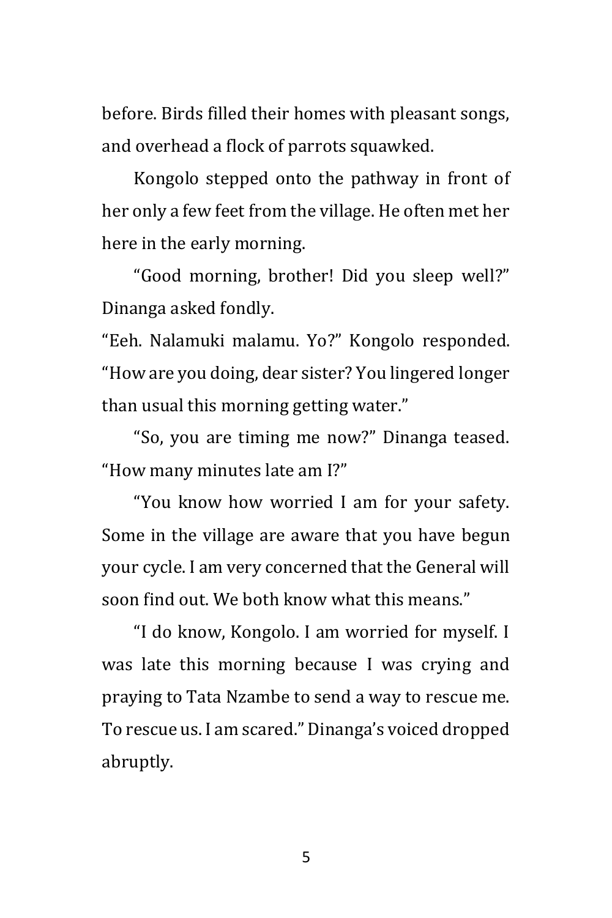before. Birds filled their homes with pleasant songs, and overhead a flock of parrots squawked.

Kongolo stepped onto the pathway in front of her only a few feet from the village. He often met her here in the early morning.

"Good morning, brother! Did you sleep well?" Dinanga asked fondly.

"Eeh. Nalamuki malamu. Yo?" Kongolo responded. "How are you doing, dear sister? You lingered longer than usual this morning getting water."

"So, you are timing me now?" Dinanga teased. "How many minutes late am I?"

"You know how worried I am for your safety. Some in the village are aware that you have begun your cycle. I am very concerned that the General will soon find out. We both know what this means."

"I do know, Kongolo. I am worried for myself. I was late this morning because I was crying and praying to Tata Nzambe to send a way to rescue me. To rescue us. I am scared." Dinanga's voiced dropped abruptly.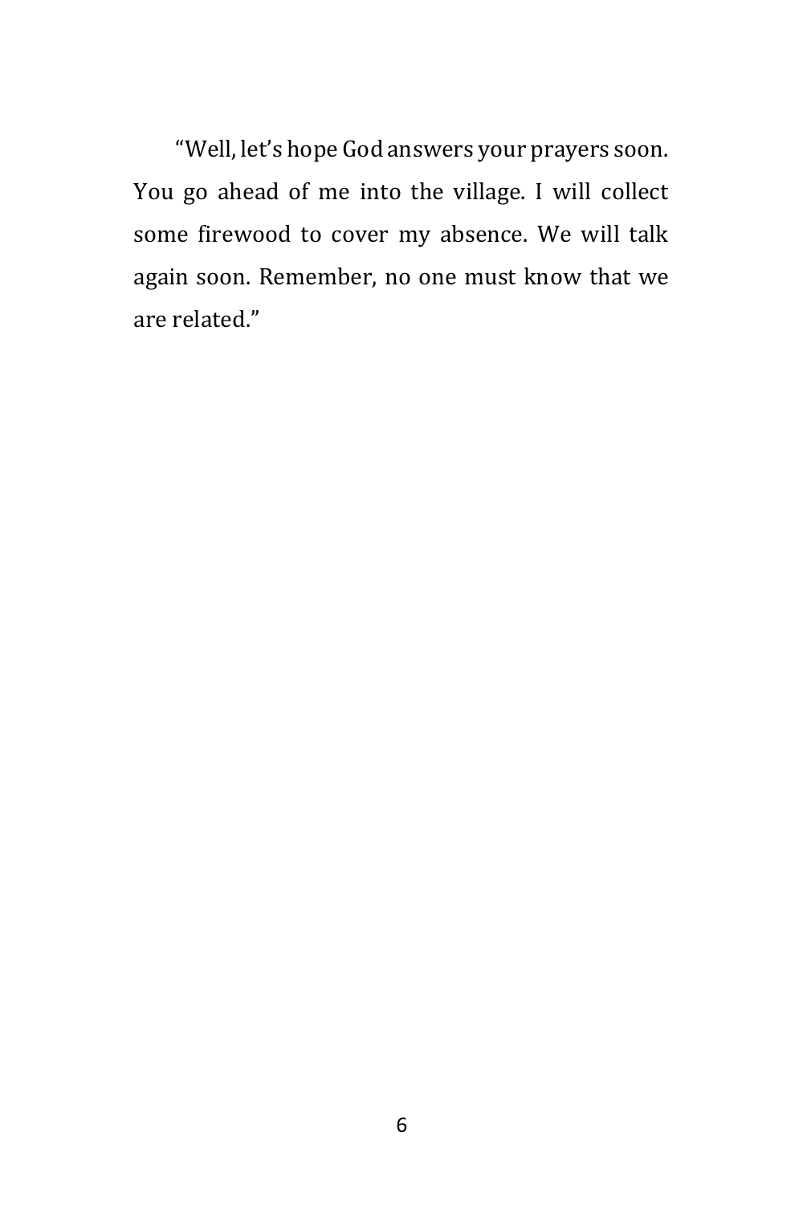"Well, let's hope God answers your prayers soon. You go ahead of me into the village. I will collect some firewood to cover my absence. We will talk again soon. Remember, no one must know that we are related."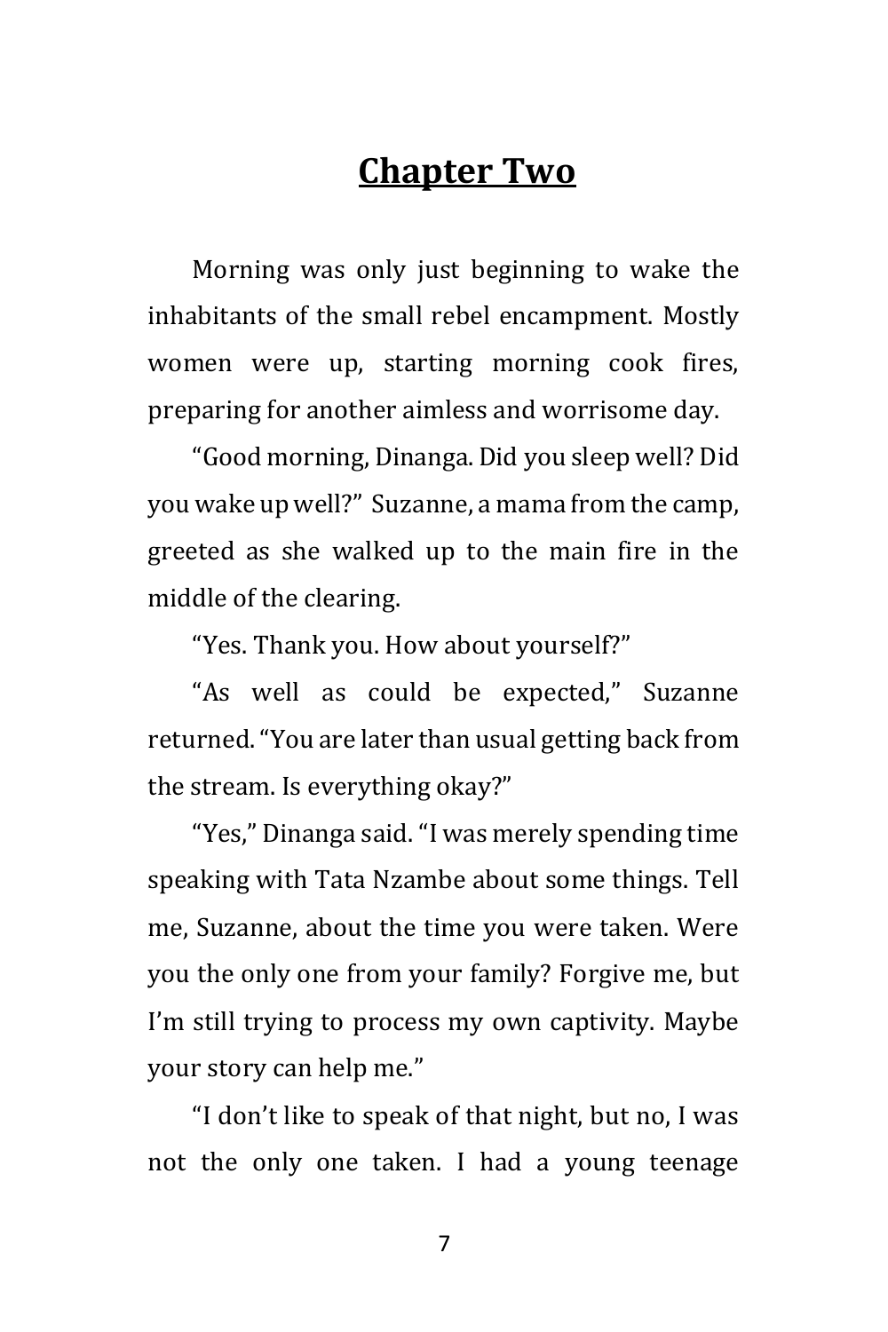# Chapter Two

Morning was only just beginning to wake the inhabitants of the small rebel encampment. Mostly women were up, starting morning cook fires, preparing for another aimless and worrisome day.

"Good morning, Dinanga. Did you sleep well? Did you wake up well?" Suzanne, a mama from the camp, greeted as she walked up to the main fire in the middle of the clearing.

"Yes. Thank you. How about yourself?"

"As well as could be expected," Suzanne returned. "You are later than usual getting back from the stream. Is everything okay?"

"Yes," Dinanga said. "I was merely spending time speaking with Tata Nzambe about some things. Tell me, Suzanne, about the time you were taken. Were you the only one from your family? Forgive me, but I'm still trying to process my own captivity. Maybe your story can help me."

"I don't like to speak of that night, but no, I was not the only one taken. I had a young teenage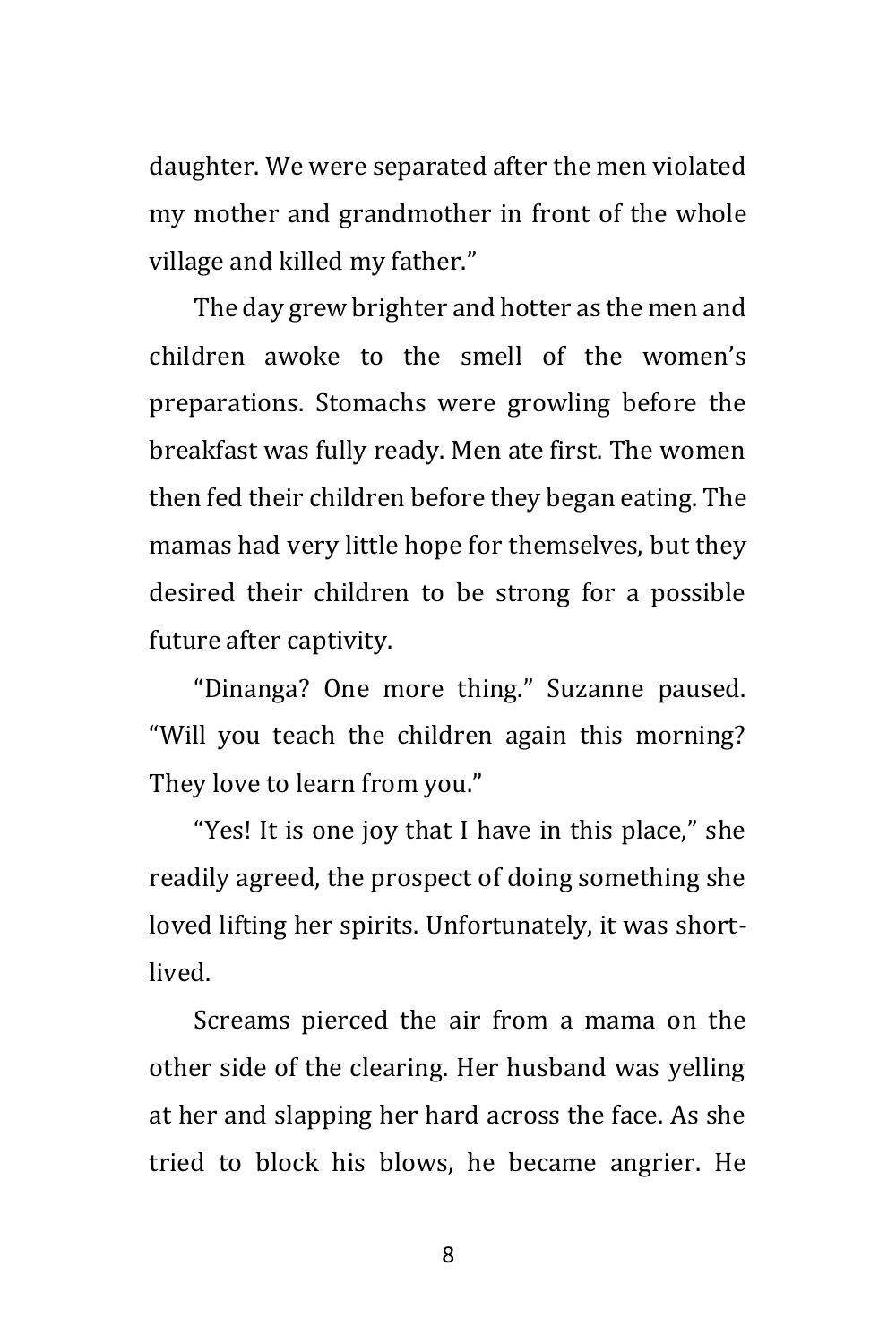daughter. We were separated after the men violated my mother and grandmother in front of the whole village and killed my father."

The day grew brighter and hotter as the men and children awoke to the smell of the women's preparations. Stomachs were growling before the breakfast was fully ready. Men ate first. The women then fed their children before they began eating. The mamas had very little hope for themselves, but they desired their children to be strong for a possible future after captivity.

"Dinanga? One more thing." Suzanne paused. "Will you teach the children again this morning? They love to learn from you."

"Yes! It is one joy that I have in this place," she readily agreed, the prospect of doing something she loved lifting her spirits. Unfortunately, it was short-lived.

Screams pierced the air from a mama on the other side of the clearing. Her husband was yelling at her and slapping her hard across the face. As she tried to block his blows, he became angrier. He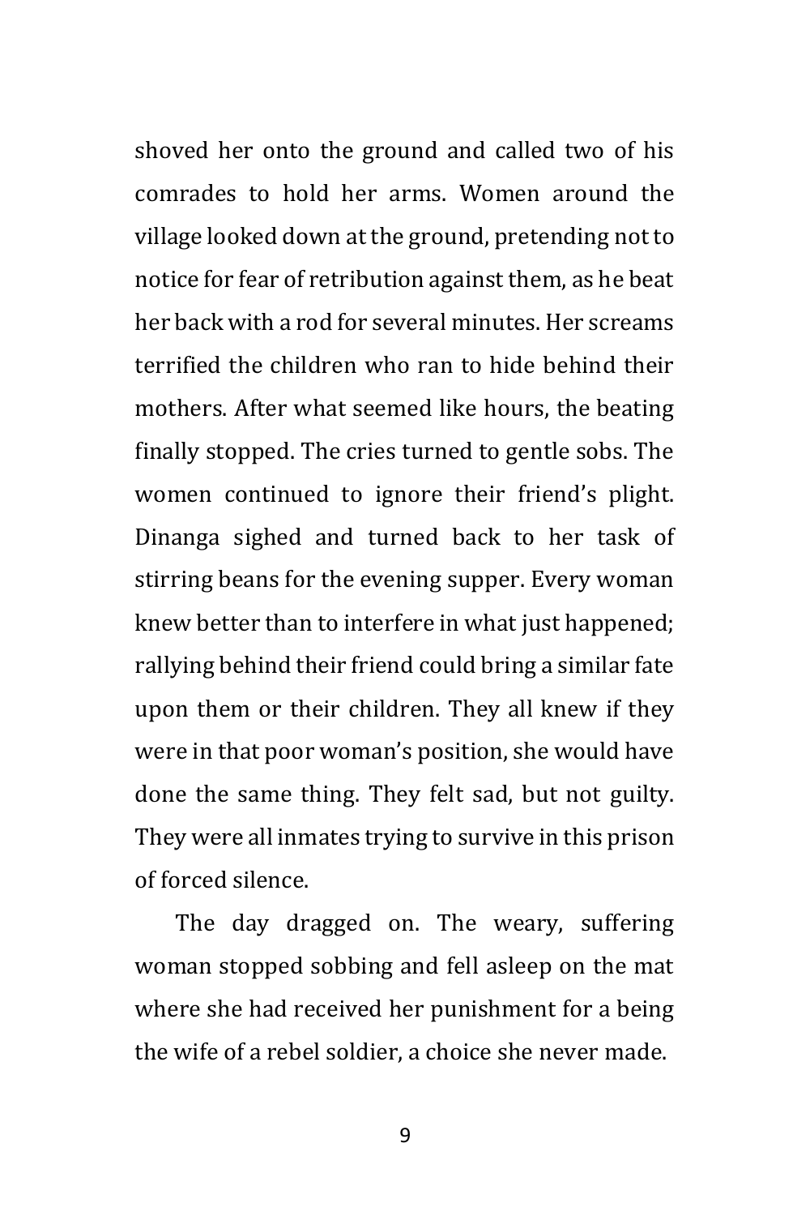shoved her onto the ground and called two of his comrades to hold her arms. Women around the village looked down at the ground, pretending not to notice for fear of retribution against them, as he beat her back with a rod for several minutes. Her screams terrified the children who ran to hide behind their mothers. After what seemed like hours, the beating finally stopped. The cries turned to gentle sobs. The women continued to ignore their friend's plight. Dinanga sighed and turned back to her task of stirring beans for the evening supper. Every woman knew better than to interfere in what just happened; rallying behind their friend could bring a similar fate upon them or their children. They all knew if they were in that poor woman's position, she would have done the same thing. They felt sad, but not guilty. They were all inmates trying to survive in this prison of forced silence.

The day dragged on. The weary, suffering woman stopped sobbing and fell asleep on the mat where she had received her punishment for a being the wife of a rebel soldier, a choice she never made.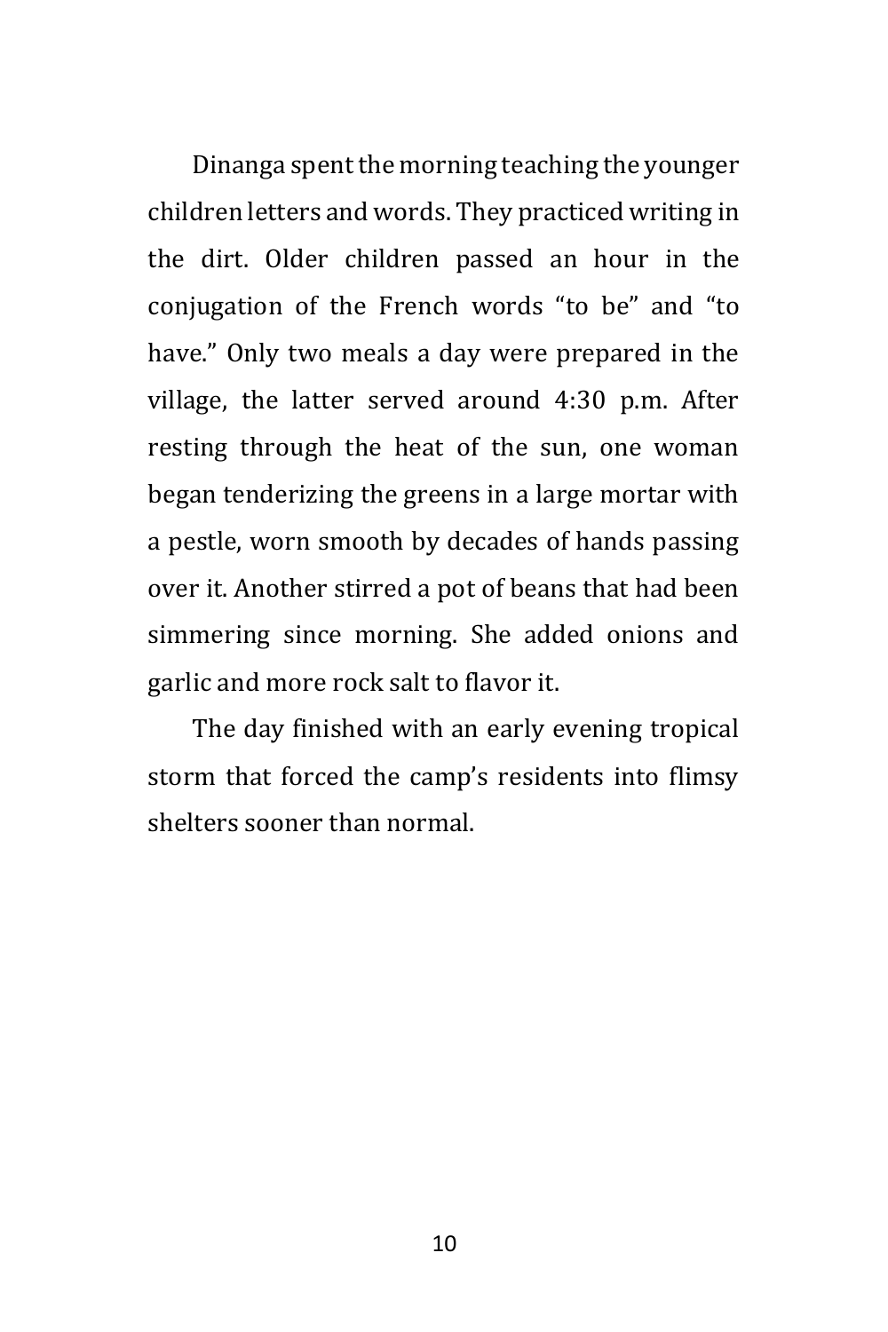Dinanga spent the morning teaching the younger children letters and words. They practiced writing in the dirt. Older children passed an hour in the conjugation of the French words "to be" and "to have." Only two meals a day were prepared in the village, the latter served around 4:30 p.m. After resting through the heat of the sun, one woman began tenderizing the greens in a large mortar with a pestle, worn smooth by decades of hands passing over it. Another stirred a pot of beans that had been simmering since morning. She added onions and garlic and more rock salt to flavor it.

The day finished with an early evening tropical storm that forced the camp's residents into flimsy shelters sooner than normal.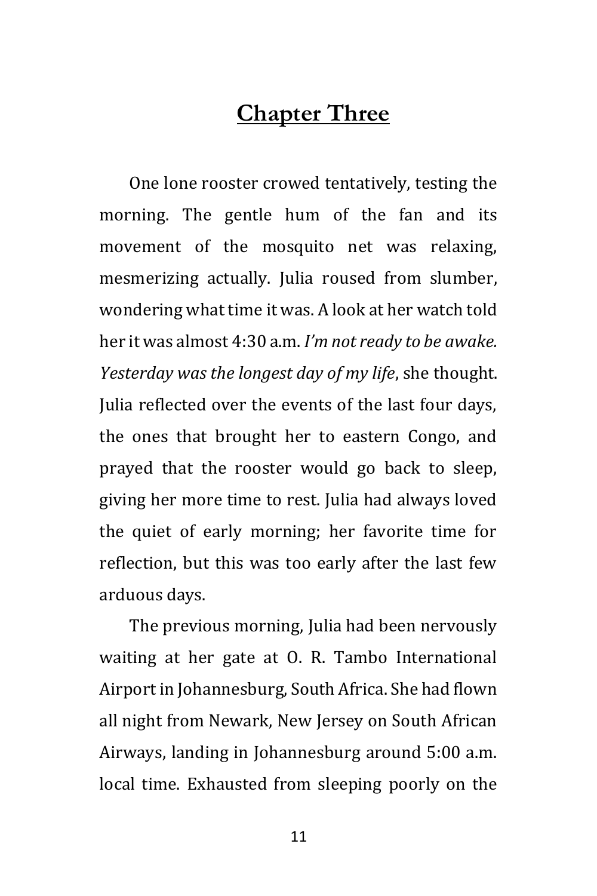# Chapter Three

One lone rooster crowed tentatively, testing the morning. The gentle hum of the fan and its movement of the mosquito net was relaxing, mesmerizing actually. Julia roused from slumber, wondering what time it was. A look at her watch told her it was almost 4:30 a.m. *I'm not ready to be awake. Yesterday was the longest day of my life*, she thought. Julia reflected over the events of the last four days, the ones that brought her to eastern Congo, and prayed that the rooster would go back to sleep, giving her more time to rest. Julia had always loved the quiet of early morning; her favorite time for reflection, but this was too early after the last few arduous days.

The previous morning, Julia had been nervously waiting at her gate at O. R. Tambo International Airport in Johannesburg, South Africa. She had flown all night from Newark, New Jersey on South African Airways, landing in Johannesburg around 5:00 a.m. local time. Exhausted from sleeping poorly on the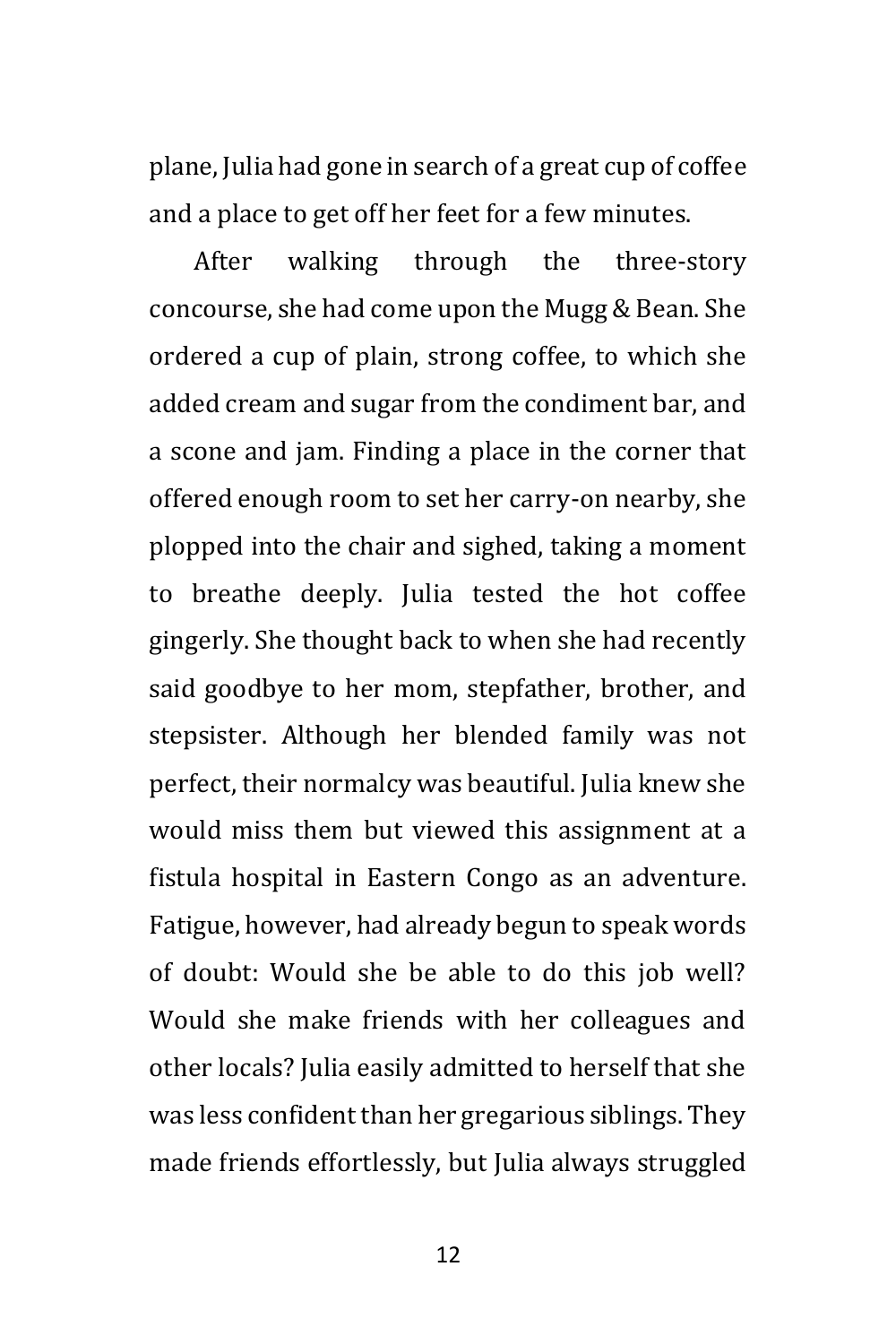plane, Julia had gone in search of a great cup of coffee and a place to get off her feet for a few minutes.

After walking through the three-story concourse, she had come upon the Mugg & Bean. She ordered a cup of plain, strong coffee, to which she added cream and sugar from the condiment bar, and a scone and jam. Finding a place in the corner that offered enough room to set her carry-on nearby, she plopped into the chair and sighed, taking a moment to breathe deeply. Julia tested the hot coffee gingerly. She thought back to when she had recently said goodbye to her mom, stepfather, brother, and stepsister. Although her blended family was not perfect, their normalcy was beautiful. Julia knew she would miss them but viewed this assignment at a fistula hospital in Eastern Congo as an adventure. Fatigue, however, had already begun to speak words of doubt: Would she be able to do this job well? Would she make friends with her colleagues and other locals? Julia easily admitted to herself that she was less confident than her gregarious siblings. They made friends effortlessly, but Julia always struggled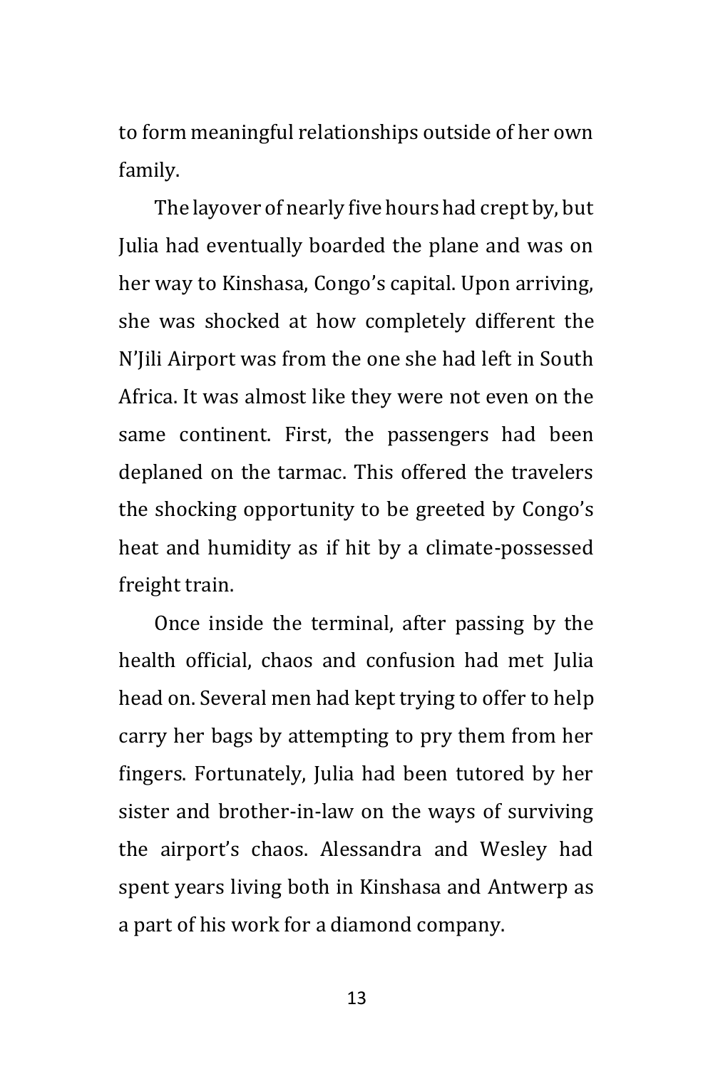to form meaningful relationships outside of her own family.

The layover of nearly five hours had crept by, but Julia had eventually boarded the plane and was on her way to Kinshasa, Congo's capital. Upon arriving, she was shocked at how completely different the N'Jili Airport was from the one she had left in South Africa. It was almost like they were not even on the same continent. First, the passengers had been deplaned on the tarmac. This offered the travelers the shocking opportunity to be greeted by Congo's heat and humidity as if hit by a climate-possessed freight train.

Once inside the terminal, after passing by the health official, chaos and confusion had met Julia head on. Several men had kept trying to offer to help carry her bags by attempting to pry them from her fingers. Fortunately, Julia had been tutored by her sister and brother-in-law on the ways of surviving the airport's chaos. Alessandra and Wesley had spent years living both in Kinshasa and Antwerp as a part of his work for a diamond company.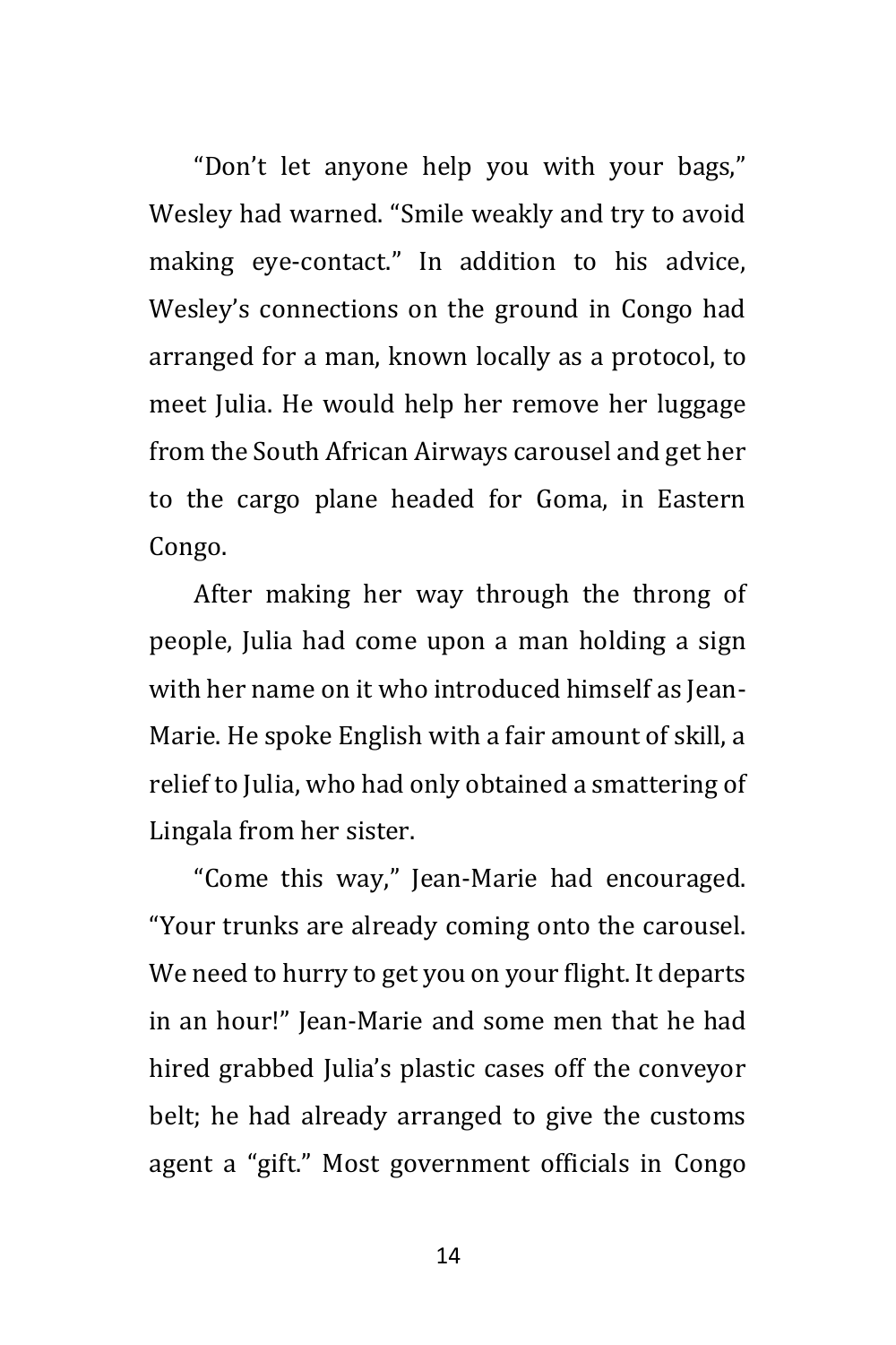"Don't let anyone help you with your bags," Wesley had warned. "Smile weakly and try to avoid making eye-contact." In addition to his advice, Wesley's connections on the ground in Congo had arranged for a man, known locally as a protocol, to meet Julia. He would help her remove her luggage from the South African Airways carousel and get her to the cargo plane headed for Goma, in Eastern Congo.

After making her way through the throng of people, Julia had come upon a man holding a sign with her name on it who introduced himself as Jean-Marie. He spoke English with a fair amount of skill, a relief to Julia, who had only obtained a smattering of Lingala from her sister.

"Come this way," Jean-Marie had encouraged. "Your trunks are already coming onto the carousel. We need to hurry to get you on your flight. It departs in an hour!" Jean-Marie and some men that he had hired grabbed Julia's plastic cases off the conveyor belt; he had already arranged to give the customs agent a "gift." Most government officials in Congo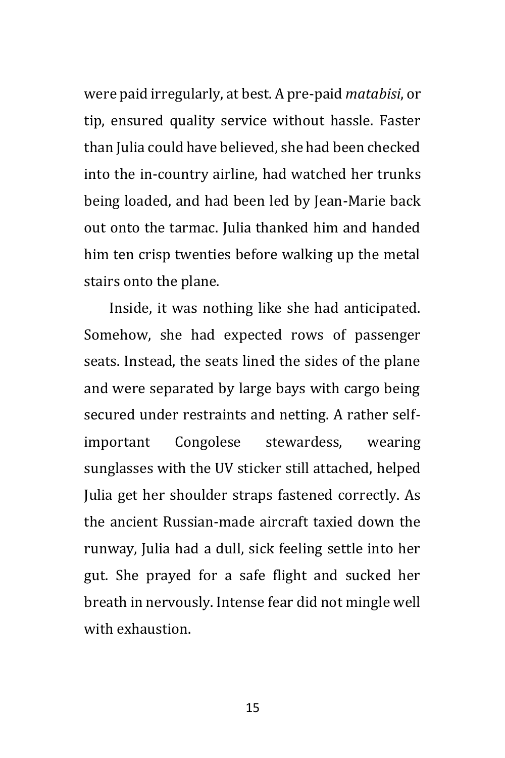were paid irregularly, at best. A pre-paid *matabisi*, or tip, ensured quality service without hassle. Faster than Julia could have believed, she had been checked into the in-country airline, had watched her trunks being loaded, and had been led by Jean-Marie back out onto the tarmac. Julia thanked him and handed him ten crisp twenties before walking up the metal stairs onto the plane.

Inside, it was nothing like she had anticipated. Somehow, she had expected rows of passenger seats. Instead, the seats lined the sides of the plane and were separated by large bays with cargo being secured under restraints and netting. A rather self-important Congolese stewardess, wearing sunglasses with the UV sticker still attached, helped Julia get her shoulder straps fastened correctly. As the ancient Russian-made aircraft taxied down the runway, Julia had a dull, sick feeling settle into her gut. She prayed for a safe flight and sucked her breath in nervously. Intense fear did not mingle well with exhaustion.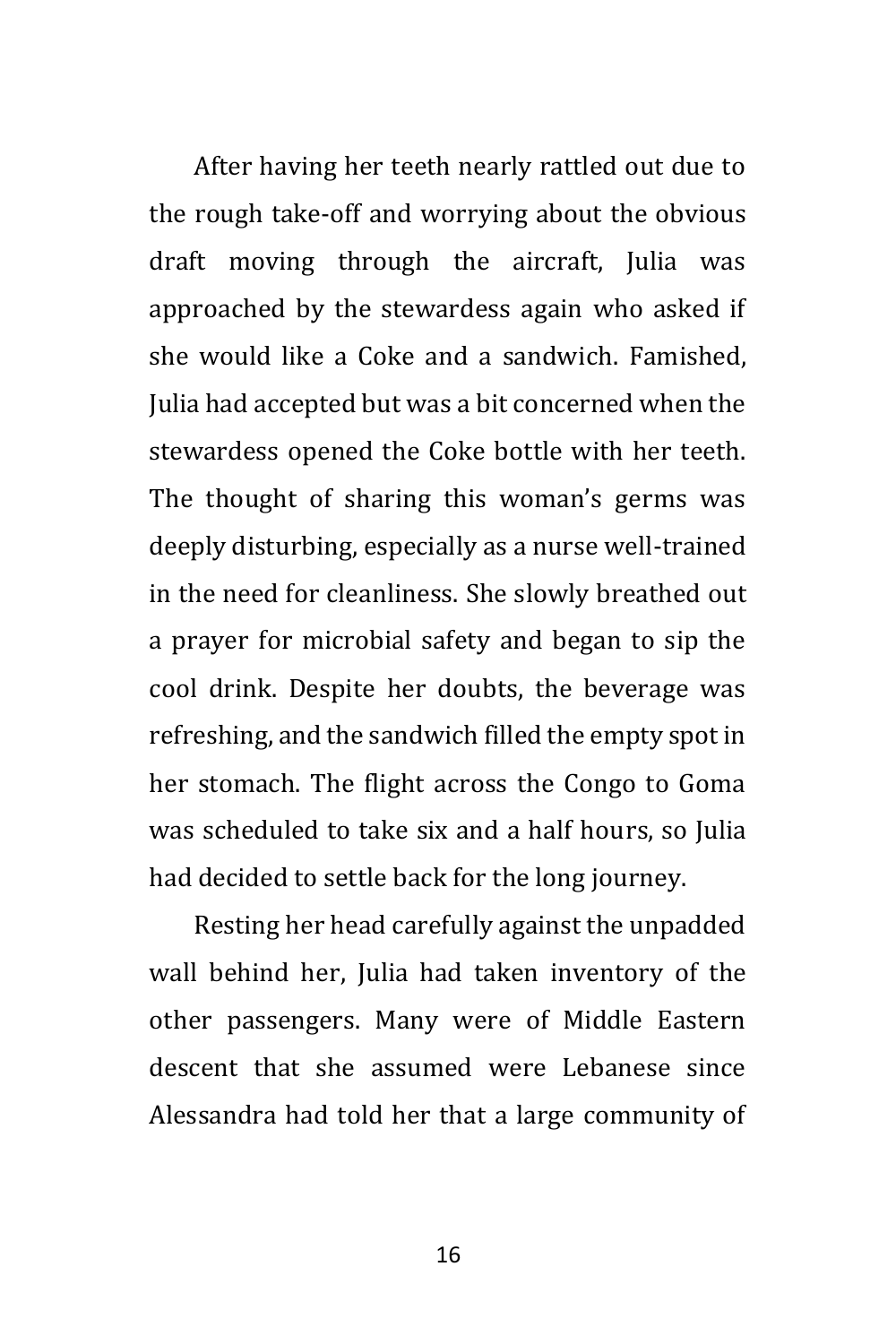After having her teeth nearly rattled out due to the rough take-off and worrying about the obvious draft moving through the aircraft, Julia was approached by the stewardess again who asked if she would like a Coke and a sandwich. Famished, Julia had accepted but was a bit concerned when the stewardess opened the Coke bottle with her teeth. The thought of sharing this woman's germs was deeply disturbing, especially as a nurse well-trained in the need for cleanliness. She slowly breathed out a prayer for microbial safety and began to sip the cool drink. Despite her doubts, the beverage was refreshing, and the sandwich filled the empty spot in her stomach. The flight across the Congo to Goma was scheduled to take six and a half hours, so Julia had decided to settle back for the long journey.

Resting her head carefully against the unpadded wall behind her, Julia had taken inventory of the other passengers. Many were of Middle Eastern descent that she assumed were Lebanese since Alessandra had told her that a large community of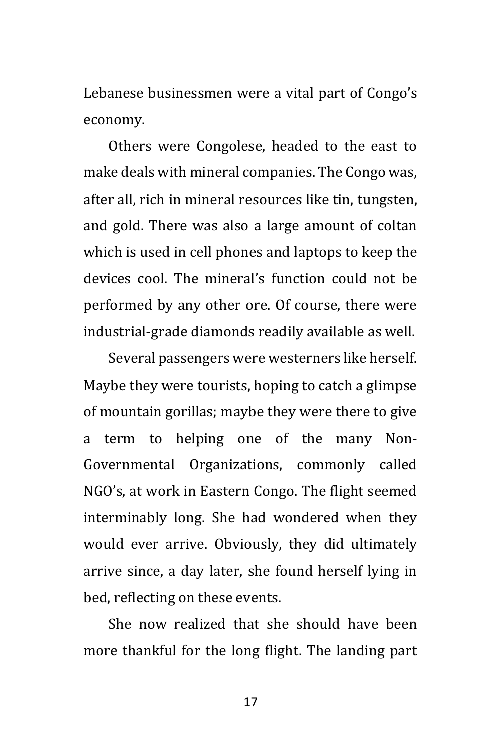Lebanese businessmen were a vital part of Congo's economy.

Others were Congolese, headed to the east to make deals with mineral companies. The Congo was, after all, rich in mineral resources like tin, tungsten, and gold. There was also a large amount of coltan which is used in cell phones and laptops to keep the devices cool. The mineral's function could not be performed by any other ore. Of course, there were industrial-grade diamonds readily available as well.

Several passengers were westerners like herself. Maybe they were tourists, hoping to catch a glimpse of mountain gorillas; maybe they were there to give a term to helping one of the many Non-Governmental Organizations, commonly called NGO's, at work in Eastern Congo. The flight seemed interminably long. She had wondered when they would ever arrive. Obviously, they did ultimately arrive since, a day later, she found herself lying in bed, reflecting on these events.

She now realized that she should have been more thankful for the long flight. The landing part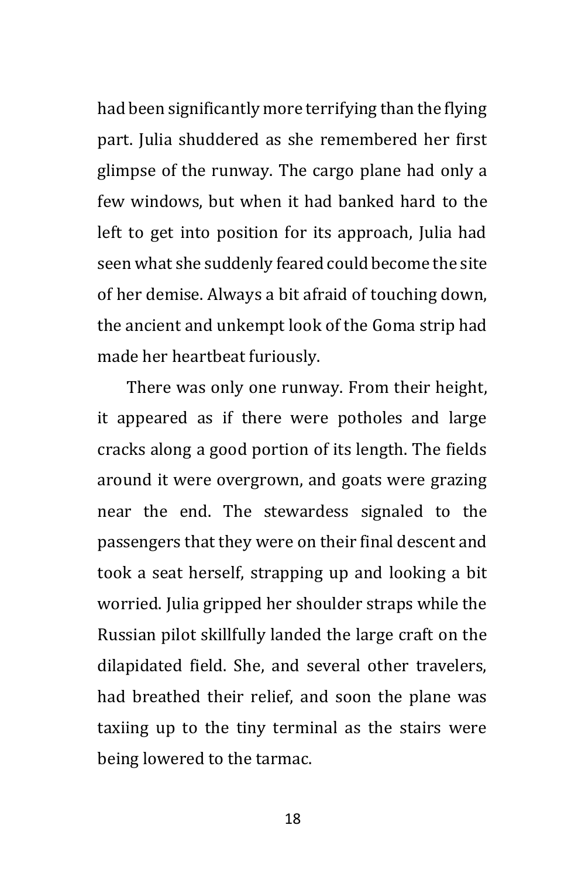had been significantly more terrifying than the flying part. Julia shuddered as she remembered her first glimpse of the runway. The cargo plane had only a few windows, but when it had banked hard to the left to get into position for its approach, Julia had seen what she suddenly feared could become the site of her demise. Always a bit afraid of touching down, the ancient and unkempt look of the Goma strip had made her heartbeat furiously.

There was only one runway. From their height, it appeared as if there were potholes and large cracks along a good portion of its length. The fields around it were overgrown, and goats were grazing near the end. The stewardess signaled to the passengers that they were on their final descent and took a seat herself, strapping up and looking a bit worried. Julia gripped her shoulder straps while the Russian pilot skillfully landed the large craft on the dilapidated field. She, and several other travelers, had breathed their relief, and soon the plane was taxiing up to the tiny terminal as the stairs were being lowered to the tarmac.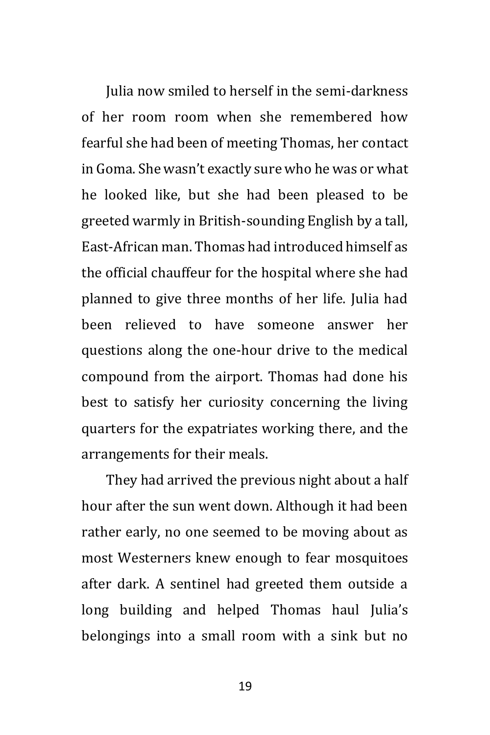Julia now smiled to herself in the semi-darkness of her room room when she remembered how fearful she had been of meeting Thomas, her contact in Goma. She wasn't exactly sure who he was or what he looked like, but she had been pleased to be greeted warmly in British-sounding English by a tall, East-African man. Thomas had introduced himself as the official chauffeur for the hospital where she had planned to give three months of her life. Julia had been relieved to have someone answer her questions along the one-hour drive to the medical compound from the airport. Thomas had done his best to satisfy her curiosity concerning the living quarters for the expatriates working there, and the arrangements for their meals.

They had arrived the previous night about a half hour after the sun went down. Although it had been rather early, no one seemed to be moving about as most Westerners knew enough to fear mosquitoes after dark. A sentinel had greeted them outside a long building and helped Thomas haul Julia's belongings into a small room with a sink but no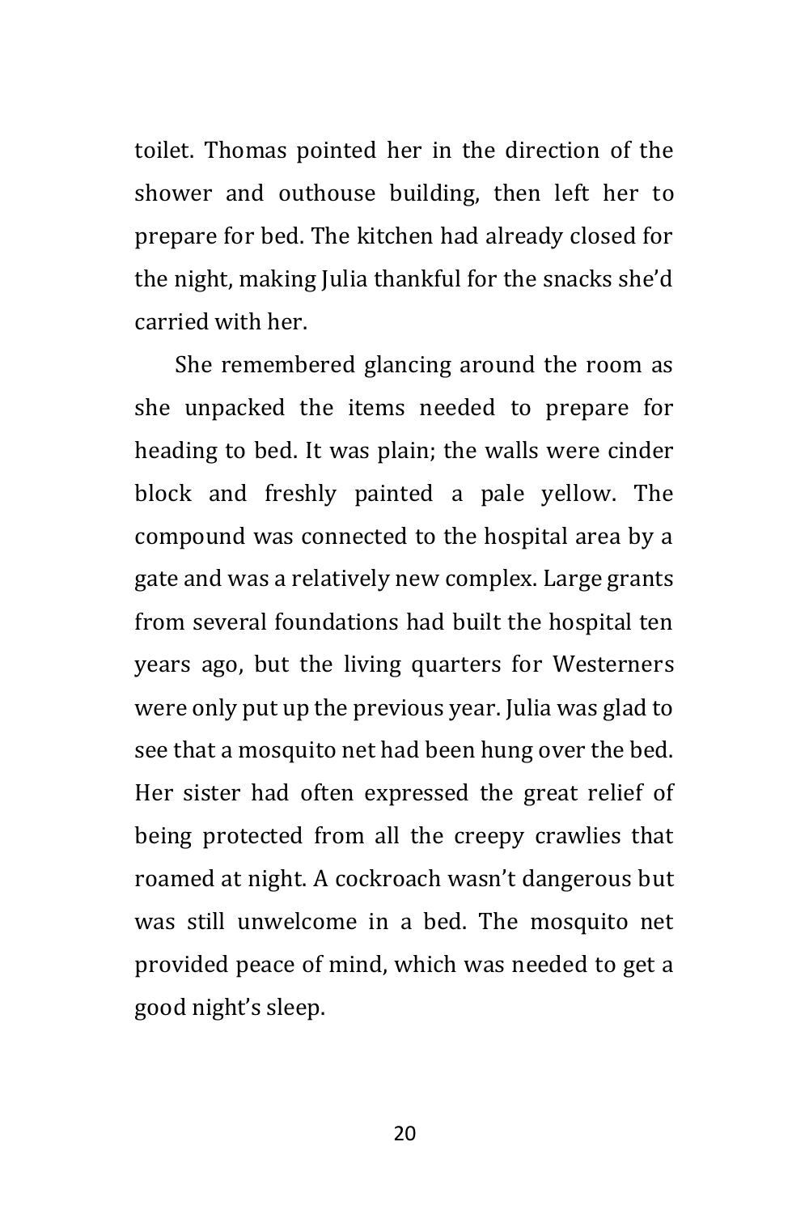toilet. Thomas pointed her in the direction of the shower and outhouse building, then left her to prepare for bed. The kitchen had already closed for the night, making Julia thankful for the snacks she'd carried with her.

She remembered glancing around the room as she unpacked the items needed to prepare for heading to bed. It was plain; the walls were cinder block and freshly painted a pale yellow. The compound was connected to the hospital area by a gate and was a relatively new complex. Large grants from several foundations had built the hospital ten years ago, but the living quarters for Westerners were only put up the previous year. Julia was glad to see that a mosquito net had been hung over the bed. Her sister had often expressed the great relief of being protected from all the creepy crawlies that roamed at night. A cockroach wasn't dangerous but was still unwelcome in a bed. The mosquito net provided peace of mind, which was needed to get a good night's sleep.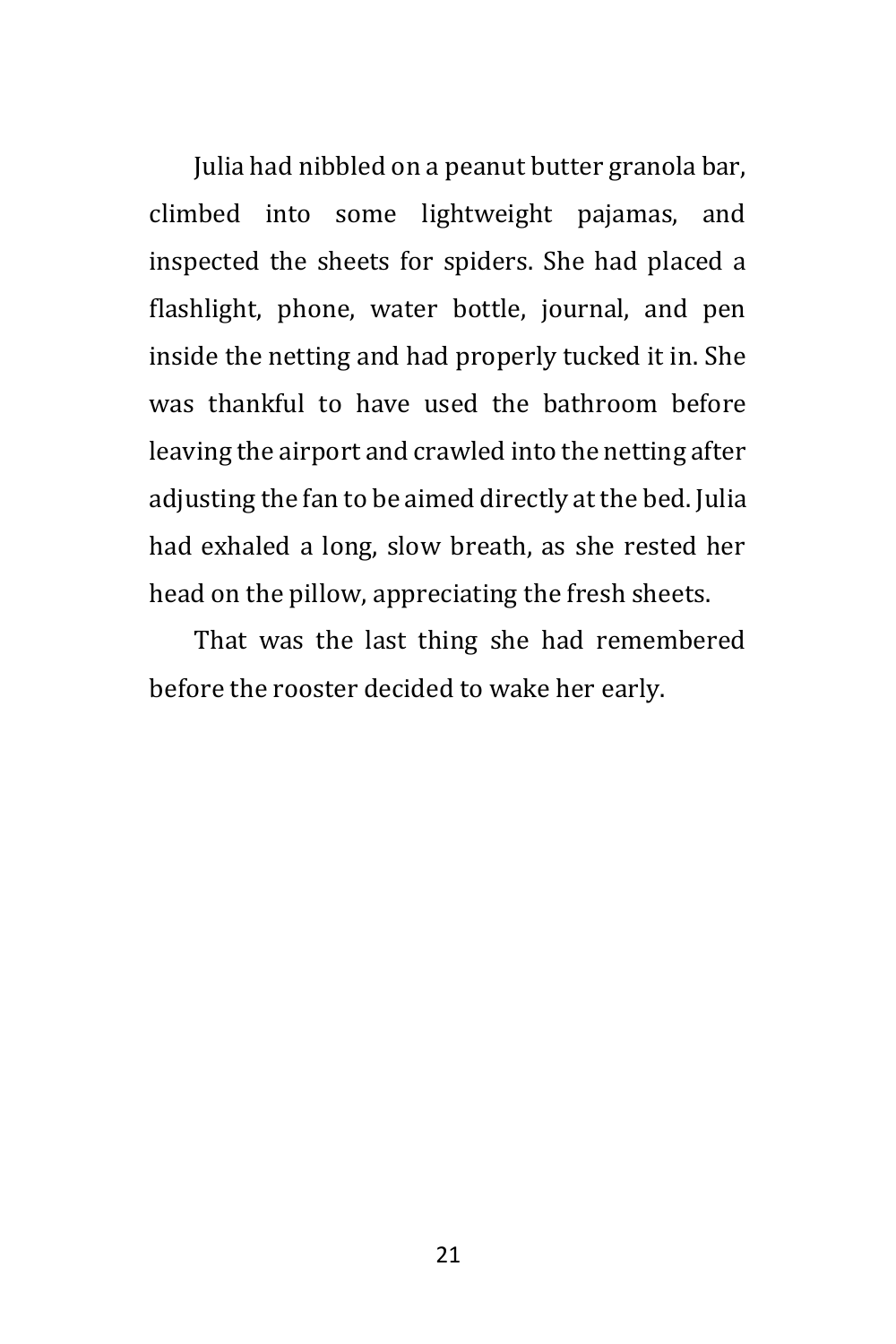Julia had nibbled on a peanut butter granola bar, climbed into some lightweight pajamas, and inspected the sheets for spiders. She had placed a flashlight, phone, water bottle, journal, and pen inside the netting and had properly tucked it in. She was thankful to have used the bathroom before leaving the airport and crawled into the netting after adjusting the fan to be aimed directly at the bed. Julia had exhaled a long, slow breath, as she rested her head on the pillow, appreciating the fresh sheets.

That was the last thing she had remembered before the rooster decided to wake her early.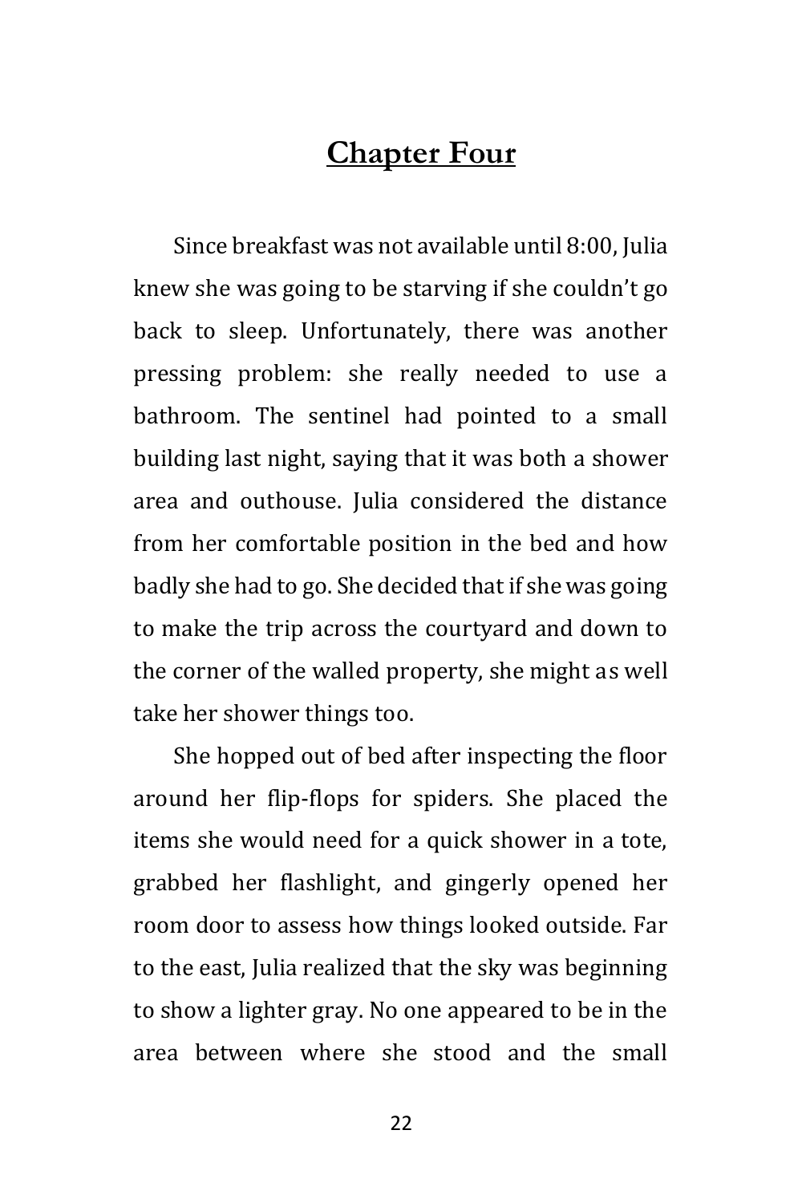# Chapter Four

Since breakfast was not available until 8:00, Julia knew she was going to be starving if she couldn't go back to sleep. Unfortunately, there was another pressing problem: she really needed to use a bathroom. The sentinel had pointed to a small building last night, saying that it was both a shower area and outhouse. Julia considered the distance from her comfortable position in the bed and how badly she had to go. She decided that if she was going to make the trip across the courtyard and down to the corner of the walled property, she might as well take her shower things too.

She hopped out of bed after inspecting the floor around her flip-flops for spiders. She placed the items she would need for a quick shower in a tote, grabbed her flashlight, and gingerly opened her room door to assess how things looked outside. Far to the east, Julia realized that the sky was beginning to show a lighter gray. No one appeared to be in the area between where she stood and the small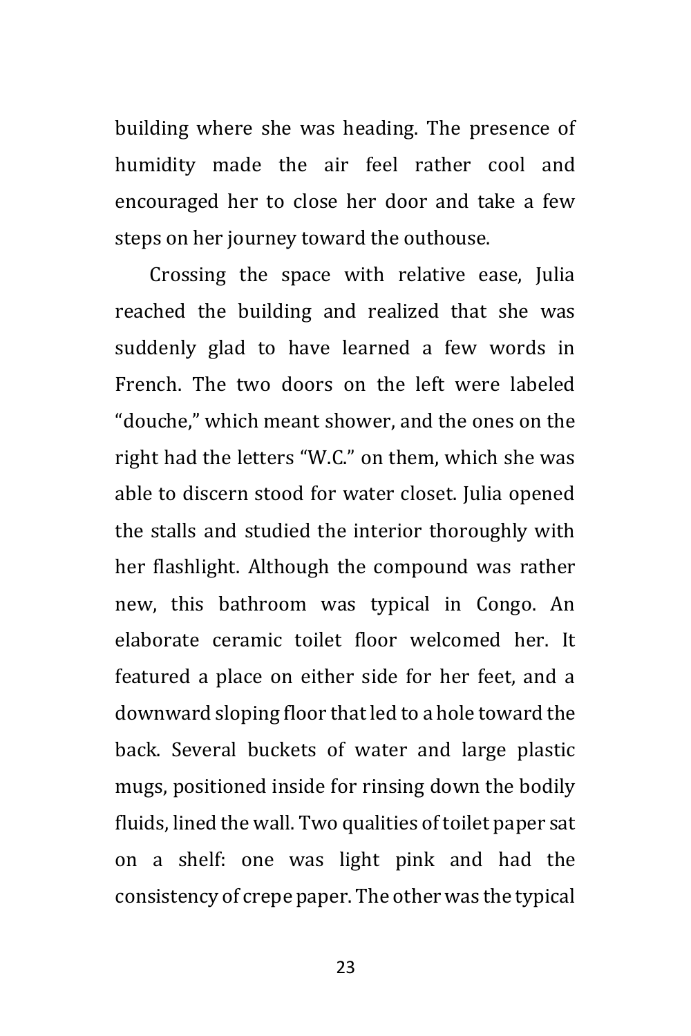building where she was heading. The presence of humidity made the air feel rather cool and encouraged her to close her door and take a few steps on her journey toward the outhouse.

Crossing the space with relative ease, Julia reached the building and realized that she was suddenly glad to have learned a few words in French. The two doors on the left were labeled “douche,” which meant shower, and the ones on the right had the letters “W.C.” on them, which she was able to discern stood for water closet. Julia opened the stalls and studied the interior thoroughly with her flashlight. Although the compound was rather new, this bathroom was typical in Congo. An elaborate ceramic toilet floor welcomed her. It featured a place on either side for her feet, and a downward sloping floor that led to a hole toward the back. Several buckets of water and large plastic mugs, positioned inside for rinsing down the bodily fluids, lined the wall. Two qualities of toilet paper sat on a shelf: one was light pink and had the consistency of crepe paper. The other was the typical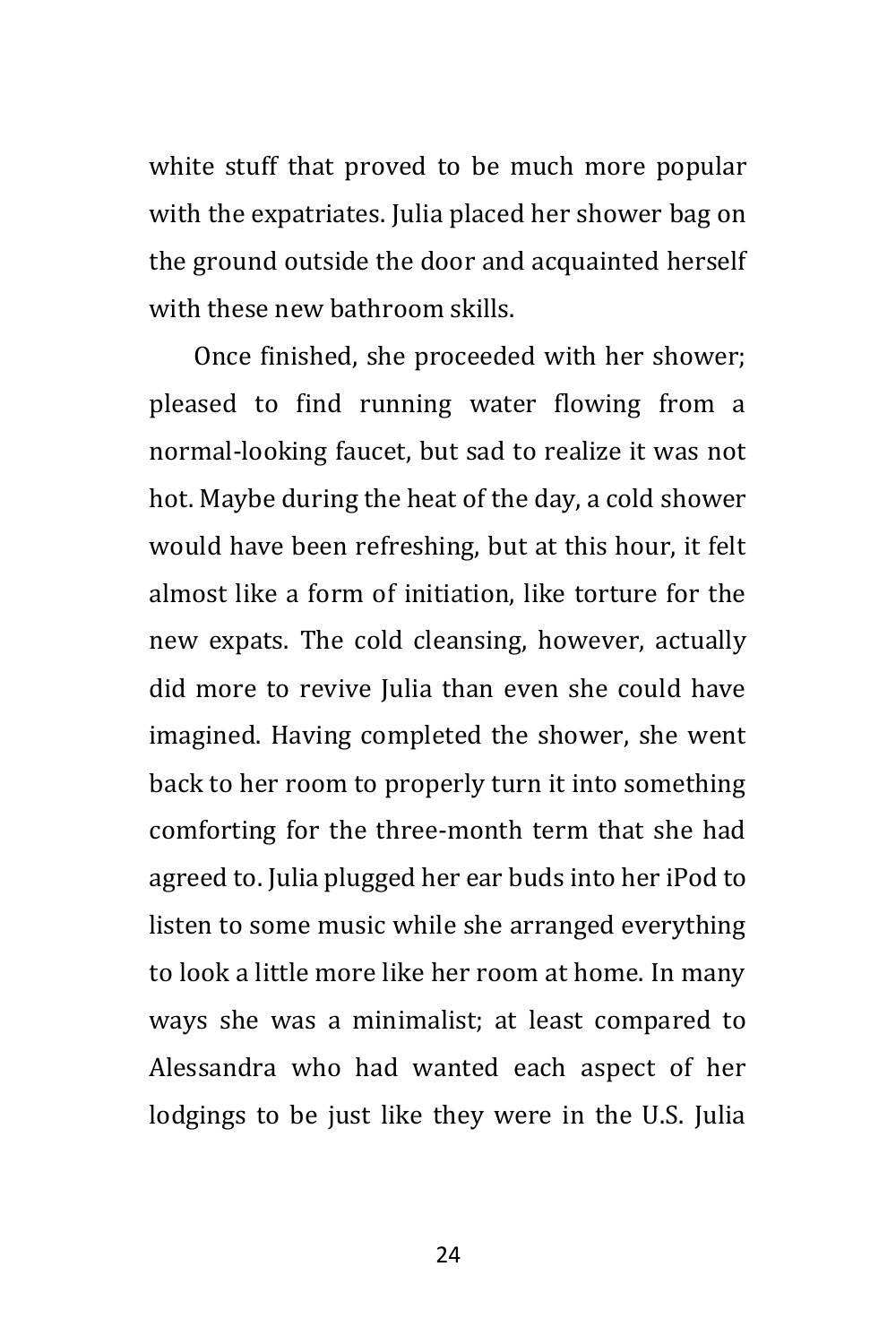white stuff that proved to be much more popular with the expatriates. Julia placed her shower bag on the ground outside the door and acquainted herself with these new bathroom skills.

Once finished, she proceeded with her shower; pleased to find running water flowing from a normal-looking faucet, but sad to realize it was not hot. Maybe during the heat of the day, a cold shower would have been refreshing, but at this hour, it felt almost like a form of initiation, like torture for the new expats. The cold cleansing, however, actually did more to revive Julia than even she could have imagined. Having completed the shower, she went back to her room to properly turn it into something comforting for the three-month term that she had agreed to. Julia plugged her ear buds into her iPod to listen to some music while she arranged everything to look a little more like her room at home. In many ways she was a minimalist; at least compared to Alessandra who had wanted each aspect of her lodgings to be just like they were in the U.S. Julia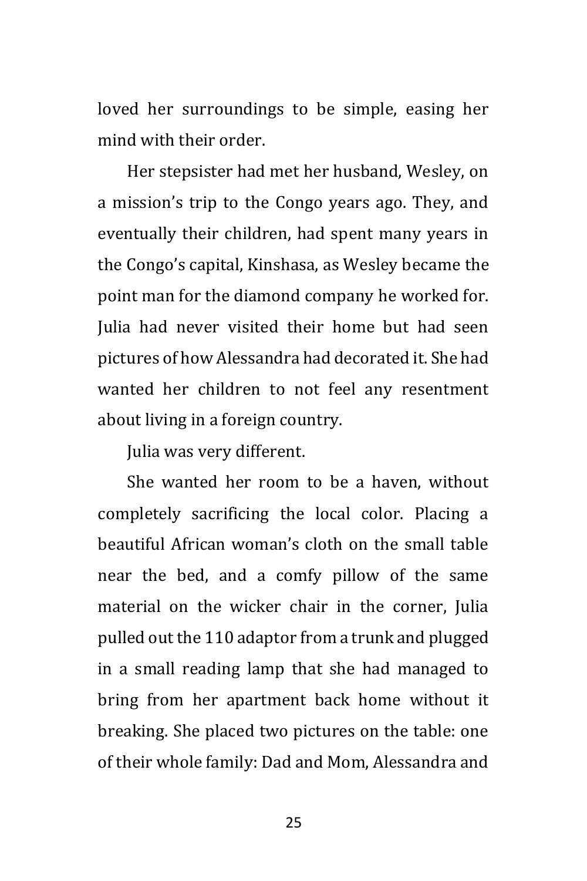loved her surroundings to be simple, easing her mind with their order.

Her stepsister had met her husband, Wesley, on a mission's trip to the Congo years ago. They, and eventually their children, had spent many years in the Congo's capital, Kinshasa, as Wesley became the point man for the diamond company he worked for. Julia had never visited their home but had seen pictures of how Alessandra had decorated it. She had wanted her children to not feel any resentment about living in a foreign country.

Julia was very different.

She wanted her room to be a haven, without completely sacrificing the local color. Placing a beautiful African woman's cloth on the small table near the bed, and a comfy pillow of the same material on the wicker chair in the corner, Julia pulled out the 110 adaptor from a trunk and plugged in a small reading lamp that she had managed to bring from her apartment back home without it breaking. She placed two pictures on the table: one of their whole family: Dad and Mom, Alessandra and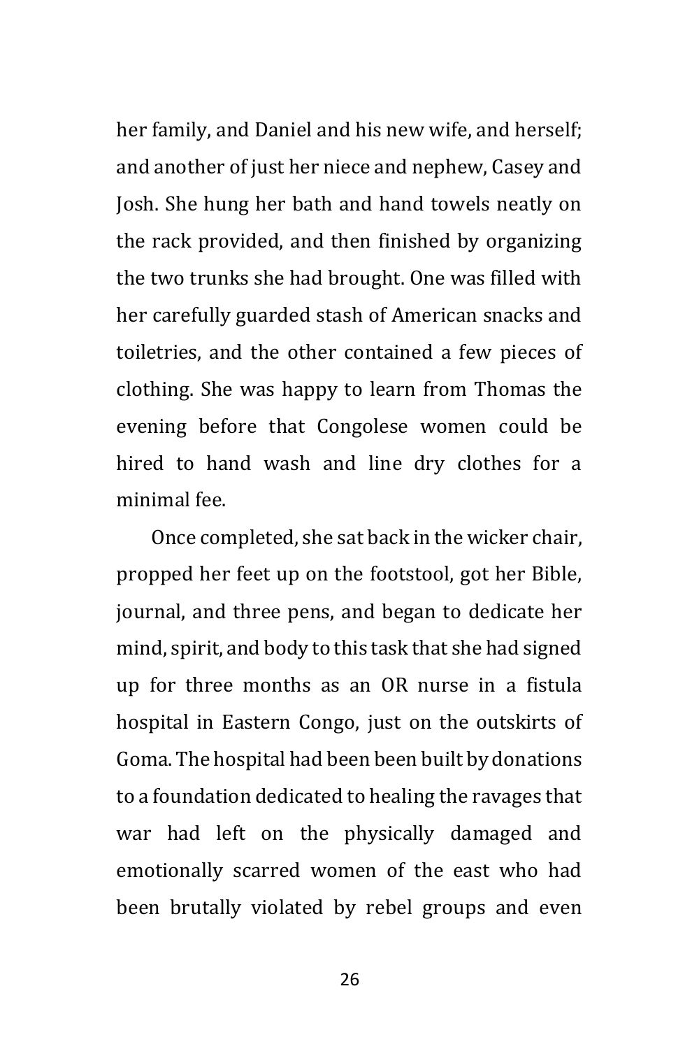her family, and Daniel and his new wife, and herself; and another of just her niece and nephew, Casey and Josh. She hung her bath and hand towels neatly on the rack provided, and then finished by organizing the two trunks she had brought. One was filled with her carefully guarded stash of American snacks and toiletries, and the other contained a few pieces of clothing. She was happy to learn from Thomas the evening before that Congolese women could be hired to hand wash and line dry clothes for a minimal fee.

Once completed, she sat back in the wicker chair, propped her feet up on the footstool, got her Bible, journal, and three pens, and began to dedicate her mind, spirit, and body to this task that she had signed up for three months as an OR nurse in a fistula hospital in Eastern Congo, just on the outskirts of Goma. The hospital had been been built by donations to a foundation dedicated to healing the ravages that war had left on the physically damaged and emotionally scarred women of the east who had been brutally violated by rebel groups and even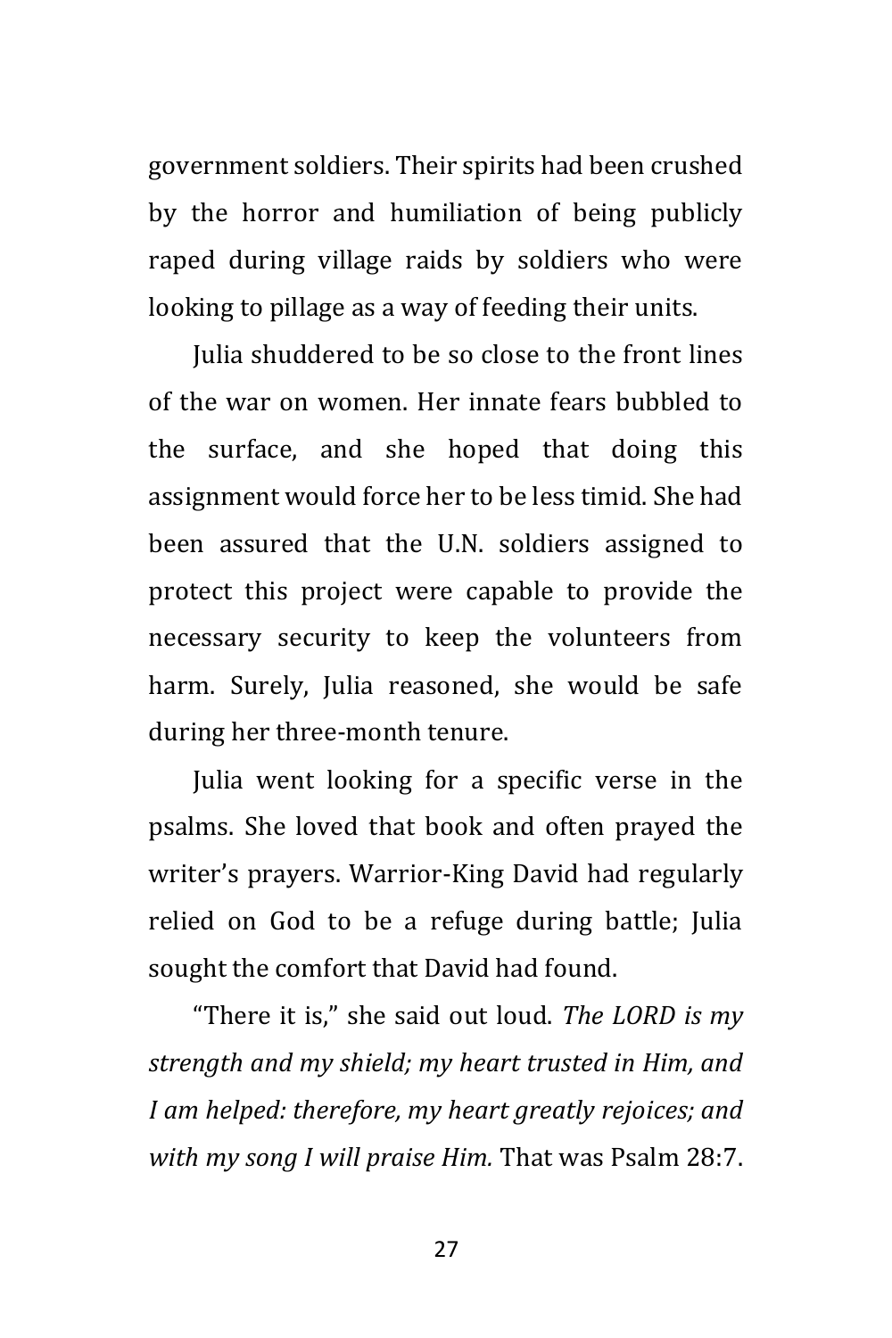government soldiers. Their spirits had been crushed by the horror and humiliation of being publicly raped during village raids by soldiers who were looking to pillage as a way of feeding their units.

Julia shuddered to be so close to the front lines of the war on women. Her innate fears bubbled to the surface, and she hoped that doing this assignment would force her to be less timid. She had been assured that the U.N. soldiers assigned to protect this project were capable to provide the necessary security to keep the volunteers from harm. Surely, Julia reasoned, she would be safe during her three-month tenure.

Julia went looking for a specific verse in the psalms. She loved that book and often prayed the writer's prayers. Warrior-King David had regularly relied on God to be a refuge during battle; Julia sought the comfort that David had found.

"There it is," she said out loud. *The LORD is my strength and my shield; my heart trusted in Him, and I am helped: therefore, my heart greatly rejoices; and with my song I will praise Him.* That was Psalm 28:7.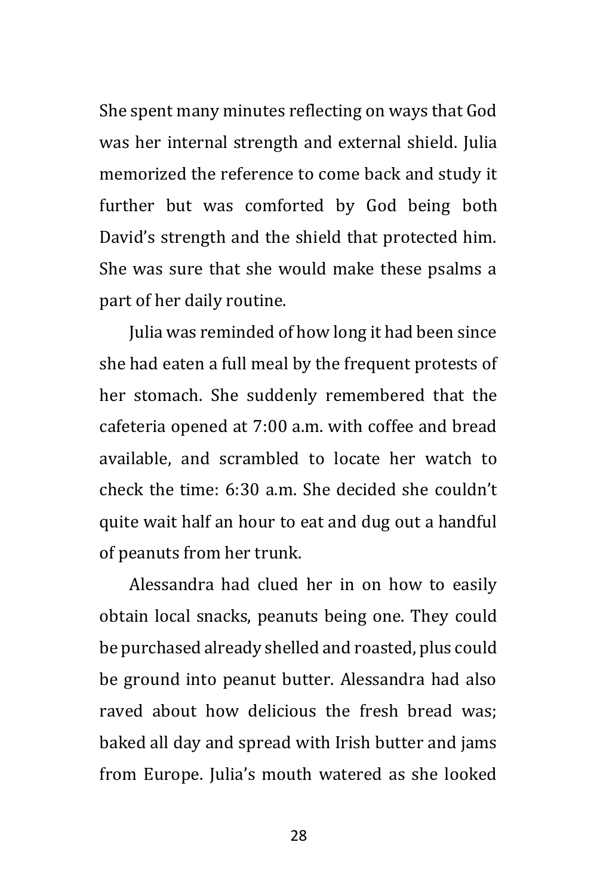She spent many minutes reflecting on ways that God was her internal strength and external shield. Julia memorized the reference to come back and study it further but was comforted by God being both David's strength and the shield that protected him. She was sure that she would make these psalms a part of her daily routine.

Julia was reminded of how long it had been since she had eaten a full meal by the frequent protests of her stomach. She suddenly remembered that the cafeteria opened at 7:00 a.m. with coffee and bread available, and scrambled to locate her watch to check the time: 6:30 a.m. She decided she couldn't quite wait half an hour to eat and dug out a handful of peanuts from her trunk.

Alessandra had clued her in on how to easily obtain local snacks, peanuts being one. They could be purchased already shelled and roasted, plus could be ground into peanut butter. Alessandra had also raved about how delicious the fresh bread was; baked all day and spread with Irish butter and jams from Europe. Julia's mouth watered as she looked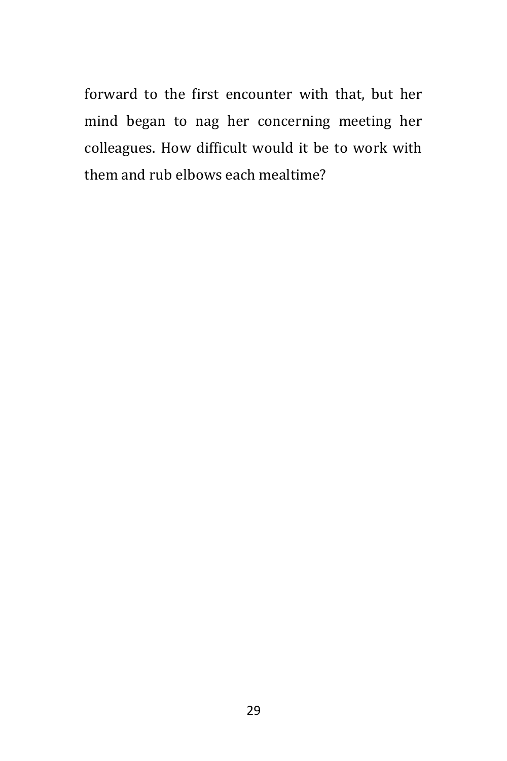forward to the first encounter with that, but her mind began to nag her concerning meeting her colleagues. How difficult would it be to work with them and rub elbows each mealtime?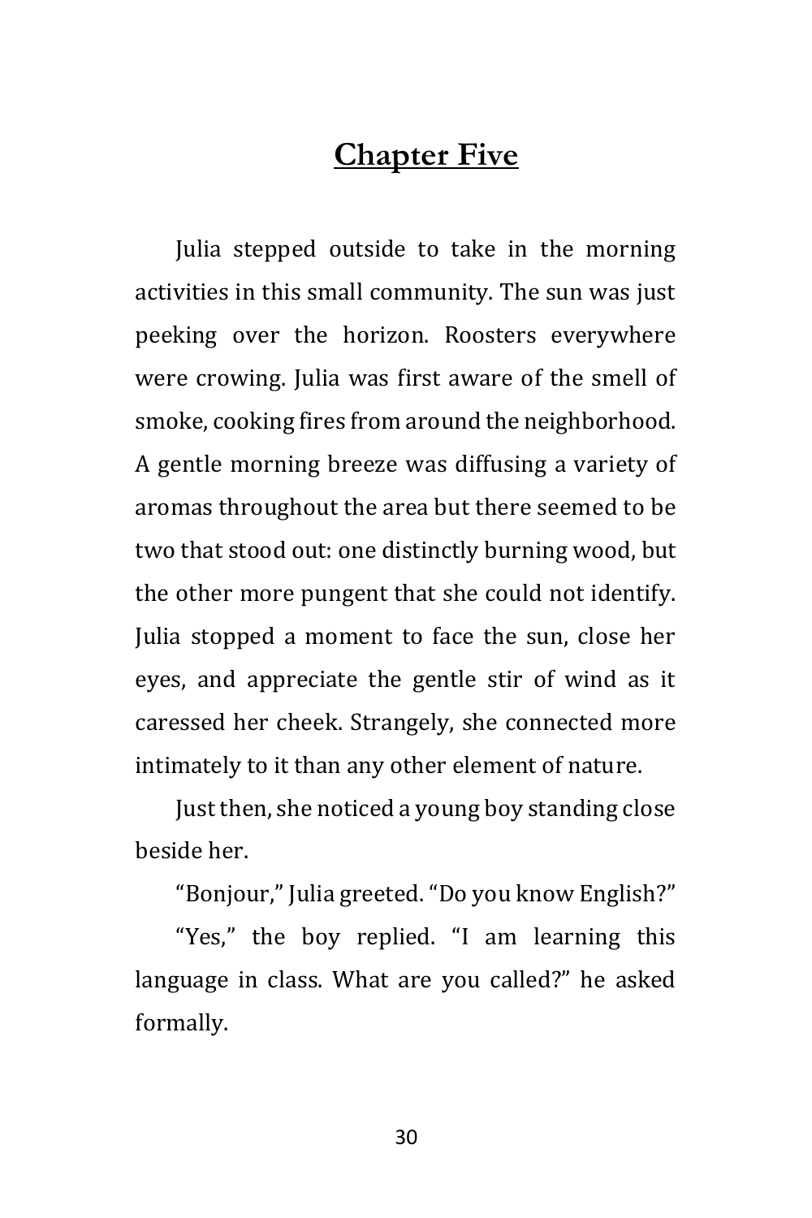# Chapter Five

Julia stepped outside to take in the morning activities in this small community. The sun was just peeking over the horizon. Roosters everywhere were crowing. Julia was first aware of the smell of smoke, cooking fires from around the neighborhood. A gentle morning breeze was diffusing a variety of aromas throughout the area but there seemed to be two that stood out: one distinctly burning wood, but the other more pungent that she could not identify. Julia stopped a moment to face the sun, close her eyes, and appreciate the gentle stir of wind as it caressed her cheek. Strangely, she connected more intimately to it than any other element of nature.

Just then, she noticed a young boy standing close beside her.

"Bonjour," Julia greeted. "Do you know English?"

"Yes," the boy replied. "I am learning this language in class. What are you called?" he asked formally.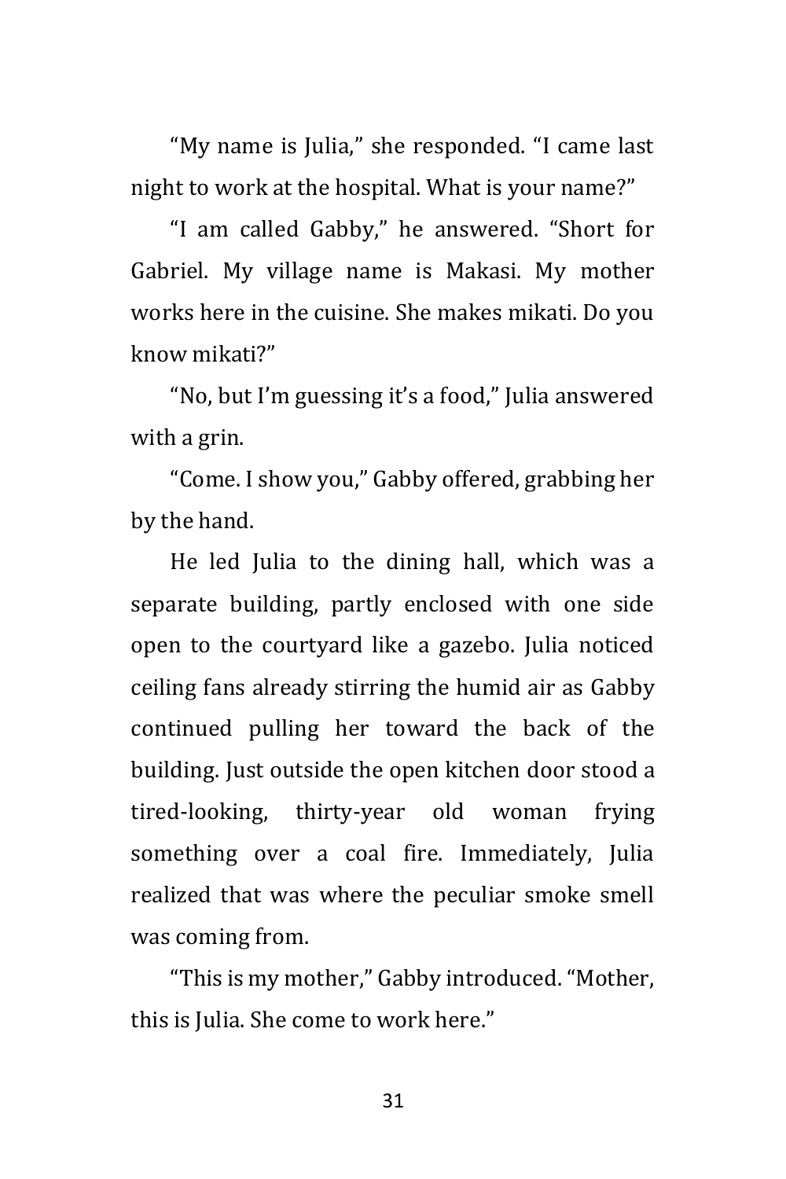"My name is Julia," she responded. "I came last night to work at the hospital. What is your name?"

"I am called Gabby," he answered. "Short for Gabriel. My village name is Makasi. My mother works here in the cuisine. She makes mikati. Do you know mikati?"

"No, but I'm guessing it's a food," Julia answered with a grin.

"Come. I show you," Gabby offered, grabbing her by the hand.

He led Julia to the dining hall, which was a separate building, partly enclosed with one side open to the courtyard like a gazebo. Julia noticed ceiling fans already stirring the humid air as Gabby continued pulling her toward the back of the building. Just outside the open kitchen door stood a tired-looking, thirty-year old woman frying something over a coal fire. Immediately, Julia realized that was where the peculiar smoke smell was coming from.

"This is my mother," Gabby introduced. "Mother, this is Julia. She come to work here."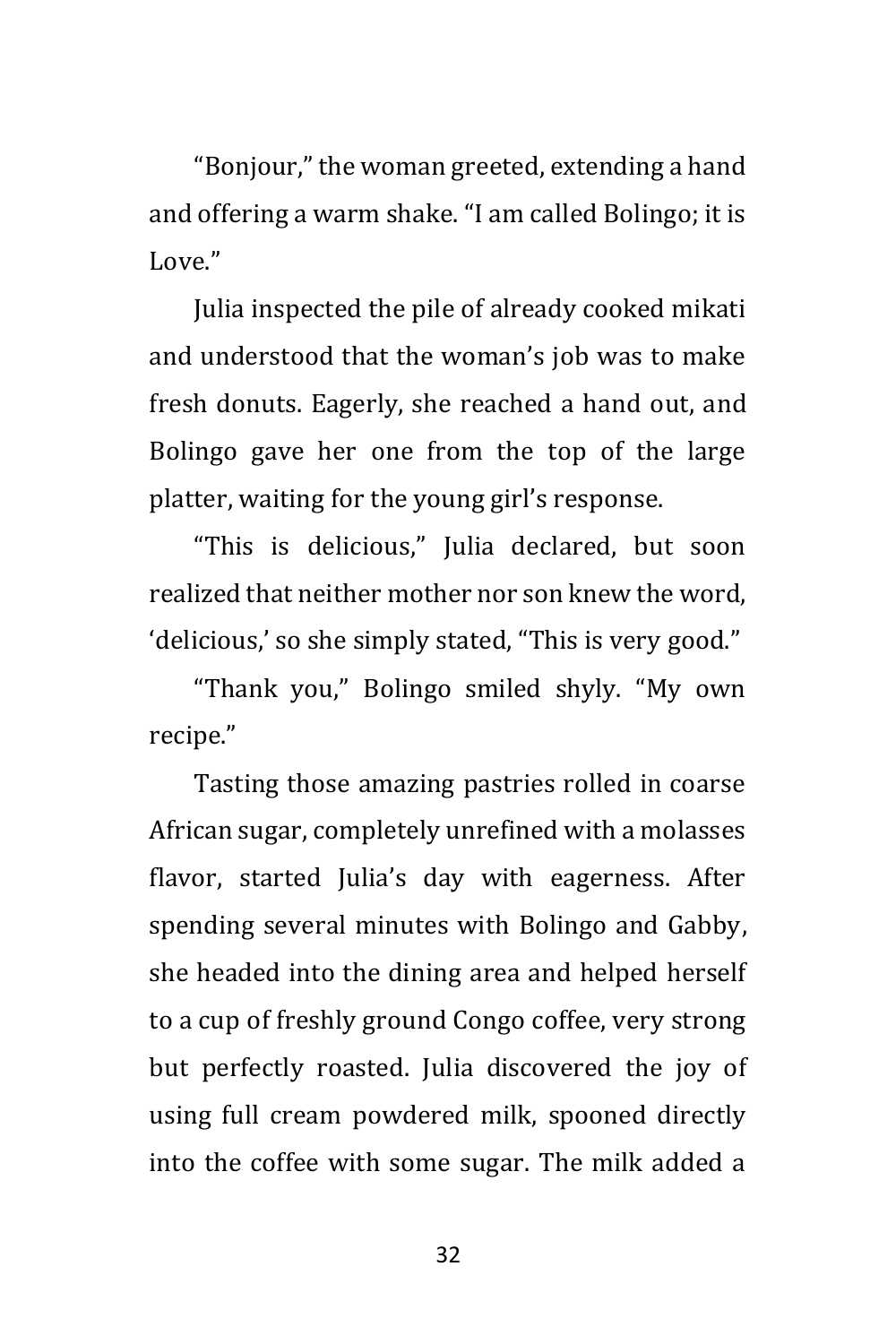"Bonjour," the woman greeted, extending a hand and offering a warm shake. "I am called Bolingo; it is Love."

Julia inspected the pile of already cooked mikati and understood that the woman's job was to make fresh donuts. Eagerly, she reached a hand out, and Bolingo gave her one from the top of the large platter, waiting for the young girl's response.

"This is delicious," Julia declared, but soon realized that neither mother nor son knew the word, 'delicious,' so she simply stated, "This is very good."

"Thank you," Bolingo smiled shyly. "My own recipe."

Tasting those amazing pastries rolled in coarse African sugar, completely unrefined with a molasses flavor, started Julia's day with eagerness. After spending several minutes with Bolingo and Gabby, she headed into the dining area and helped herself to a cup of freshly ground Congo coffee, very strong but perfectly roasted. Julia discovered the joy of using full cream powdered milk, spooned directly into the coffee with some sugar. The milk added a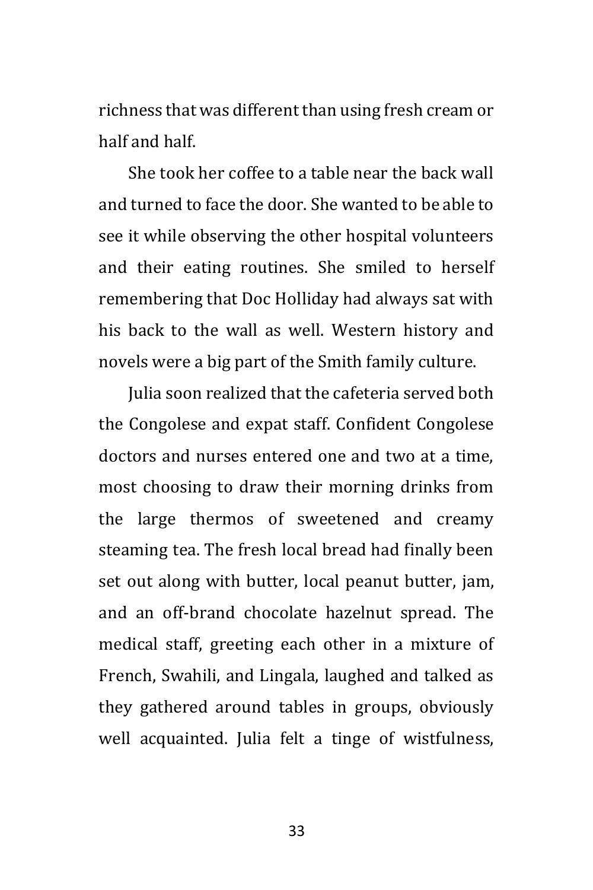richness that was different than using fresh cream or half and half.

She took her coffee to a table near the back wall and turned to face the door. She wanted to be able to see it while observing the other hospital volunteers and their eating routines. She smiled to herself remembering that Doc Holliday had always sat with his back to the wall as well. Western history and novels were a big part of the Smith family culture.

Julia soon realized that the cafeteria served both the Congolese and expat staff. Confident Congolese doctors and nurses entered one and two at a time, most choosing to draw their morning drinks from the large thermos of sweetened and creamy steaming tea. The fresh local bread had finally been set out along with butter, local peanut butter, jam, and an off-brand chocolate hazelnut spread. The medical staff, greeting each other in a mixture of French, Swahili, and Lingala, laughed and talked as they gathered around tables in groups, obviously well acquainted. Julia felt a tinge of wistfulness,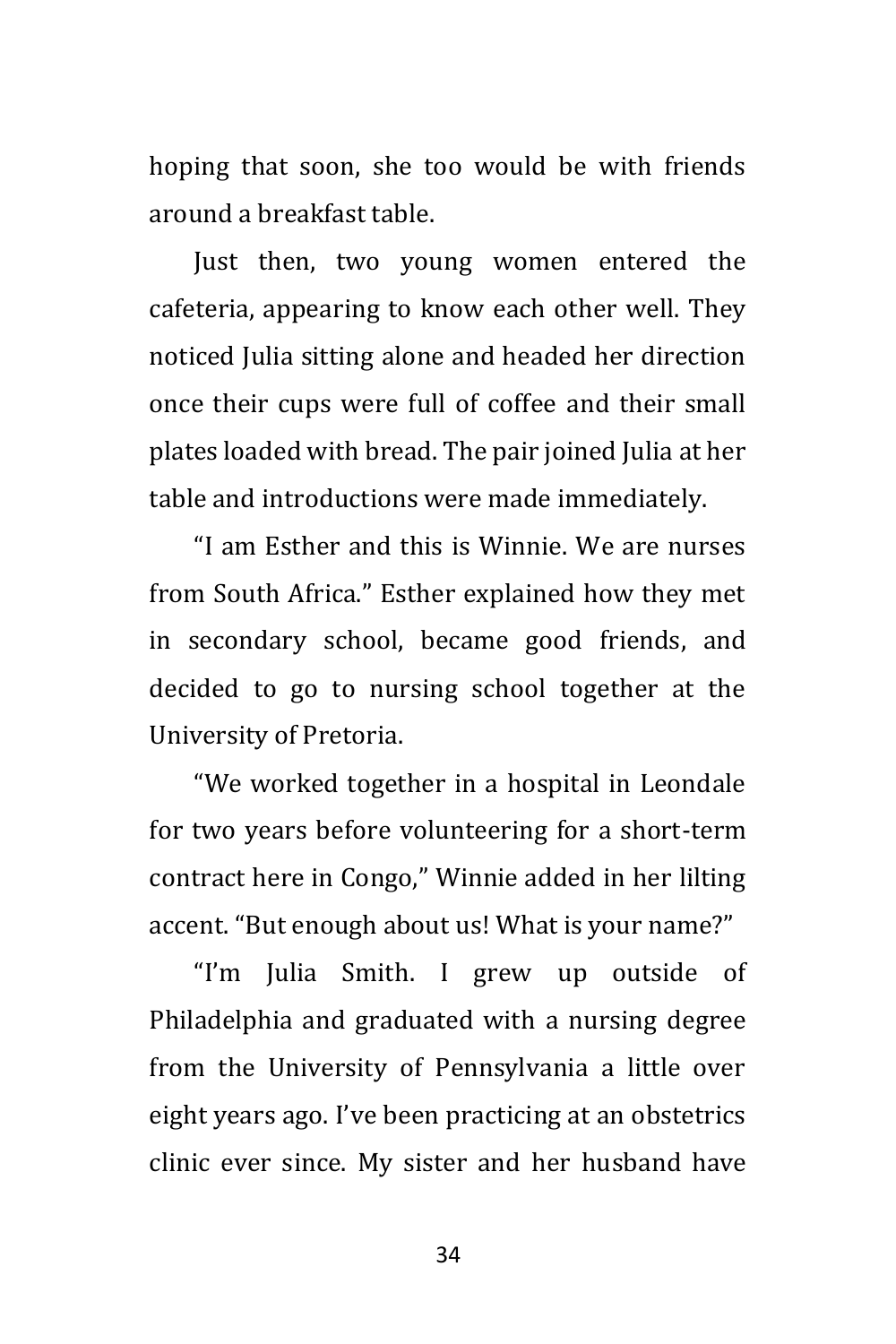hoping that soon, she too would be with friends around a breakfast table.

Just then, two young women entered the cafeteria, appearing to know each other well. They noticed Julia sitting alone and headed her direction once their cups were full of coffee and their small plates loaded with bread. The pair joined Julia at her table and introductions were made immediately.

"I am Esther and this is Winnie. We are nurses from South Africa." Esther explained how they met in secondary school, became good friends, and decided to go to nursing school together at the University of Pretoria.

"We worked together in a hospital in Leondale for two years before volunteering for a short-term contract here in Congo," Winnie added in her lilting accent. "But enough about us! What is your name?"

"I'm Julia Smith. I grew up outside of Philadelphia and graduated with a nursing degree from the University of Pennsylvania a little over eight years ago. I've been practicing at an obstetrics clinic ever since. My sister and her husband have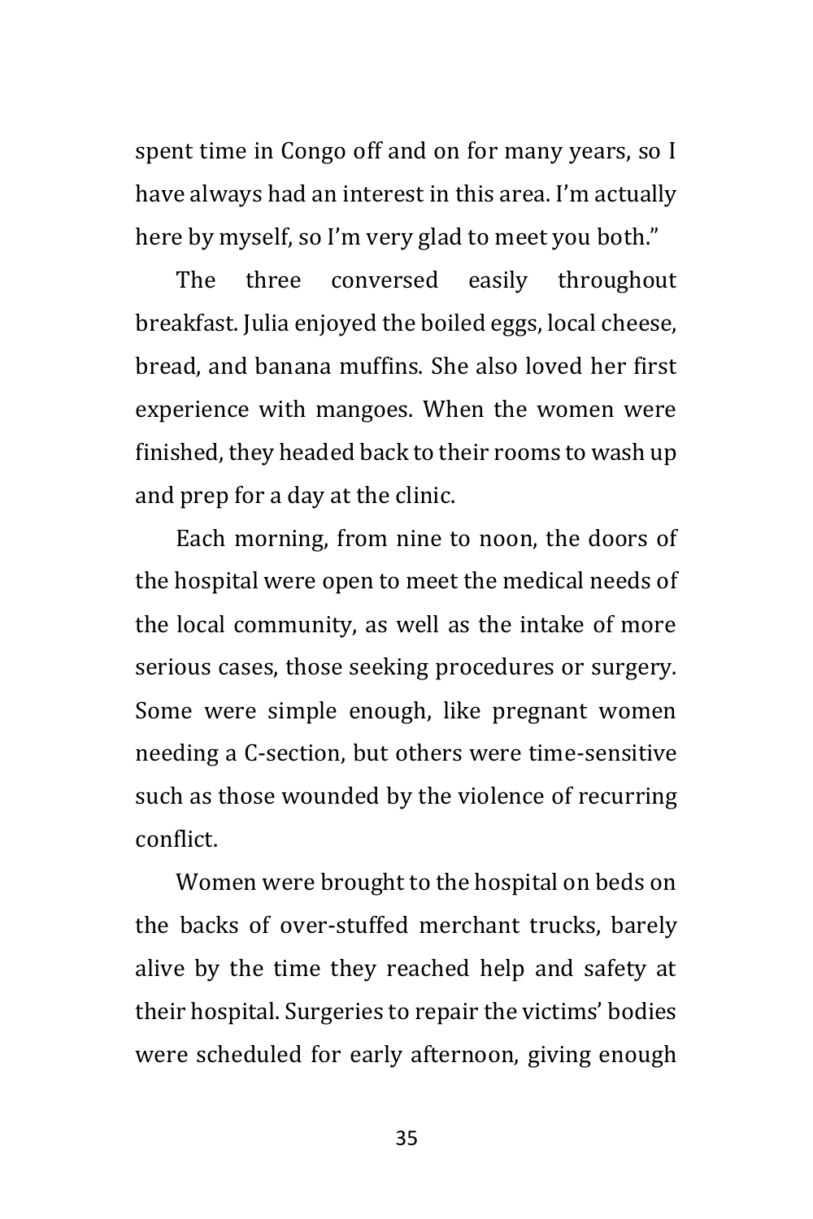spent time in Congo off and on for many years, so I have always had an interest in this area. I'm actually here by myself, so I'm very glad to meet you both."

The three conversed easily throughout breakfast. Julia enjoyed the boiled eggs, local cheese, bread, and banana muffins. She also loved her first experience with mangoes. When the women were finished, they headed back to their rooms to wash up and prep for a day at the clinic.

Each morning, from nine to noon, the doors of the hospital were open to meet the medical needs of the local community, as well as the intake of more serious cases, those seeking procedures or surgery. Some were simple enough, like pregnant women needing a C-section, but others were time-sensitive such as those wounded by the violence of recurring conflict.

Women were brought to the hospital on beds on the backs of over-stuffed merchant trucks, barely alive by the time they reached help and safety at their hospital. Surgeries to repair the victims' bodies were scheduled for early afternoon, giving enough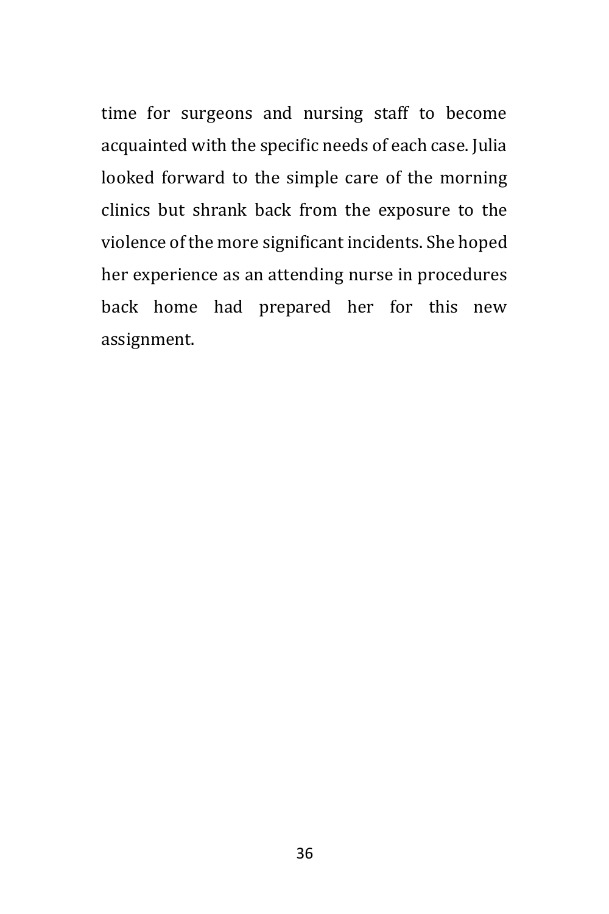time for surgeons and nursing staff to become acquainted with the specific needs of each case. Julia looked forward to the simple care of the morning clinics but shrank back from the exposure to the violence of the more significant incidents. She hoped her experience as an attending nurse in procedures back home had prepared her for this new assignment.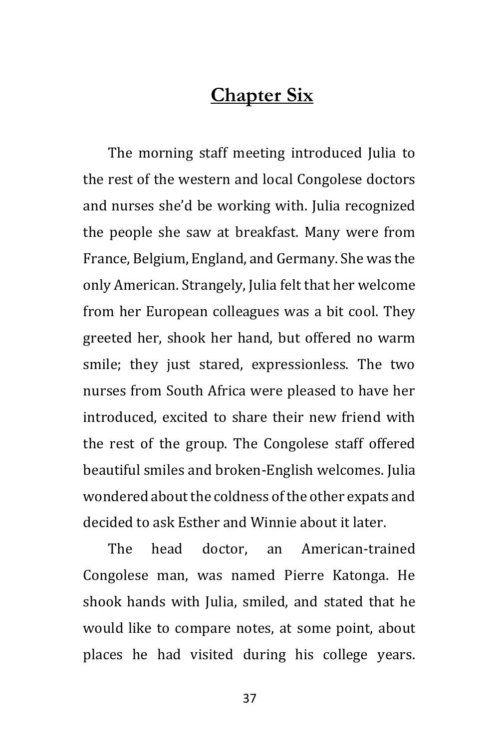# Chapter Six

The morning staff meeting introduced Julia to the rest of the western and local Congolese doctors and nurses she'd be working with. Julia recognized the people she saw at breakfast. Many were from France, Belgium, England, and Germany. She was the only American. Strangely, Julia felt that her welcome from her European colleagues was a bit cool. They greeted her, shook her hand, but offered no warm smile; they just stared, expressionless. The two nurses from South Africa were pleased to have her introduced, excited to share their new friend with the rest of the group. The Congolese staff offered beautiful smiles and broken-English welcomes. Julia wondered about the coldness of the other expats and decided to ask Esther and Winnie about it later.

The head doctor, an American-trained Congolese man, was named Pierre Katonga. He shook hands with Julia, smiled, and stated that he would like to compare notes, at some point, about places he had visited during his college years.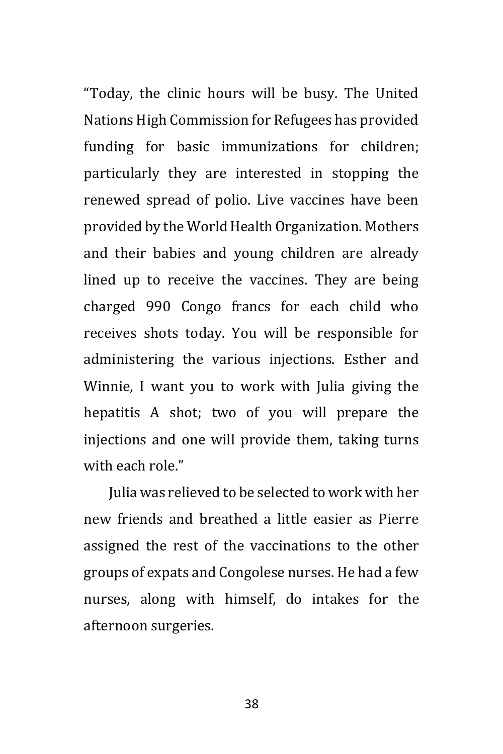"Today, the clinic hours will be busy. The United Nations High Commission for Refugees has provided funding for basic immunizations for children; particularly they are interested in stopping the renewed spread of polio. Live vaccines have been provided by the World Health Organization. Mothers and their babies and young children are already lined up to receive the vaccines. They are being charged 990 Congo francs for each child who receives shots today. You will be responsible for administering the various injections. Esther and Winnie, I want you to work with Julia giving the hepatitis A shot; two of you will prepare the injections and one will provide them, taking turns with each role."

Julia was relieved to be selected to work with her new friends and breathed a little easier as Pierre assigned the rest of the vaccinations to the other groups of expats and Congolese nurses. He had a few nurses, along with himself, do intakes for the afternoon surgeries.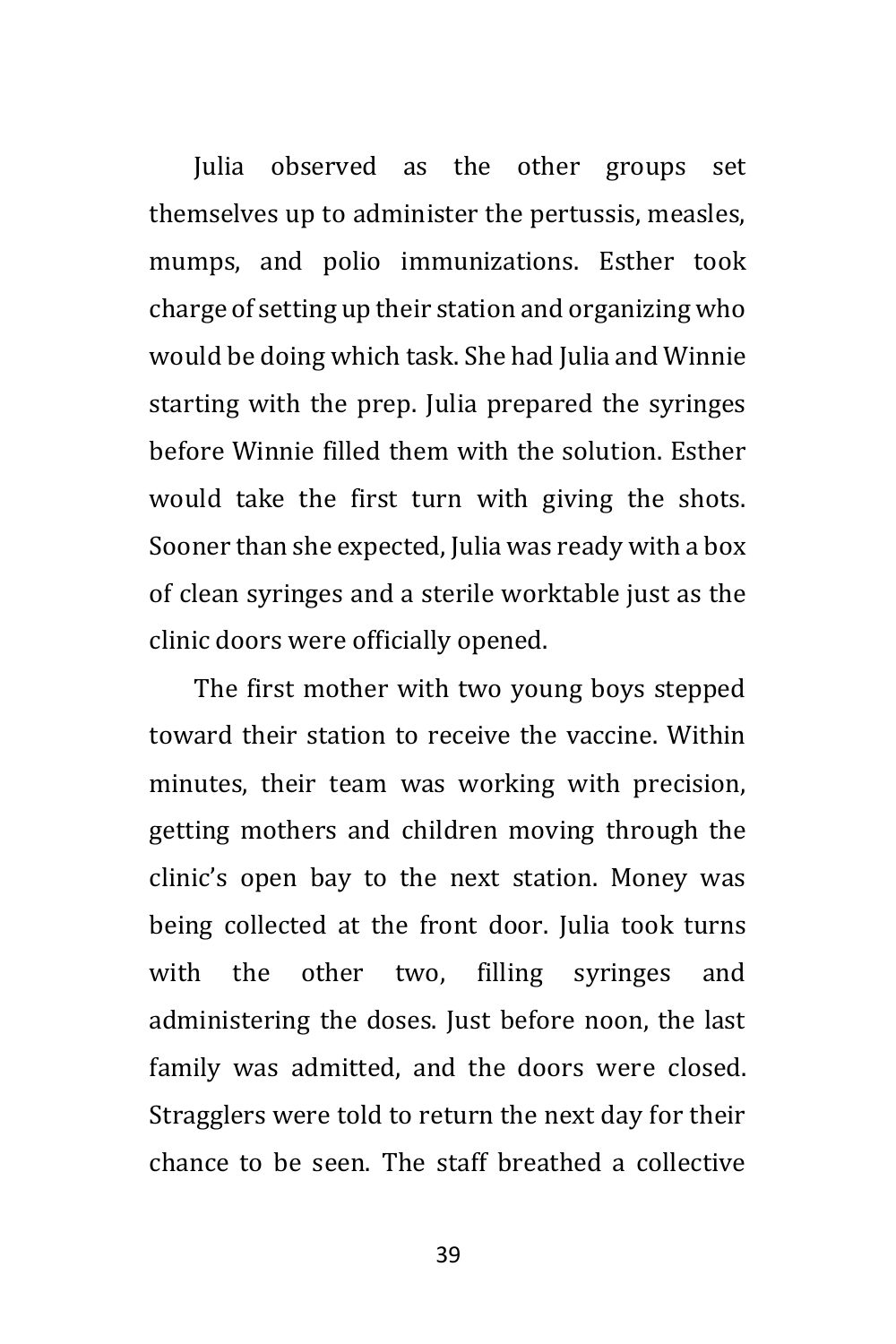Julia observed as the other groups set themselves up to administer the pertussis, measles, mumps, and polio immunizations. Esther took charge of setting up their station and organizing who would be doing which task. She had Julia and Winnie starting with the prep. Julia prepared the syringes before Winnie filled them with the solution. Esther would take the first turn with giving the shots. Sooner than she expected, Julia was ready with a box of clean syringes and a sterile worktable just as the clinic doors were officially opened.

The first mother with two young boys stepped toward their station to receive the vaccine. Within minutes, their team was working with precision, getting mothers and children moving through the clinic's open bay to the next station. Money was being collected at the front door. Julia took turns with the other two, filling syringes and administering the doses. Just before noon, the last family was admitted, and the doors were closed. Stragglers were told to return the next day for their chance to be seen. The staff breathed a collective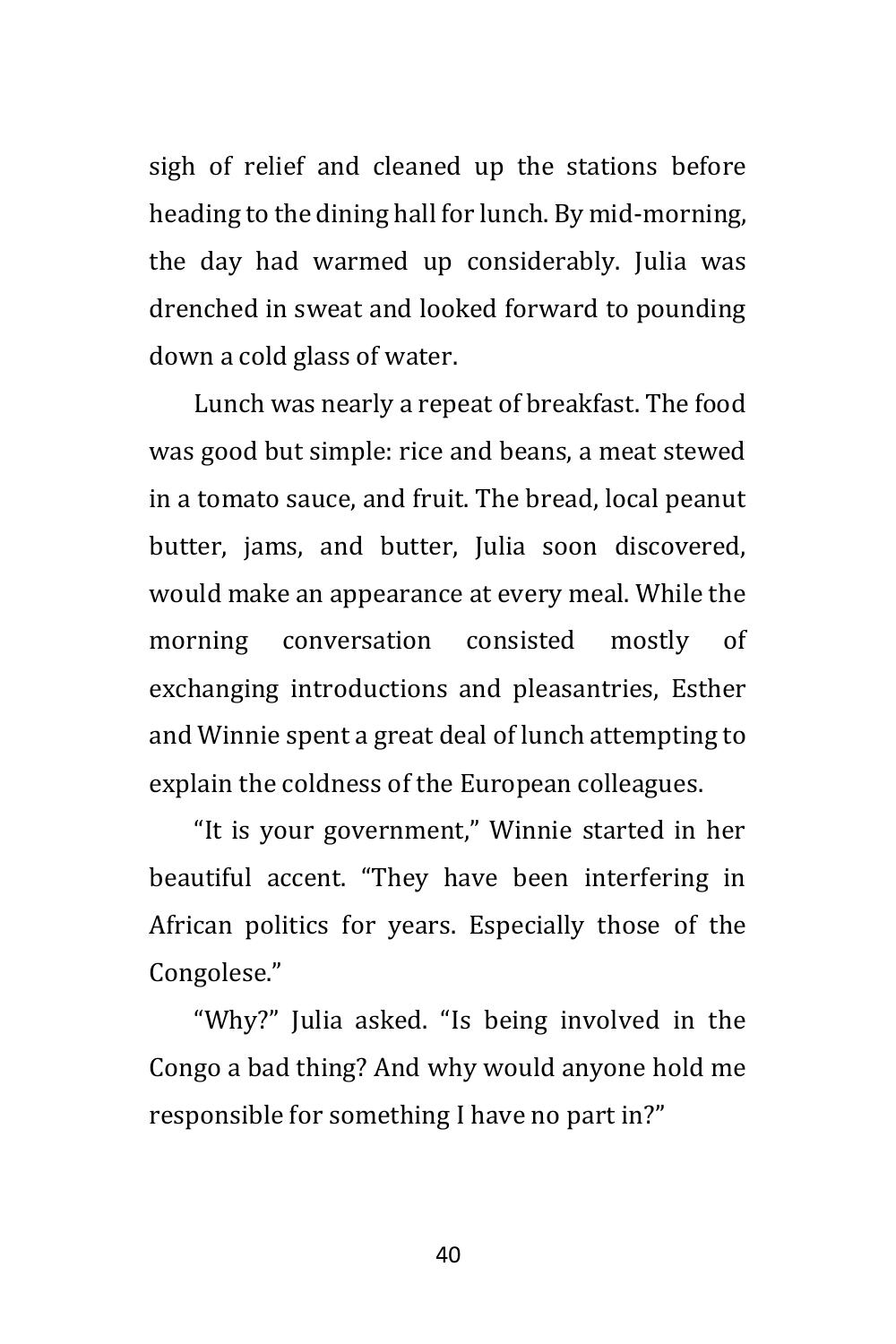sigh of relief and cleaned up the stations before heading to the dining hall for lunch. By mid-morning, the day had warmed up considerably. Julia was drenched in sweat and looked forward to pounding down a cold glass of water.

Lunch was nearly a repeat of breakfast. The food was good but simple: rice and beans, a meat stewed in a tomato sauce, and fruit. The bread, local peanut butter, jams, and butter, Julia soon discovered, would make an appearance at every meal. While the morning conversation consisted mostly of exchanging introductions and pleasantries, Esther and Winnie spent a great deal of lunch attempting to explain the coldness of the European colleagues.

“It is your government,” Winnie started in her beautiful accent. “They have been interfering in African politics for years. Especially those of the Congolese.”

“Why?” Julia asked. “Is being involved in the Congo a bad thing? And why would anyone hold me responsible for something I have no part in?”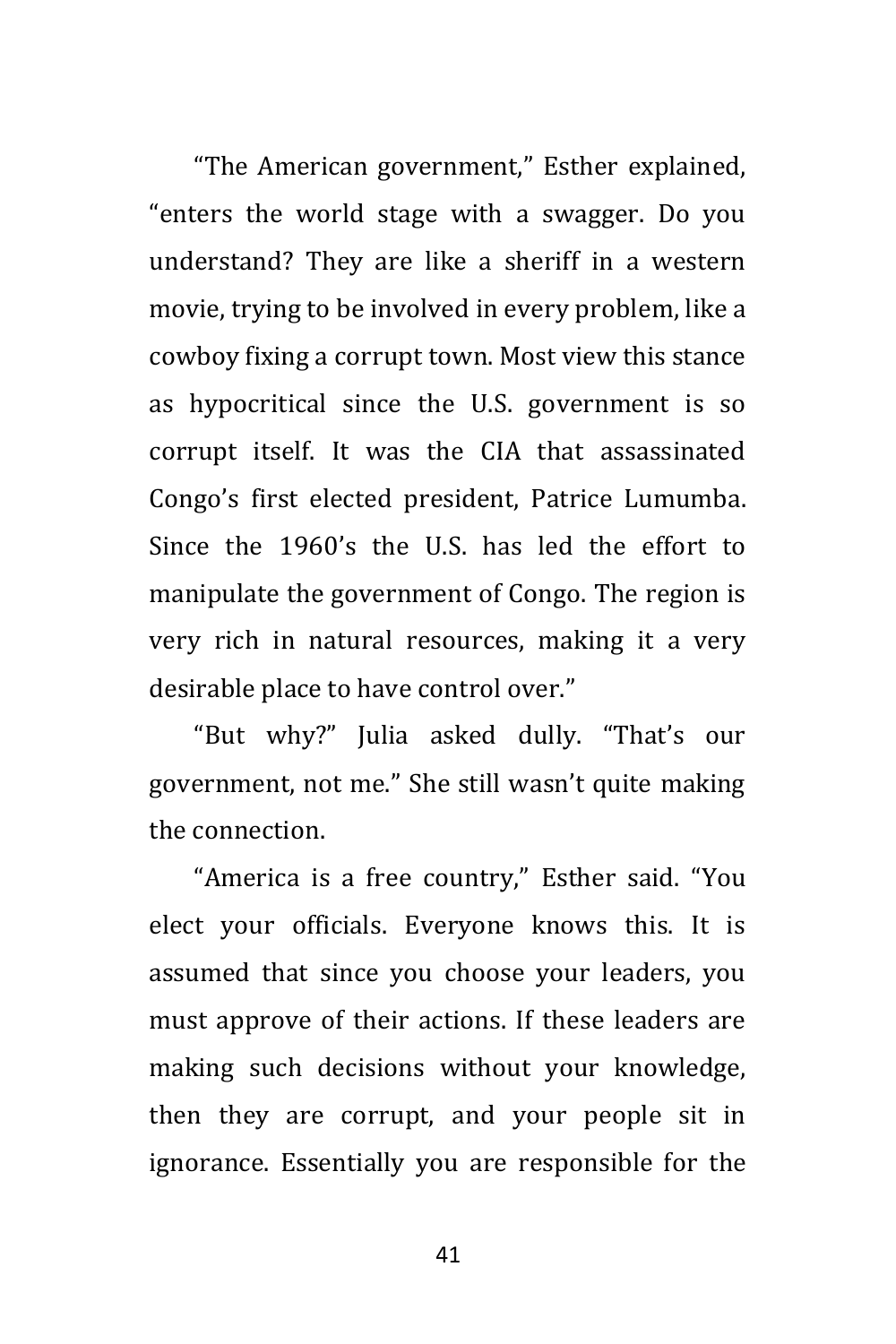"The American government," Esther explained, "enters the world stage with a swagger. Do you understand? They are like a sheriff in a western movie, trying to be involved in every problem, like a cowboy fixing a corrupt town. Most view this stance as hypocritical since the U.S. government is so corrupt itself. It was the CIA that assassinated Congo's first elected president, Patrice Lumumba. Since the 1960's the U.S. has led the effort to manipulate the government of Congo. The region is very rich in natural resources, making it a very desirable place to have control over."

"But why?" Julia asked dully. "That's our government, not me." She still wasn't quite making the connection.

"America is a free country," Esther said. "You elect your officials. Everyone knows this. It is assumed that since you choose your leaders, you must approve of their actions. If these leaders are making such decisions without your knowledge, then they are corrupt, and your people sit in ignorance. Essentially you are responsible for the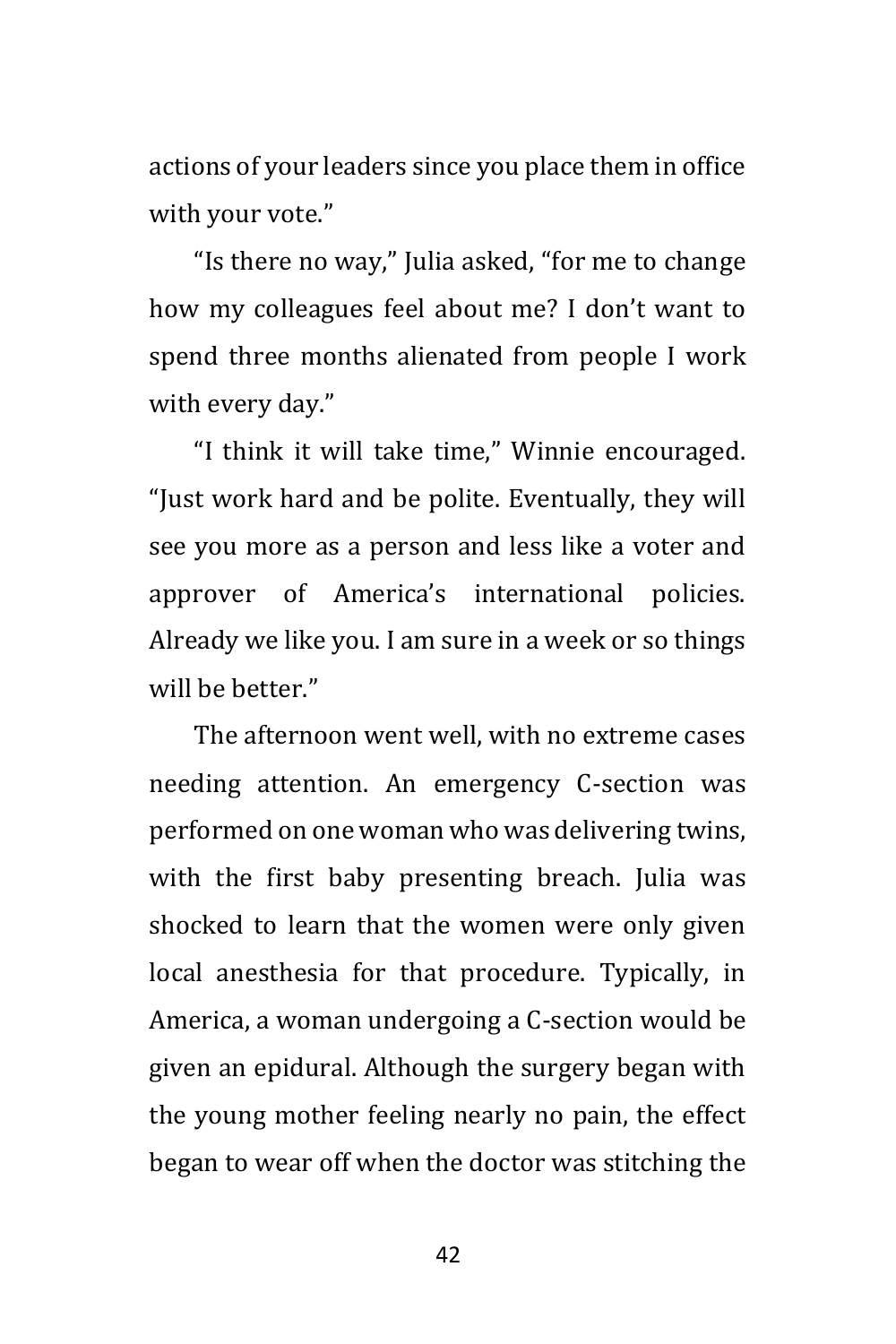actions of your leaders since you place them in office with your vote."

"Is there no way," Julia asked, "for me to change how my colleagues feel about me? I don't want to spend three months alienated from people I work with every day."

"I think it will take time," Winnie encouraged. "Just work hard and be polite. Eventually, they will see you more as a person and less like a voter and approver of America's international policies. Already we like you. I am sure in a week or so things will be better."

The afternoon went well, with no extreme cases needing attention. An emergency C-section was performed on one woman who was delivering twins, with the first baby presenting breach. Julia was shocked to learn that the women were only given local anesthesia for that procedure. Typically, in America, a woman undergoing a C-section would be given an epidural. Although the surgery began with the young mother feeling nearly no pain, the effect began to wear off when the doctor was stitching the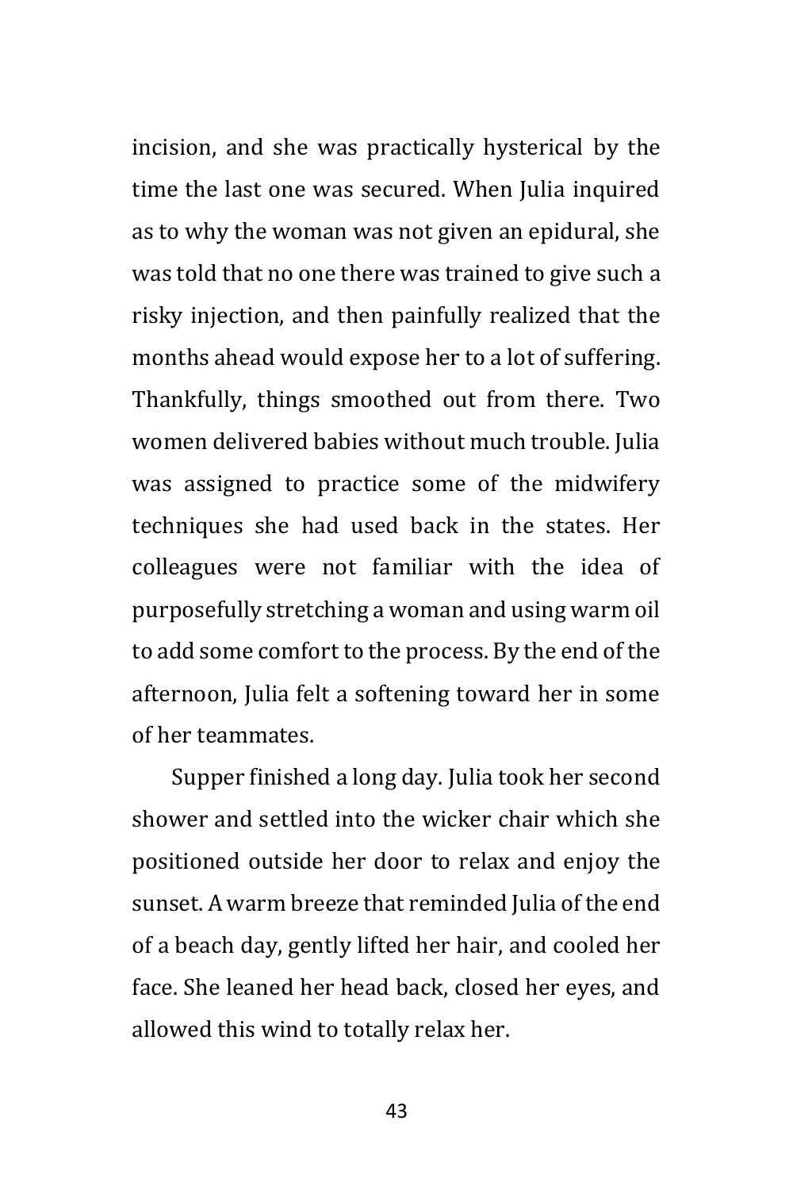incision, and she was practically hysterical by the time the last one was secured. When Julia inquired as to why the woman was not given an epidural, she was told that no one there was trained to give such a risky injection, and then painfully realized that the months ahead would expose her to a lot of suffering. Thankfully, things smoothed out from there. Two women delivered babies without much trouble. Julia was assigned to practice some of the midwifery techniques she had used back in the states. Her colleagues were not familiar with the idea of purposefully stretching a woman and using warm oil to add some comfort to the process. By the end of the afternoon, Julia felt a softening toward her in some of her teammates.

Supper finished a long day. Julia took her second shower and settled into the wicker chair which she positioned outside her door to relax and enjoy the sunset. A warm breeze that reminded Julia of the end of a beach day, gently lifted her hair, and cooled her face. She leaned her head back, closed her eyes, and allowed this wind to totally relax her.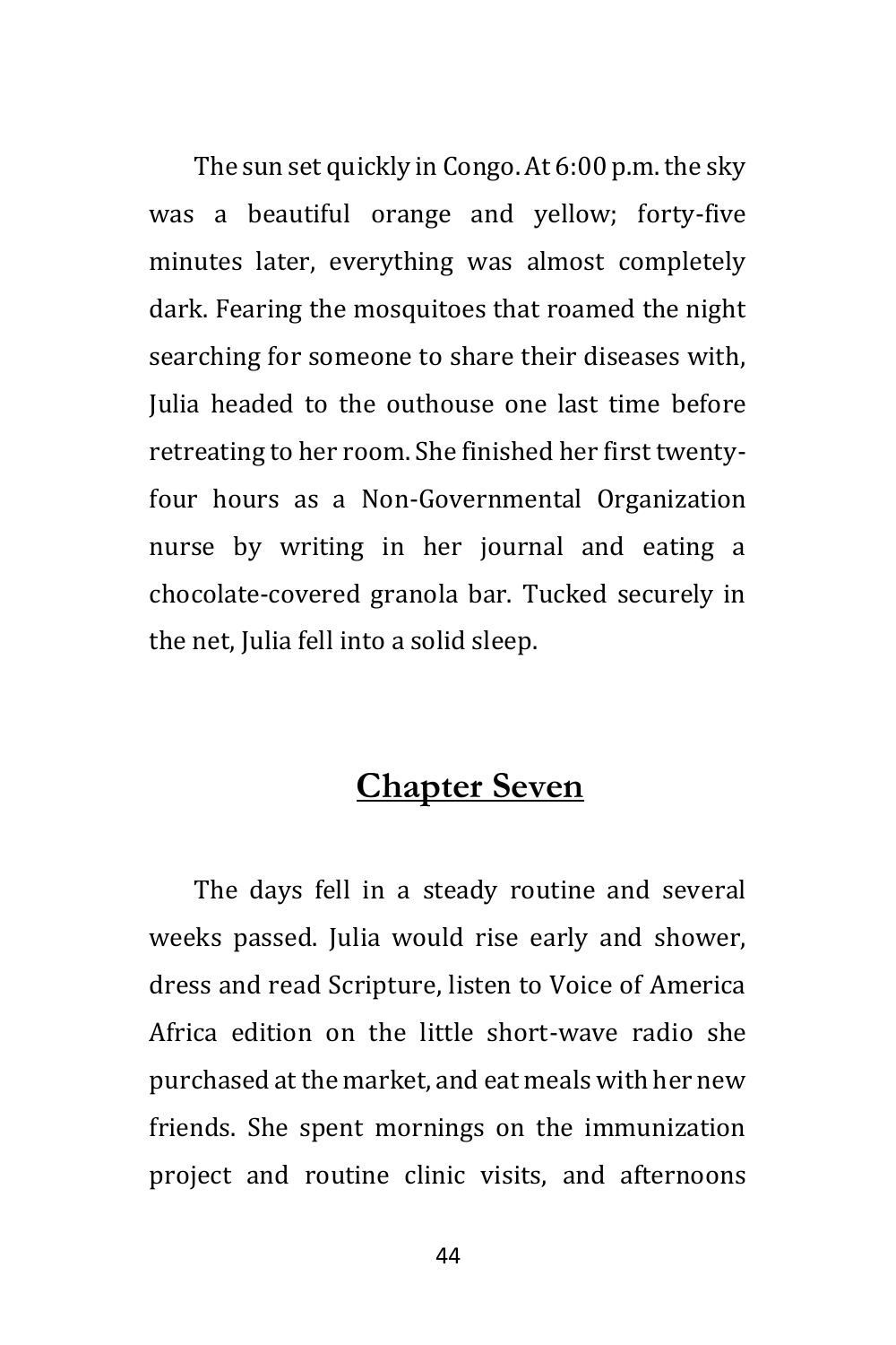The sun set quickly in Congo. At 6:00 p.m. the sky was a beautiful orange and yellow; forty-five minutes later, everything was almost completely dark. Fearing the mosquitoes that roamed the night searching for someone to share their diseases with, Julia headed to the outhouse one last time before retreating to her room. She finished her first twenty-four hours as a Non-Governmental Organization nurse by writing in her journal and eating a chocolate-covered granola bar. Tucked securely in the net, Julia fell into a solid sleep.

## Chapter Seven

The days fell in a steady routine and several weeks passed. Julia would rise early and shower, dress and read Scripture, listen to Voice of America Africa edition on the little short-wave radio she purchased at the market, and eat meals with her new friends. She spent mornings on the immunization project and routine clinic visits, and afternoons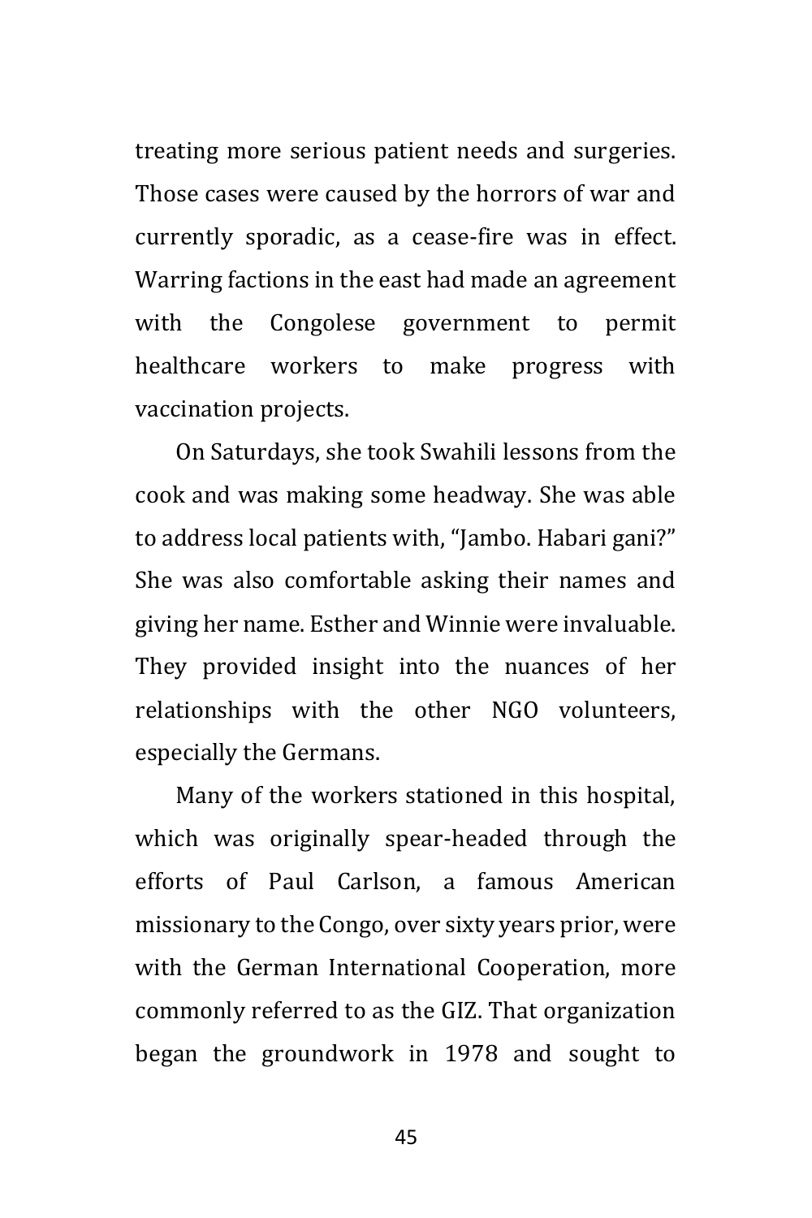treating more serious patient needs and surgeries. Those cases were caused by the horrors of war and currently sporadic, as a cease-fire was in effect. Warring factions in the east had made an agreement with the Congolese government to permit healthcare workers to make progress with vaccination projects.

On Saturdays, she took Swahili lessons from the cook and was making some headway. She was able to address local patients with, "Jambo. Habari gani?" She was also comfortable asking their names and giving her name. Esther and Winnie were invaluable. They provided insight into the nuances of her relationships with the other NGO volunteers, especially the Germans.

Many of the workers stationed in this hospital, which was originally spear-headed through the efforts of Paul Carlson, a famous American missionary to the Congo, over sixty years prior, were with the German International Cooperation, more commonly referred to as the GIZ. That organization began the groundwork in 1978 and sought to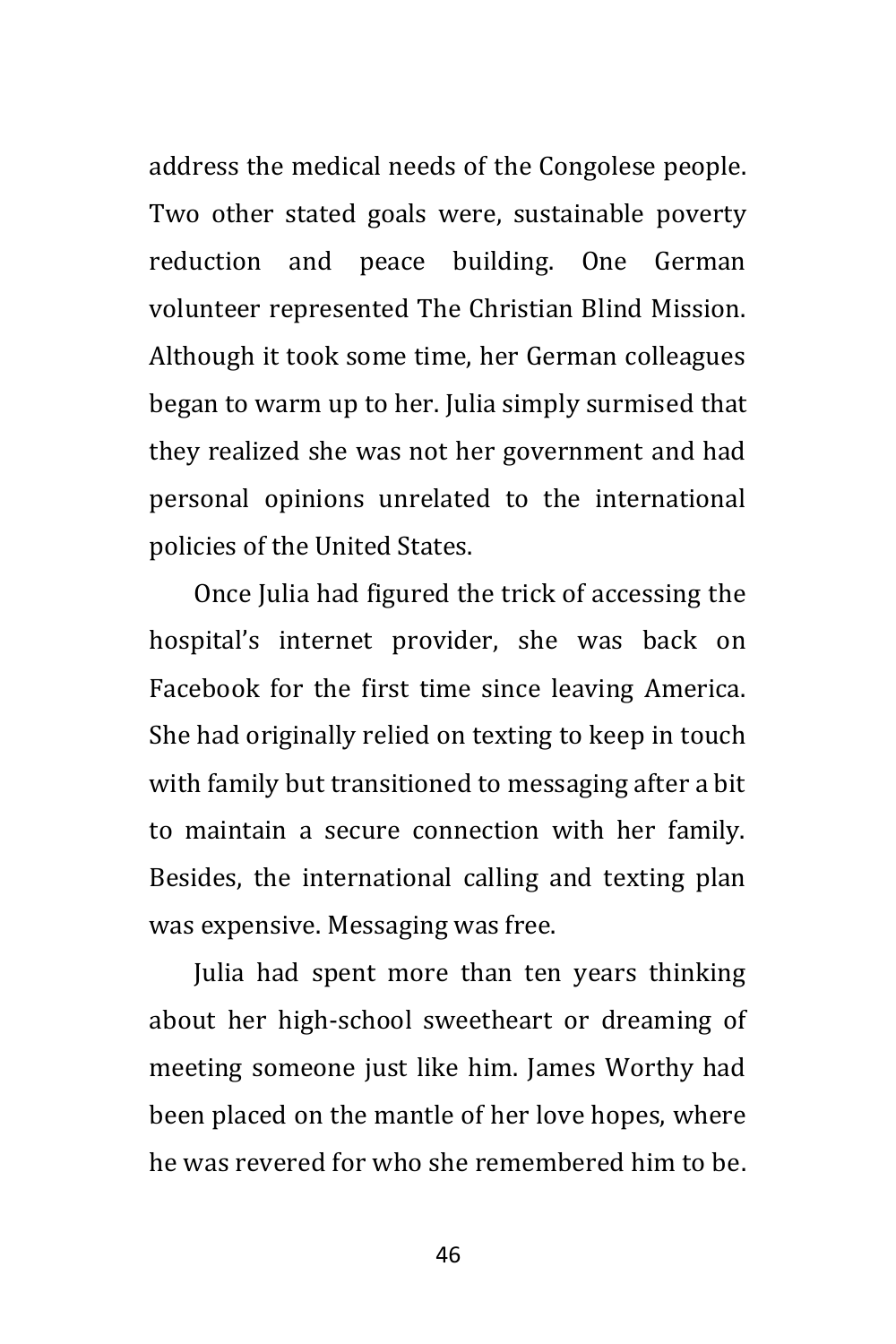address the medical needs of the Congolese people. Two other stated goals were, sustainable poverty reduction and peace building. One German volunteer represented The Christian Blind Mission. Although it took some time, her German colleagues began to warm up to her. Julia simply surmised that they realized she was not her government and had personal opinions unrelated to the international policies of the United States.

Once Julia had figured the trick of accessing the hospital's internet provider, she was back on Facebook for the first time since leaving America. She had originally relied on texting to keep in touch with family but transitioned to messaging after a bit to maintain a secure connection with her family. Besides, the international calling and texting plan was expensive. Messaging was free.

Julia had spent more than ten years thinking about her high-school sweetheart or dreaming of meeting someone just like him. James Worthy had been placed on the mantle of her love hopes, where he was revered for who she remembered him to be.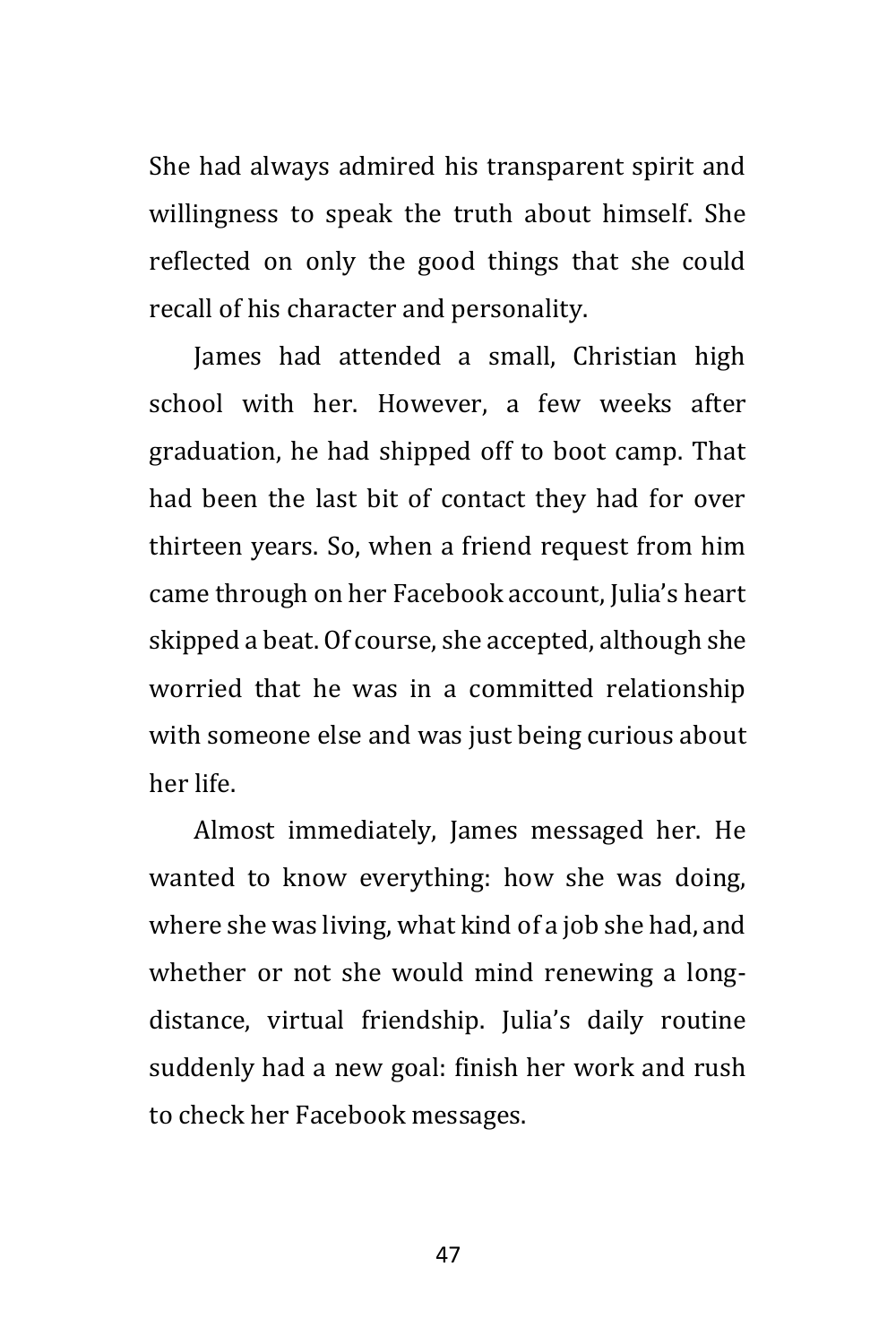She had always admired his transparent spirit and willingness to speak the truth about himself. She reflected on only the good things that she could recall of his character and personality.

James had attended a small, Christian high school with her. However, a few weeks after graduation, he had shipped off to boot camp. That had been the last bit of contact they had for over thirteen years. So, when a friend request from him came through on her Facebook account, Julia's heart skipped a beat. Of course, she accepted, although she worried that he was in a committed relationship with someone else and was just being curious about her life.

Almost immediately, James messaged her. He wanted to know everything: how she was doing, where she was living, what kind of a job she had, and whether or not she would mind renewing a long-distance, virtual friendship. Julia's daily routine suddenly had a new goal: finish her work and rush to check her Facebook messages.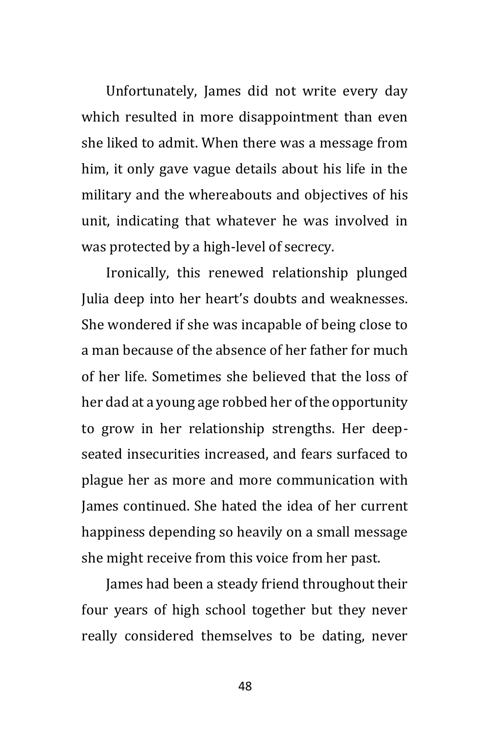Unfortunately, James did not write every day which resulted in more disappointment than even she liked to admit. When there was a message from him, it only gave vague details about his life in the military and the whereabouts and objectives of his unit, indicating that whatever he was involved in was protected by a high-level of secrecy.

Ironically, this renewed relationship plunged Julia deep into her heart's doubts and weaknesses. She wondered if she was incapable of being close to a man because of the absence of her father for much of her life. Sometimes she believed that the loss of her dad at a young age robbed her of the opportunity to grow in her relationship strengths. Her deep-seated insecurities increased, and fears surfaced to plague her as more and more communication with James continued. She hated the idea of her current happiness depending so heavily on a small message she might receive from this voice from her past.

James had been a steady friend throughout their four years of high school together but they never really considered themselves to be dating, never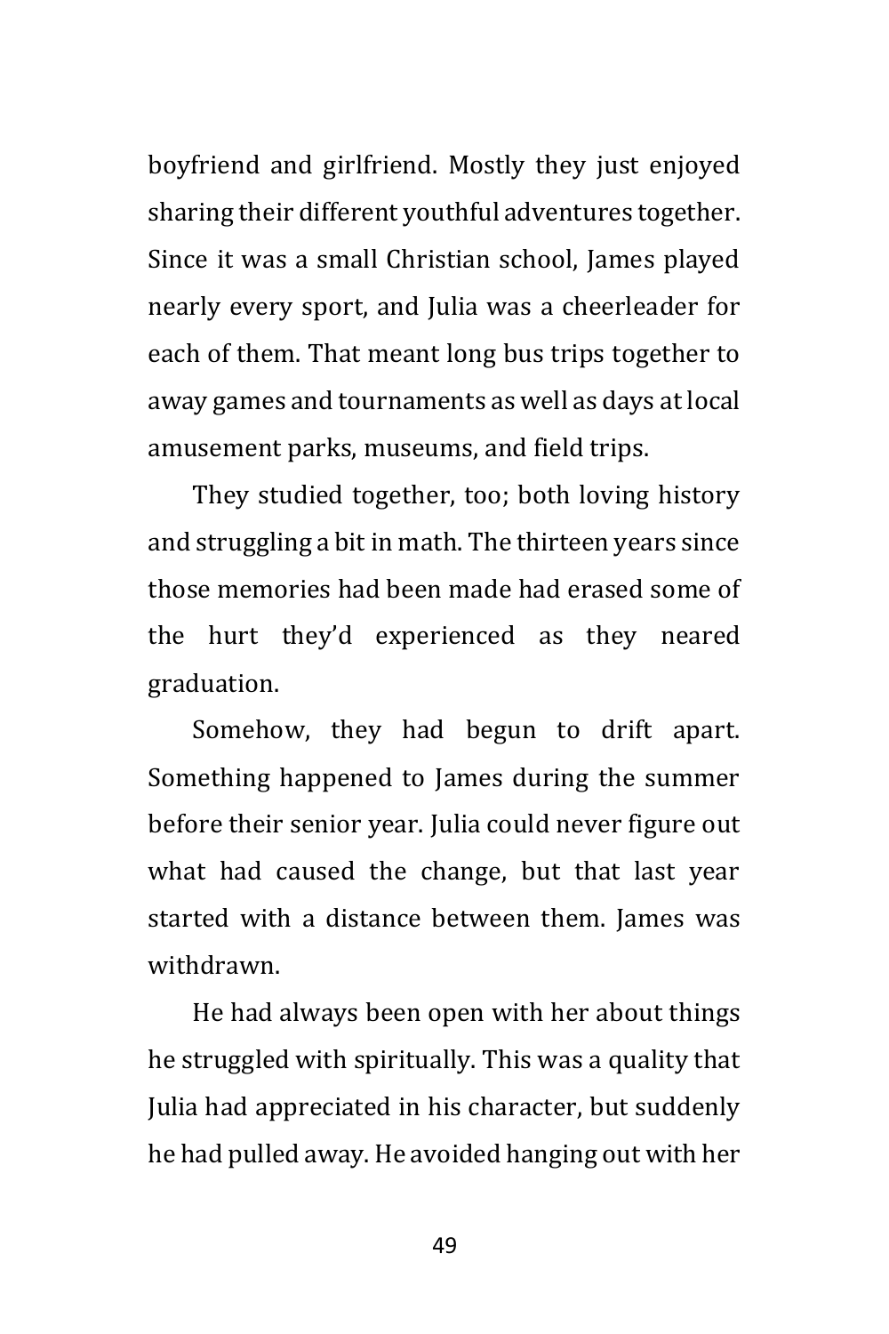boyfriend and girlfriend. Mostly they just enjoyed sharing their different youthful adventures together. Since it was a small Christian school, James played nearly every sport, and Julia was a cheerleader for each of them. That meant long bus trips together to away games and tournaments as well as days at local amusement parks, museums, and field trips.

They studied together, too; both loving history and struggling a bit in math. The thirteen years since those memories had been made had erased some of the hurt they'd experienced as they neared graduation.

Somehow, they had begun to drift apart. Something happened to James during the summer before their senior year. Julia could never figure out what had caused the change, but that last year started with a distance between them. James was withdrawn.

He had always been open with her about things he struggled with spiritually. This was a quality that Julia had appreciated in his character, but suddenly he had pulled away. He avoided hanging out with her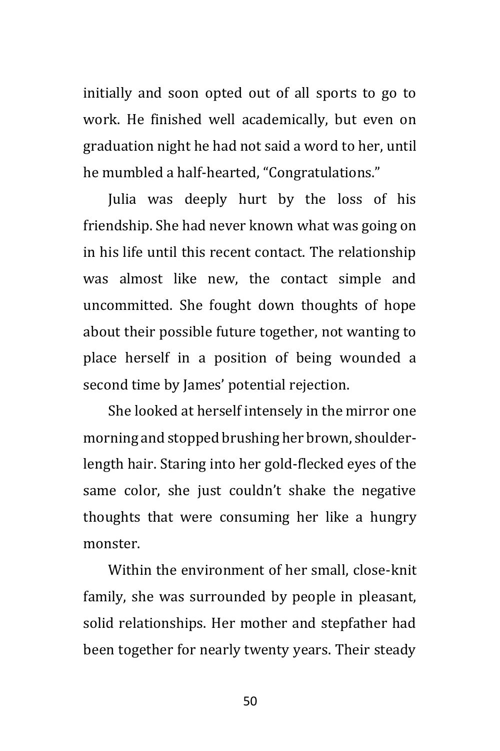initially and soon opted out of all sports to go to work. He finished well academically, but even on graduation night he had not said a word to her, until he mumbled a half-hearted, "Congratulations."

Julia was deeply hurt by the loss of his friendship. She had never known what was going on in his life until this recent contact. The relationship was almost like new, the contact simple and uncommitted. She fought down thoughts of hope about their possible future together, not wanting to place herself in a position of being wounded a second time by James' potential rejection.

She looked at herself intensely in the mirror one morning and stopped brushing her brown, shoulder-length hair. Staring into her gold-flecked eyes of the same color, she just couldn't shake the negative thoughts that were consuming her like a hungry monster.

Within the environment of her small, close-knit family, she was surrounded by people in pleasant, solid relationships. Her mother and stepfather had been together for nearly twenty years. Their steady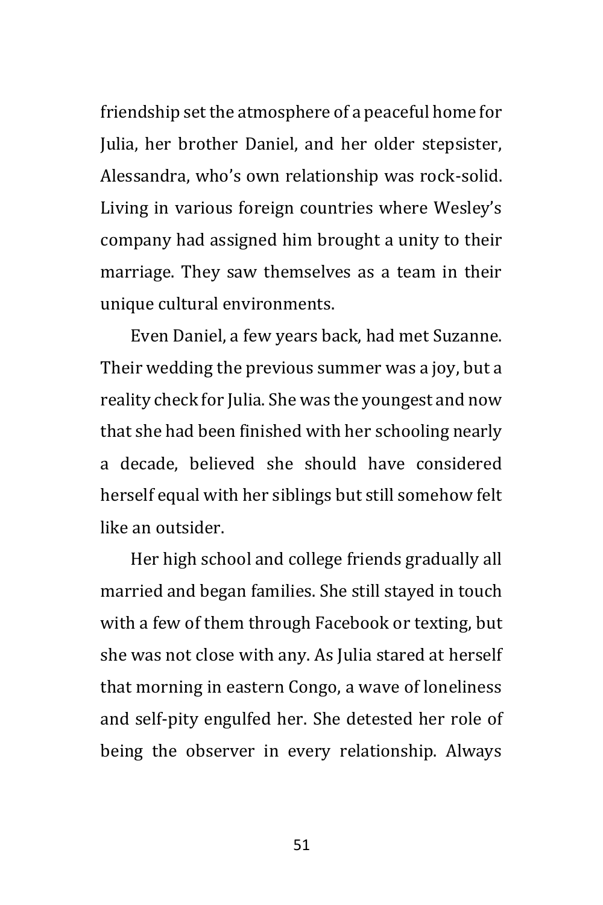friendship set the atmosphere of a peaceful home for Julia, her brother Daniel, and her older stepsister, Alessandra, who's own relationship was rock-solid. Living in various foreign countries where Wesley's company had assigned him brought a unity to their marriage. They saw themselves as a team in their unique cultural environments.

Even Daniel, a few years back, had met Suzanne. Their wedding the previous summer was a joy, but a reality check for Julia. She was the youngest and now that she had been finished with her schooling nearly a decade, believed she should have considered herself equal with her siblings but still somehow felt like an outsider.

Her high school and college friends gradually all married and began families. She still stayed in touch with a few of them through Facebook or texting, but she was not close with any. As Julia stared at herself that morning in eastern Congo, a wave of loneliness and self-pity engulfed her. She detested her role of being the observer in every relationship. Always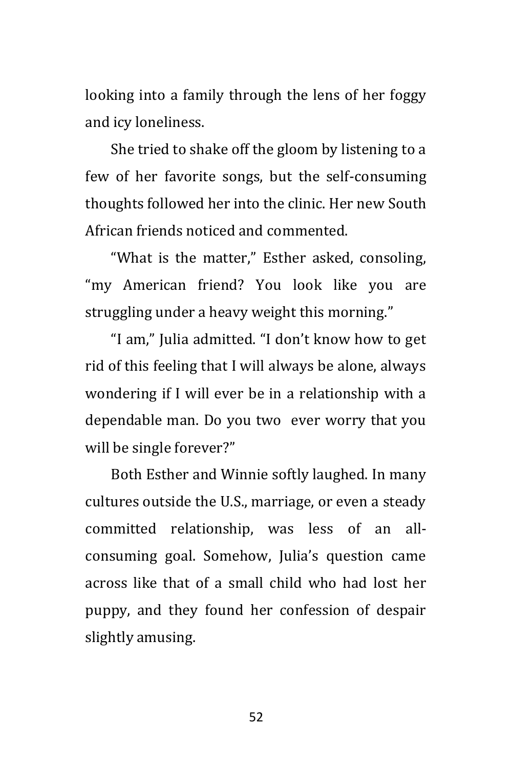looking into a family through the lens of her foggy and icy loneliness.

She tried to shake off the gloom by listening to a few of her favorite songs, but the self-consuming thoughts followed her into the clinic. Her new South African friends noticed and commented.

"What is the matter," Esther asked, consoling, "my American friend? You look like you are struggling under a heavy weight this morning."

"I am," Julia admitted. "I don't know how to get rid of this feeling that I will always be alone, always wondering if I will ever be in a relationship with a dependable man. Do you two ever worry that you will be single forever?"

Both Esther and Winnie softly laughed. In many cultures outside the U.S., marriage, or even a steady committed relationship, was less of an all-consuming goal. Somehow, Julia's question came across like that of a small child who had lost her puppy, and they found her confession of despair slightly amusing.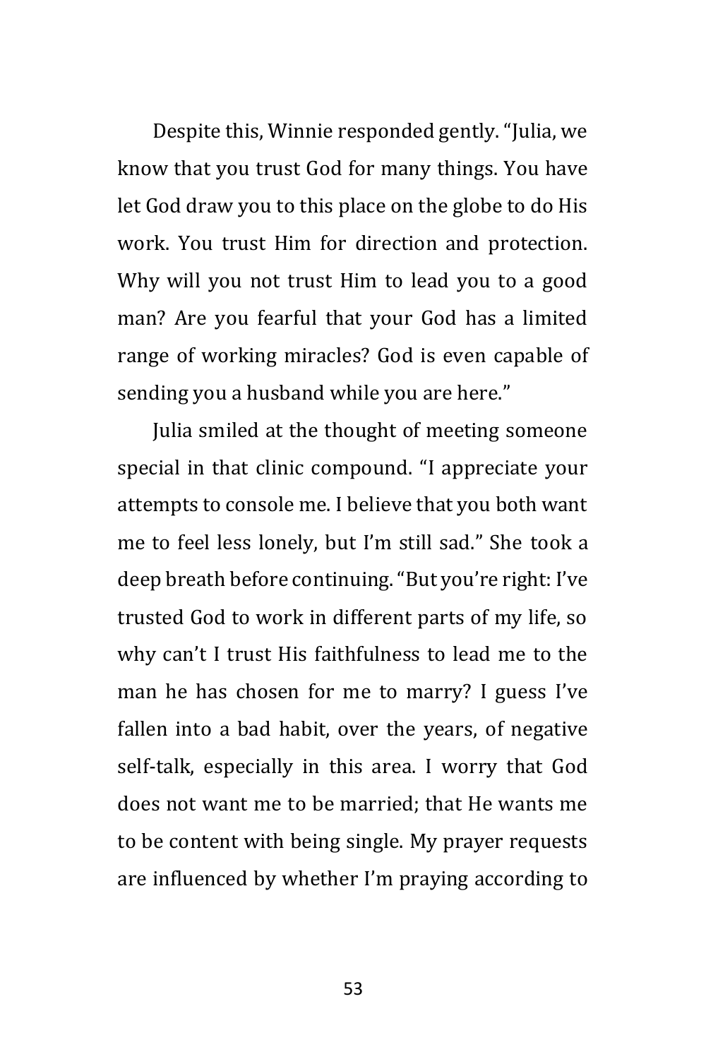Despite this, Winnie responded gently. "Julia, we know that you trust God for many things. You have let God draw you to this place on the globe to do His work. You trust Him for direction and protection. Why will you not trust Him to lead you to a good man? Are you fearful that your God has a limited range of working miracles? God is even capable of sending you a husband while you are here."

Julia smiled at the thought of meeting someone special in that clinic compound. "I appreciate your attempts to console me. I believe that you both want me to feel less lonely, but I'm still sad." She took a deep breath before continuing. "But you're right: I've trusted God to work in different parts of my life, so why can't I trust His faithfulness to lead me to the man he has chosen for me to marry? I guess I've fallen into a bad habit, over the years, of negative self-talk, especially in this area. I worry that God does not want me to be married; that He wants me to be content with being single. My prayer requests are influenced by whether I'm praying according to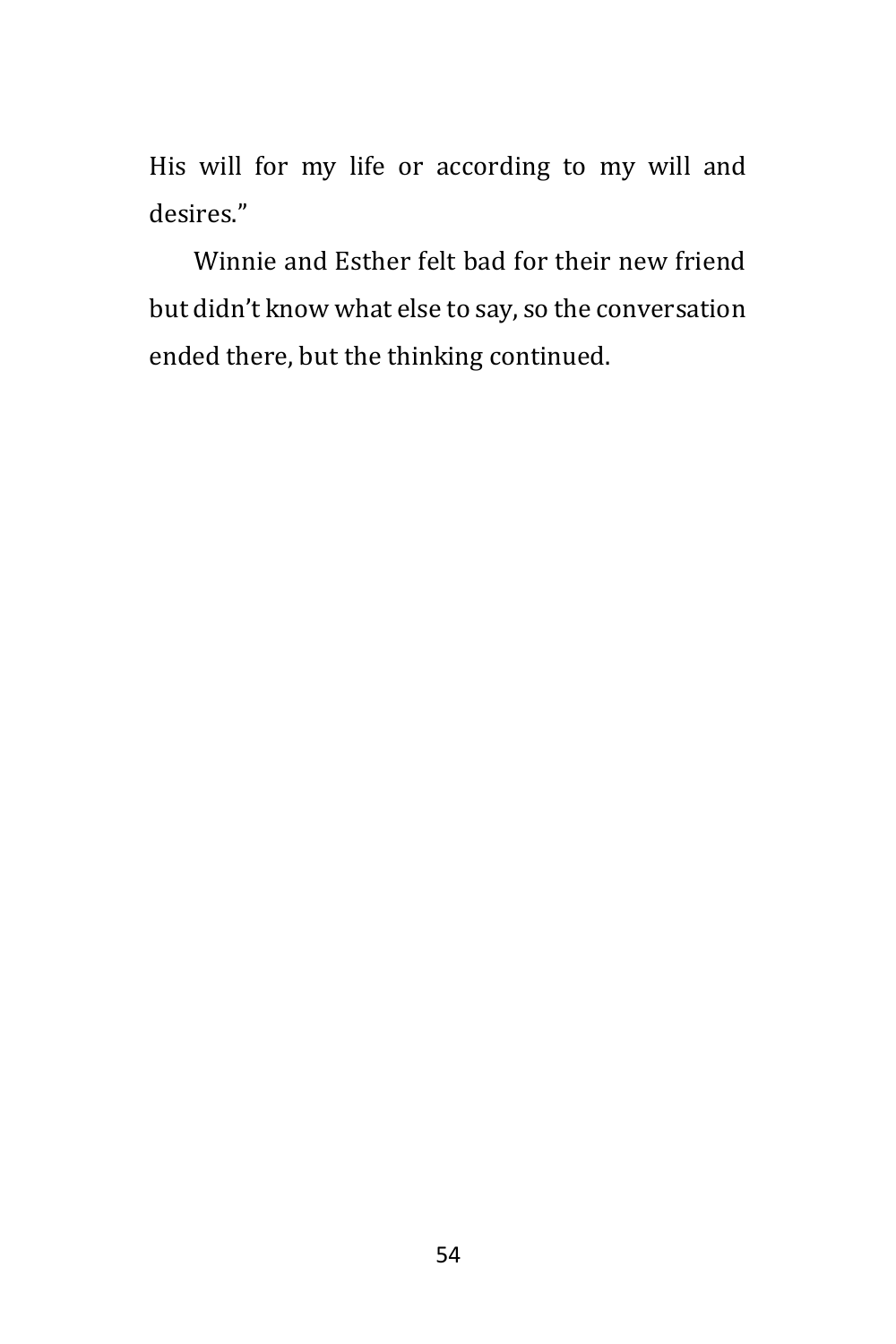His will for my life or according to my will and desires."

Winnie and Esther felt bad for their new friend but didn't know what else to say, so the conversation ended there, but the thinking continued.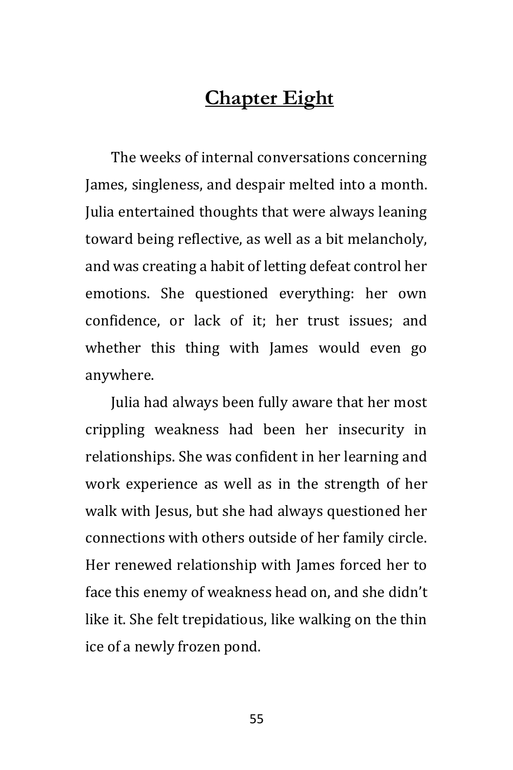## Chapter Eight

The weeks of internal conversations concerning James, singleness, and despair melted into a month. Julia entertained thoughts that were always leaning toward being reflective, as well as a bit melancholy, and was creating a habit of letting defeat control her emotions. She questioned everything: her own confidence, or lack of it; her trust issues; and whether this thing with James would even go anywhere.

Julia had always been fully aware that her most crippling weakness had been her insecurity in relationships. She was confident in her learning and work experience as well as in the strength of her walk with Jesus, but she had always questioned her connections with others outside of her family circle. Her renewed relationship with James forced her to face this enemy of weakness head on, and she didn't like it. She felt trepidatious, like walking on the thin ice of a newly frozen pond.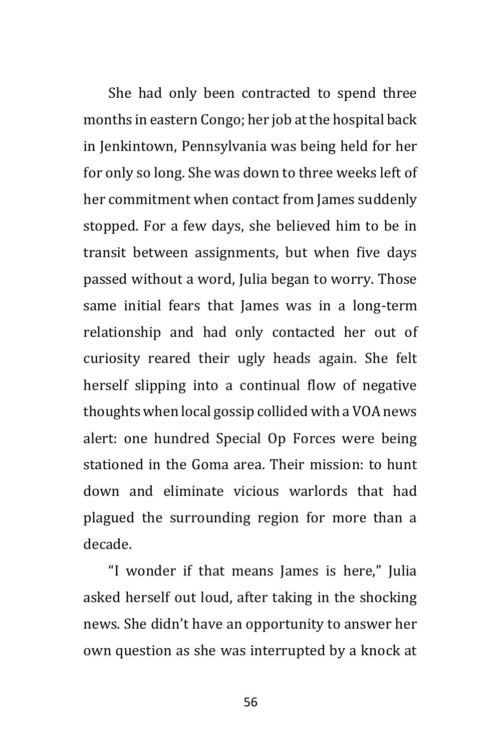She had only been contracted to spend three months in eastern Congo; her job at the hospital back in Jenkintown, Pennsylvania was being held for her for only so long. She was down to three weeks left of her commitment when contact from James suddenly stopped. For a few days, she believed him to be in transit between assignments, but when five days passed without a word, Julia began to worry. Those same initial fears that James was in a long-term relationship and had only contacted her out of curiosity reared their ugly heads again. She felt herself slipping into a continual flow of negative thoughts when local gossip collided with a VOA news alert: one hundred Special Op Forces were being stationed in the Goma area. Their mission: to hunt down and eliminate vicious warlords that had plagued the surrounding region for more than a decade.

"I wonder if that means James is here," Julia asked herself out loud, after taking in the shocking news. She didn't have an opportunity to answer her own question as she was interrupted by a knock at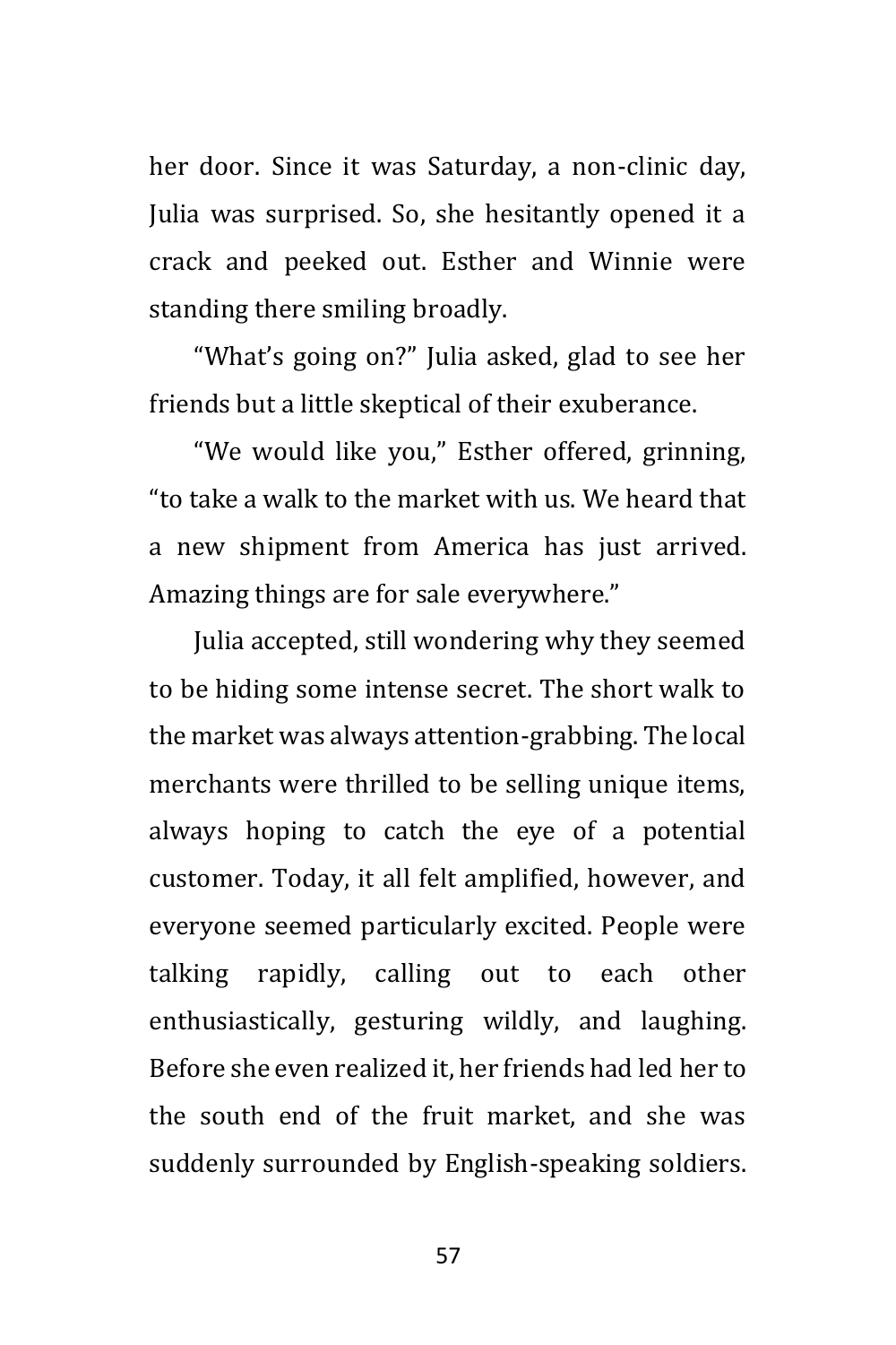her door. Since it was Saturday, a non-clinic day, Julia was surprised. So, she hesitantly opened it a crack and peeked out. Esther and Winnie were standing there smiling broadly.

"What's going on?" Julia asked, glad to see her friends but a little skeptical of their exuberance.

"We would like you," Esther offered, grinning, "to take a walk to the market with us. We heard that a new shipment from America has just arrived. Amazing things are for sale everywhere."

Julia accepted, still wondering why they seemed to be hiding some intense secret. The short walk to the market was always attention-grabbing. The local merchants were thrilled to be selling unique items, always hoping to catch the eye of a potential customer. Today, it all felt amplified, however, and everyone seemed particularly excited. People were talking rapidly, calling out to each other enthusiastically, gesturing wildly, and laughing. Before she even realized it, her friends had led her to the south end of the fruit market, and she was suddenly surrounded by English-speaking soldiers.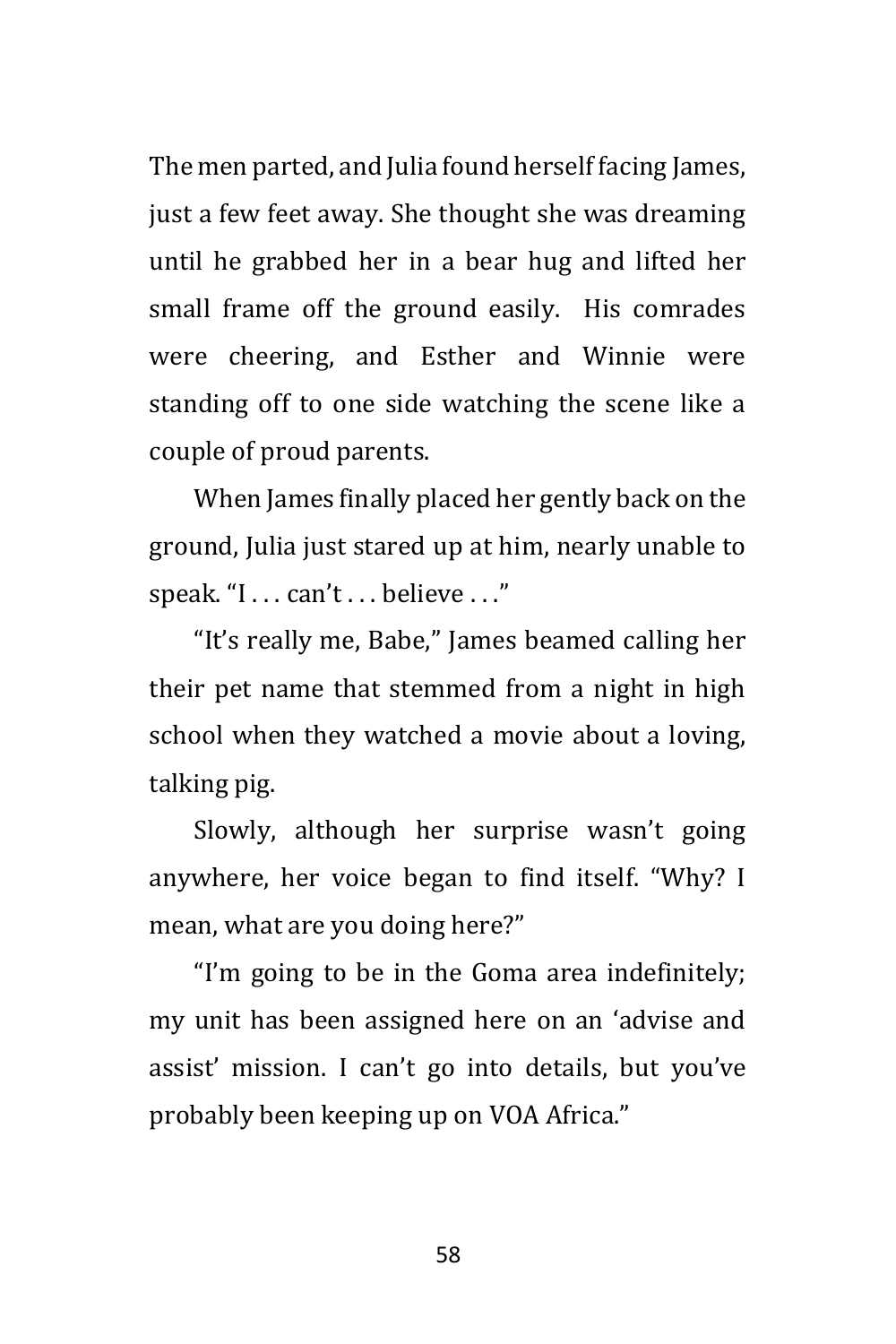The men parted, and Julia found herself facing James, just a few feet away. She thought she was dreaming until he grabbed her in a bear hug and lifted her small frame off the ground easily. His comrades were cheering, and Esther and Winnie were standing off to one side watching the scene like a couple of proud parents.

When James finally placed her gently back on the ground, Julia just stared up at him, nearly unable to speak. "I . . . can't . . . believe . . ."

"It's really me, Babe," James beamed calling her their pet name that stemmed from a night in high school when they watched a movie about a loving, talking pig.

Slowly, although her surprise wasn't going anywhere, her voice began to find itself. "Why? I mean, what are you doing here?"

"I'm going to be in the Goma area indefinitely; my unit has been assigned here on an 'advise and assist' mission. I can't go into details, but you've probably been keeping up on VOA Africa."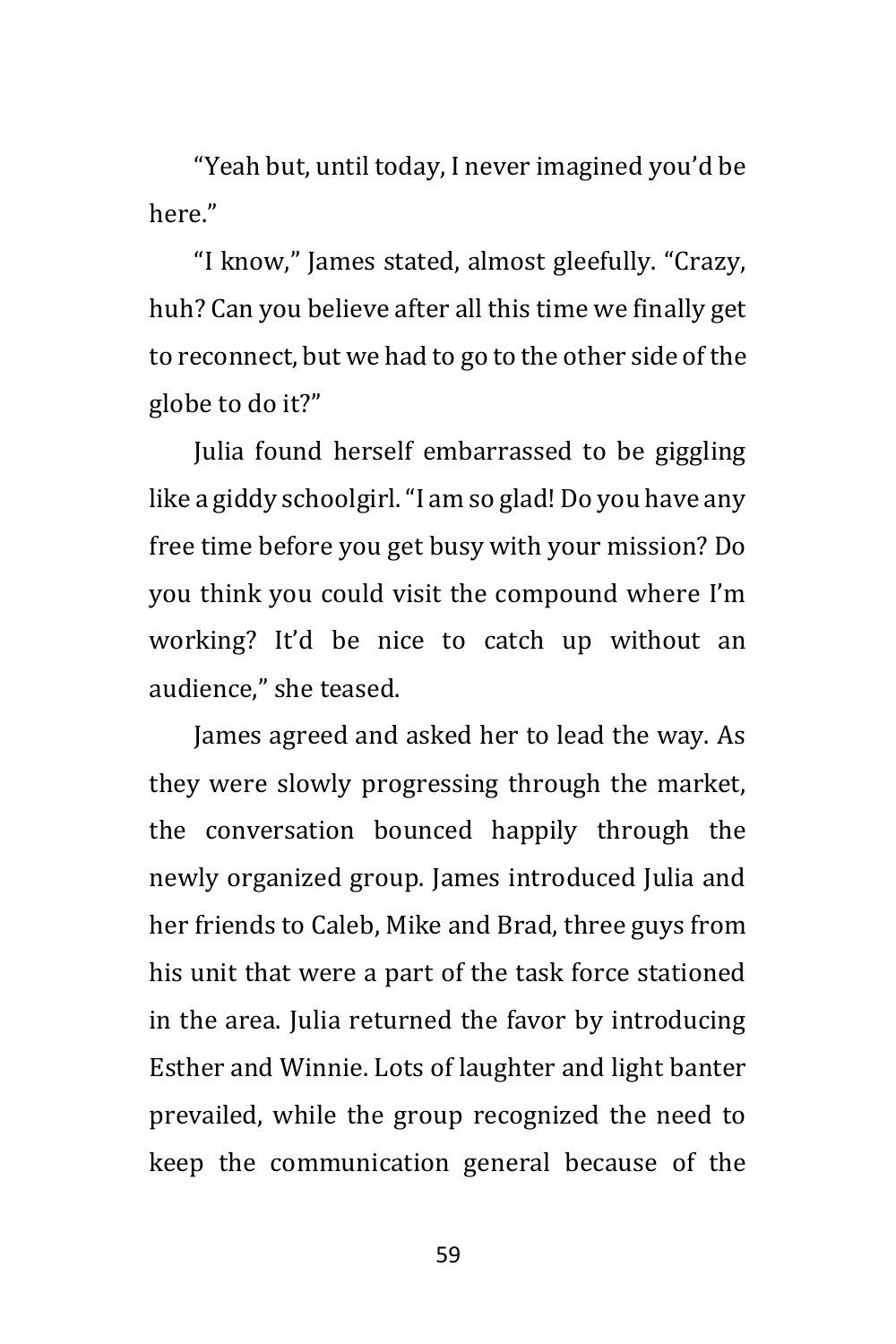"Yeah but, until today, I never imagined you'd be here."

"I know," James stated, almost gleefully. "Crazy, huh? Can you believe after all this time we finally get to reconnect, but we had to go to the other side of the globe to do it?"

Julia found herself embarrassed to be giggling like a giddy schoolgirl. "I am so glad! Do you have any free time before you get busy with your mission? Do you think you could visit the compound where I'm working? It'd be nice to catch up without an audience," she teased.

James agreed and asked her to lead the way. As they were slowly progressing through the market, the conversation bounced happily through the newly organized group. James introduced Julia and her friends to Caleb, Mike and Brad, three guys from his unit that were a part of the task force stationed in the area. Julia returned the favor by introducing Esther and Winnie. Lots of laughter and light banter prevailed, while the group recognized the need to keep the communication general because of the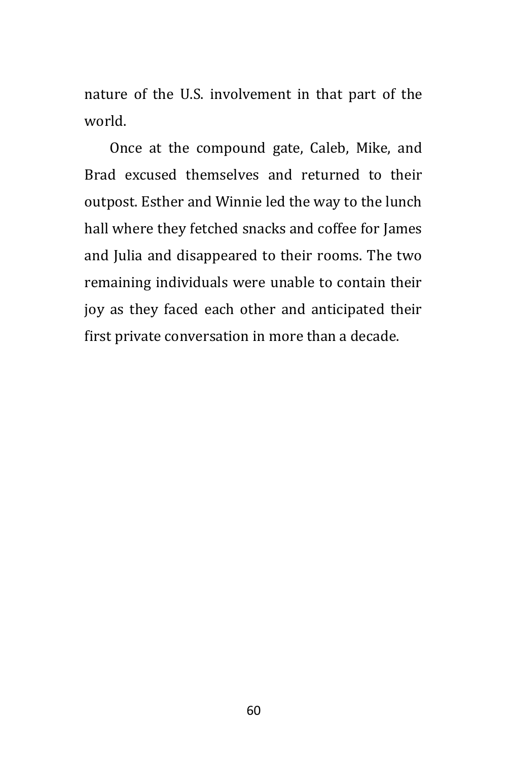nature of the U.S. involvement in that part of the world.

Once at the compound gate, Caleb, Mike, and Brad excused themselves and returned to their outpost. Esther and Winnie led the way to the lunch hall where they fetched snacks and coffee for James and Julia and disappeared to their rooms. The two remaining individuals were unable to contain their joy as they faced each other and anticipated their first private conversation in more than a decade.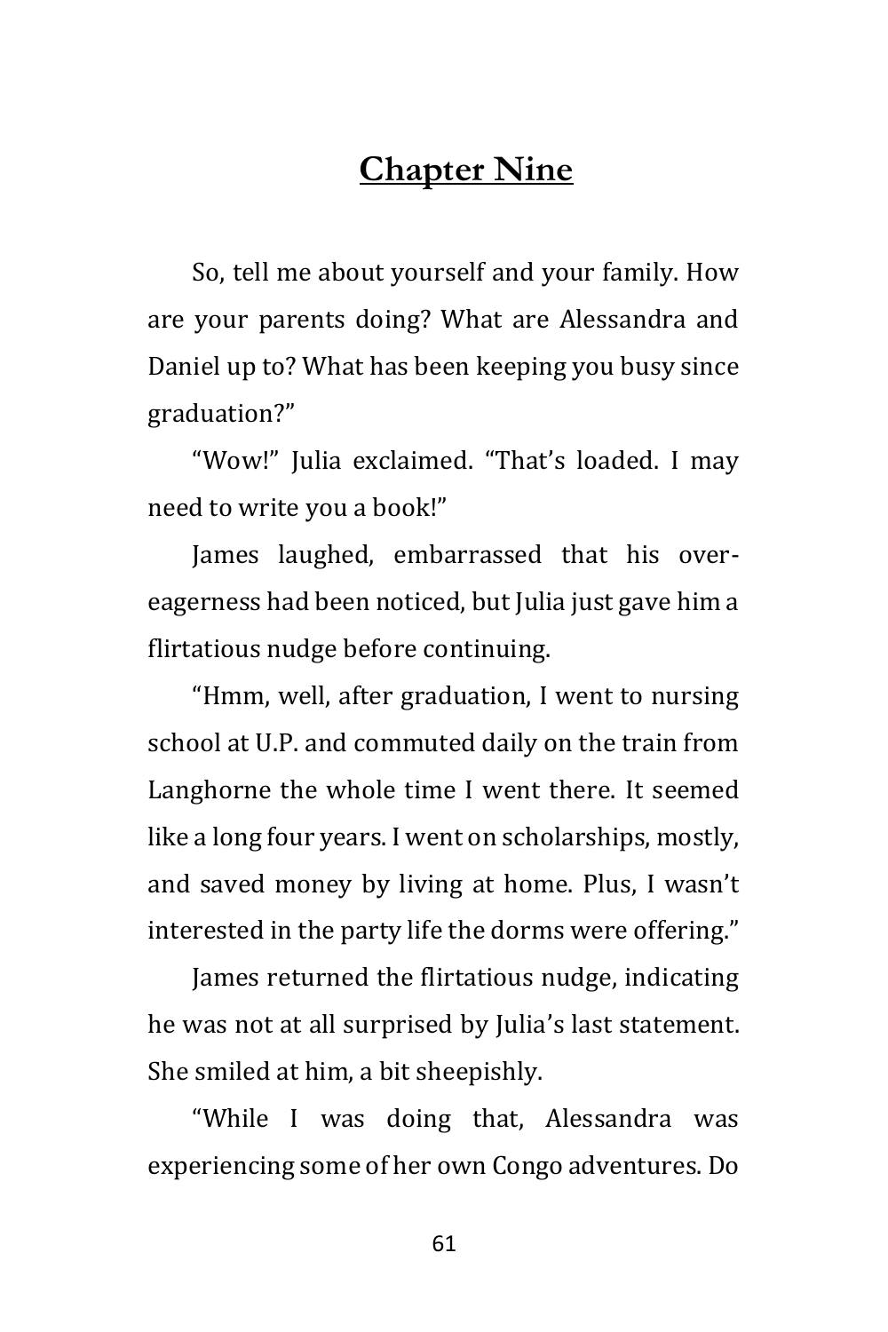## Chapter Nine

So, tell me about yourself and your family. How are your parents doing? What are Alessandra and Daniel up to? What has been keeping you busy since graduation?"

"Wow!" Julia exclaimed. "That's loaded. I may need to write you a book!"

James laughed, embarrassed that his over-eagerness had been noticed, but Julia just gave him a flirtatious nudge before continuing.

"Hmm, well, after graduation, I went to nursing school at U.P. and commuted daily on the train from Langhorne the whole time I went there. It seemed like a long four years. I went on scholarships, mostly, and saved money by living at home. Plus, I wasn't interested in the party life the dorms were offering."

James returned the flirtatious nudge, indicating he was not at all surprised by Julia's last statement. She smiled at him, a bit sheepishly.

"While I was doing that, Alessandra was experiencing some of her own Congo adventures. Do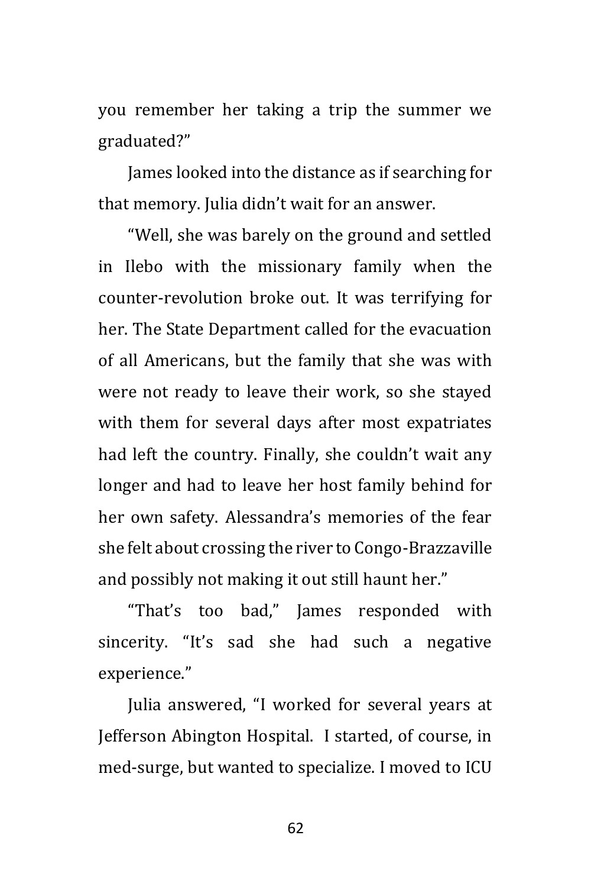you remember her taking a trip the summer we graduated?"

James looked into the distance as if searching for that memory. Julia didn't wait for an answer.

"Well, she was barely on the ground and settled in Ilebo with the missionary family when the counter-revolution broke out. It was terrifying for her. The State Department called for the evacuation of all Americans, but the family that she was with were not ready to leave their work, so she stayed with them for several days after most expatriates had left the country. Finally, she couldn't wait any longer and had to leave her host family behind for her own safety. Alessandra's memories of the fear she felt about crossing the river to Congo-Brazzaville and possibly not making it out still haunt her."

"That's too bad," James responded with sincerity. "It's sad she had such a negative experience."

Julia answered, "I worked for several years at Jefferson Abington Hospital. I started, of course, in med-surge, but wanted to specialize. I moved to ICU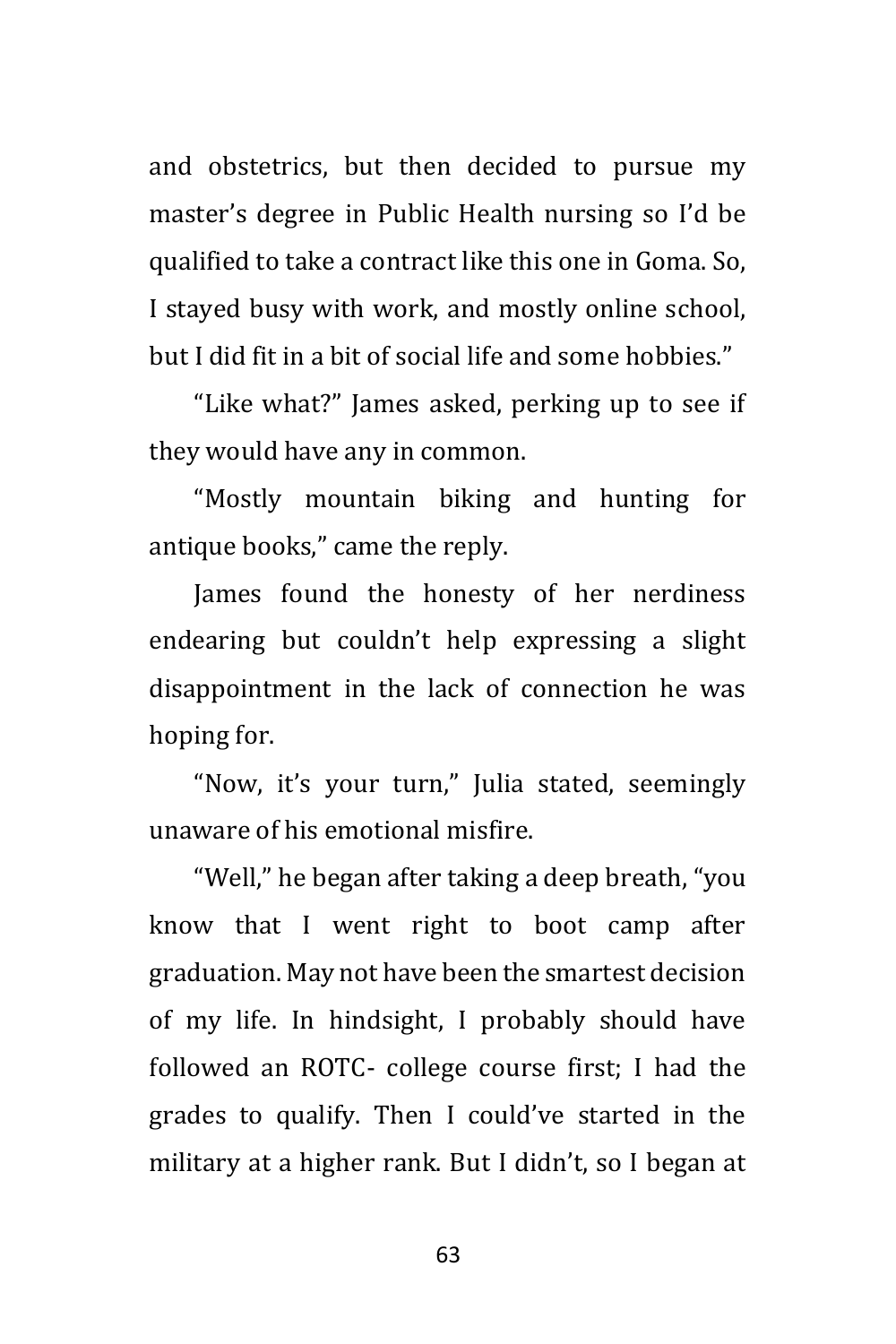and obstetrics, but then decided to pursue my master's degree in Public Health nursing so I'd be qualified to take a contract like this one in Goma. So, I stayed busy with work, and mostly online school, but I did fit in a bit of social life and some hobbies."

"Like what?" James asked, perking up to see if they would have any in common.

"Mostly mountain biking and hunting for antique books," came the reply.

James found the honesty of her nerdiness endearing but couldn't help expressing a slight disappointment in the lack of connection he was hoping for.

"Now, it's your turn," Julia stated, seemingly unaware of his emotional misfire.

"Well," he began after taking a deep breath, "you know that I went right to boot camp after graduation. May not have been the smartest decision of my life. In hindsight, I probably should have followed an ROTC- college course first; I had the grades to qualify. Then I could've started in the military at a higher rank. But I didn't, so I began at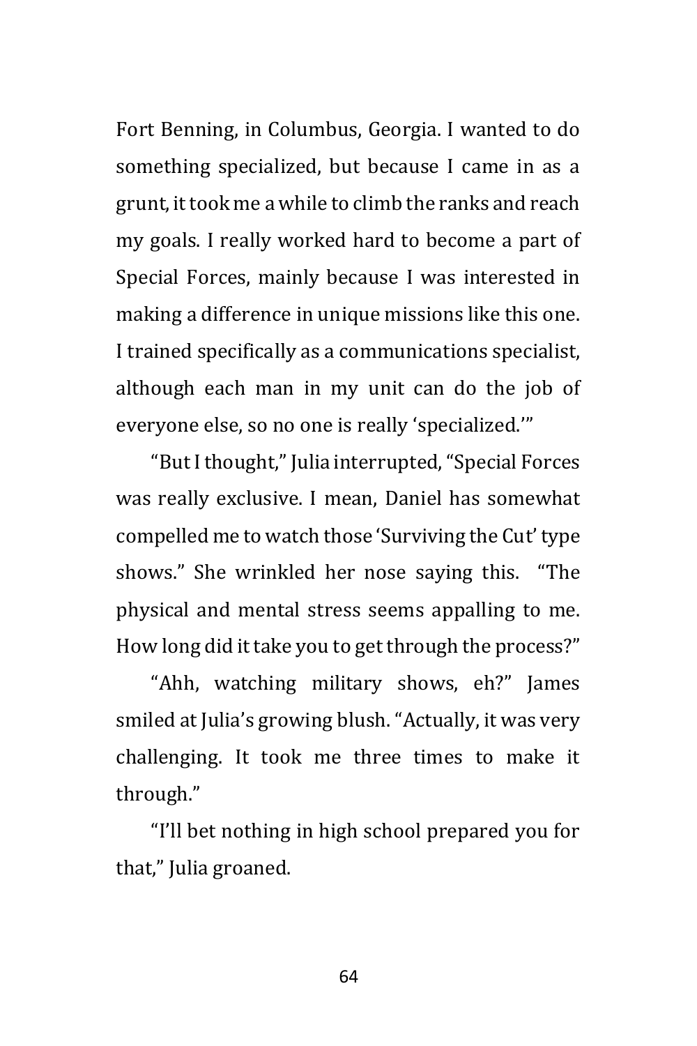Fort Benning, in Columbus, Georgia. I wanted to do something specialized, but because I came in as a grunt, it took me a while to climb the ranks and reach my goals. I really worked hard to become a part of Special Forces, mainly because I was interested in making a difference in unique missions like this one. I trained specifically as a communications specialist, although each man in my unit can do the job of everyone else, so no one is really 'specialized.'"

"But I thought," Julia interrupted, "Special Forces was really exclusive. I mean, Daniel has somewhat compelled me to watch those 'Surviving the Cut' type shows." She wrinkled her nose saying this. "The physical and mental stress seems appalling to me. How long did it take you to get through the process?"

"Ahh, watching military shows, eh?" James smiled at Julia's growing blush. "Actually, it was very challenging. It took me three times to make it through."

"I'll bet nothing in high school prepared you for that," Julia groaned.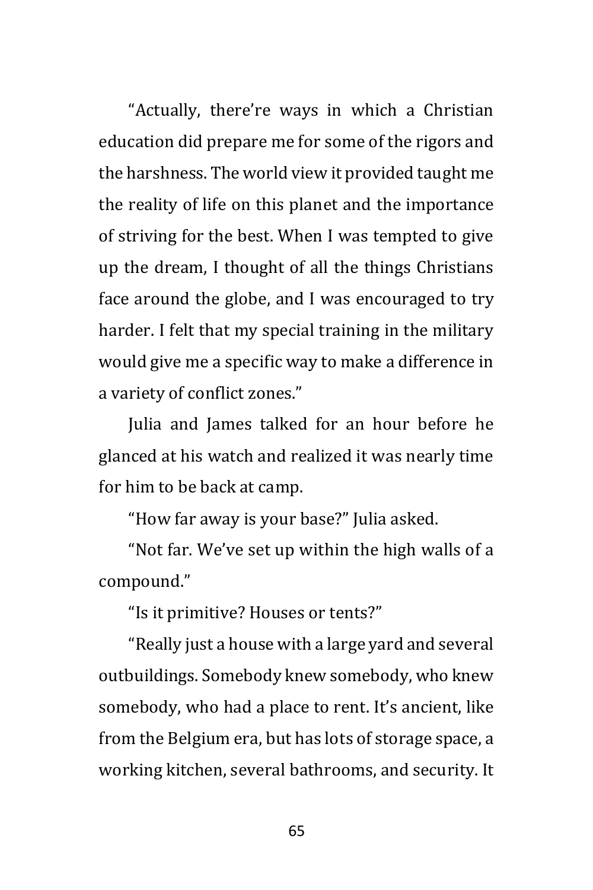"Actually, there're ways in which a Christian education did prepare me for some of the rigors and the harshness. The world view it provided taught me the reality of life on this planet and the importance of striving for the best. When I was tempted to give up the dream, I thought of all the things Christians face around the globe, and I was encouraged to try harder. I felt that my special training in the military would give me a specific way to make a difference in a variety of conflict zones."

Julia and James talked for an hour before he glanced at his watch and realized it was nearly time for him to be back at camp.

"How far away is your base?" Julia asked.

"Not far. We've set up within the high walls of a compound."

"Is it primitive? Houses or tents?"

"Really just a house with a large yard and several outbuildings. Somebody knew somebody, who knew somebody, who had a place to rent. It's ancient, like from the Belgium era, but has lots of storage space, a working kitchen, several bathrooms, and security. It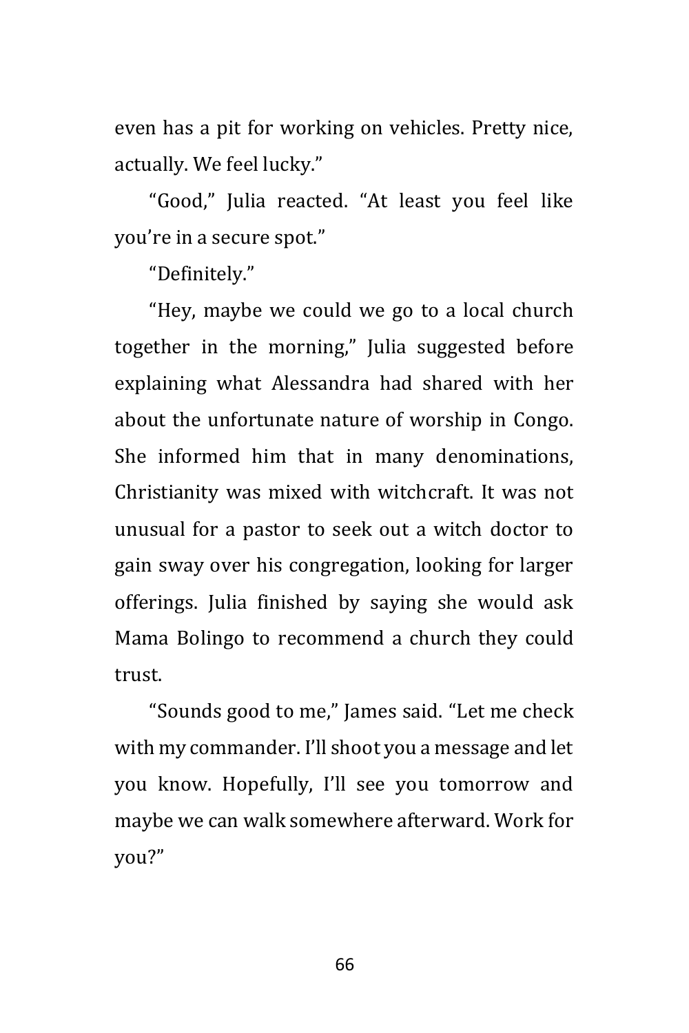even has a pit for working on vehicles. Pretty nice, actually. We feel lucky."

"Good," Julia reacted. "At least you feel like you're in a secure spot."

"Definitely."

"Hey, maybe we could we go to a local church together in the morning," Julia suggested before explaining what Alessandra had shared with her about the unfortunate nature of worship in Congo. She informed him that in many denominations, Christianity was mixed with witchcraft. It was not unusual for a pastor to seek out a witch doctor to gain sway over his congregation, looking for larger offerings. Julia finished by saying she would ask Mama Bolingo to recommend a church they could trust.

"Sounds good to me," James said. "Let me check with my commander. I'll shoot you a message and let you know. Hopefully, I'll see you tomorrow and maybe we can walk somewhere afterward. Work for you?"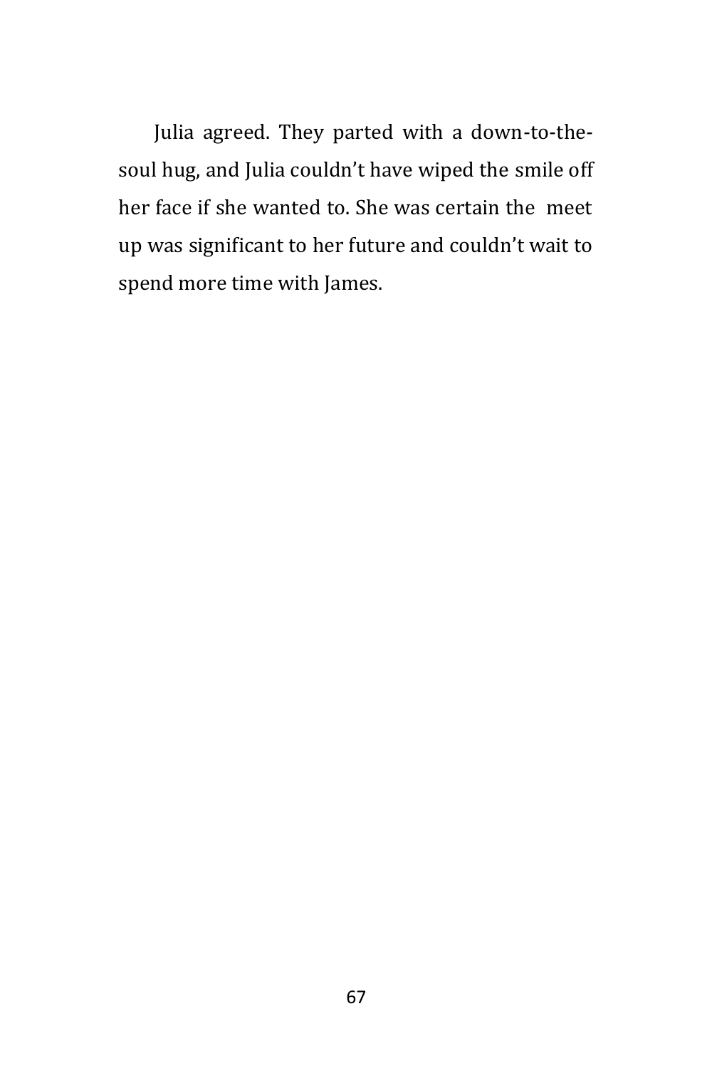Julia agreed. They parted with a down-to-the-soul hug, and Julia couldn't have wiped the smile off her face if she wanted to. She was certain the meet up was significant to her future and couldn't wait to spend more time with James.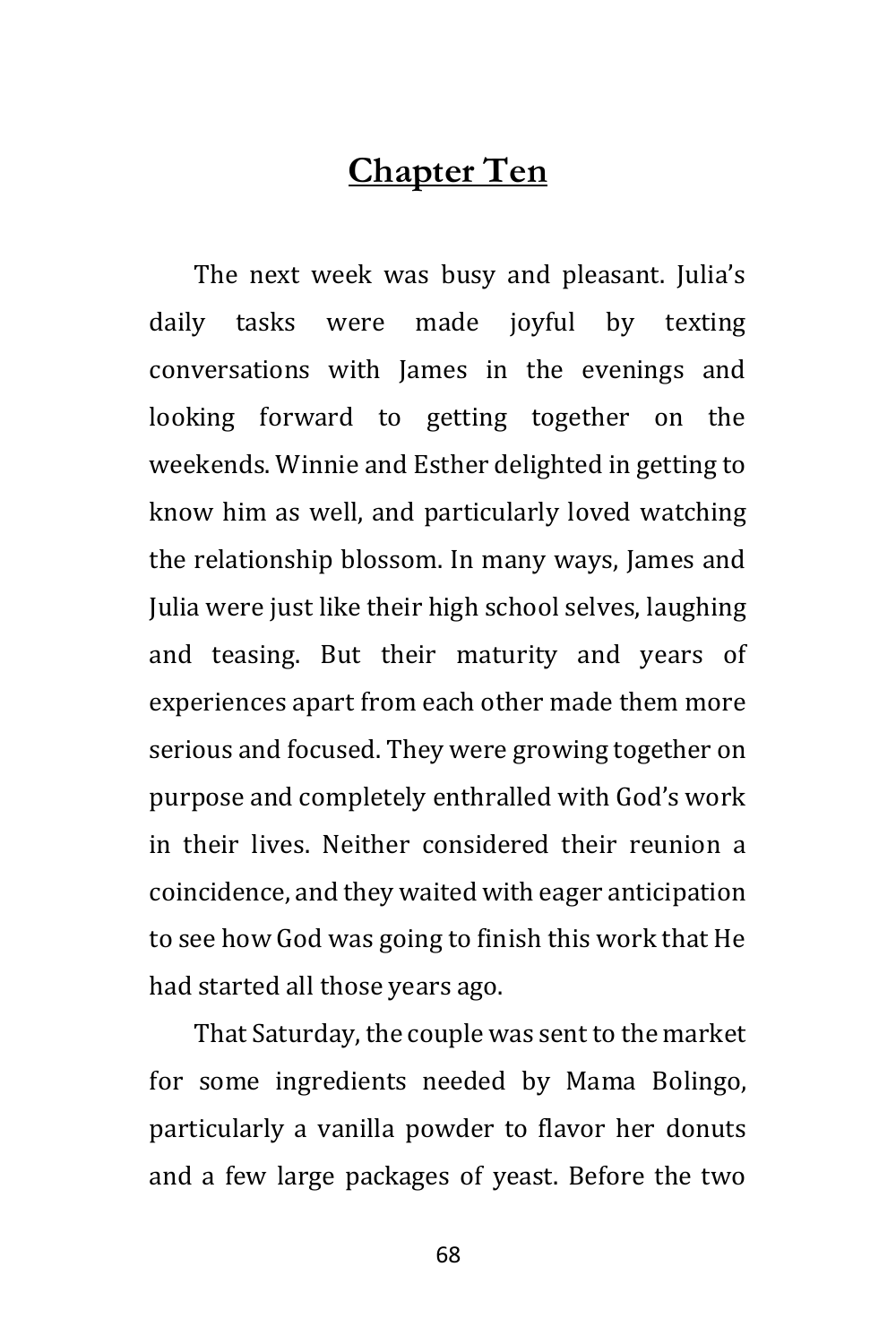# Chapter Ten

The next week was busy and pleasant. Julia's daily tasks were made joyful by texting conversations with James in the evenings and looking forward to getting together on the weekends. Winnie and Esther delighted in getting to know him as well, and particularly loved watching the relationship blossom. In many ways, James and Julia were just like their high school selves, laughing and teasing. But their maturity and years of experiences apart from each other made them more serious and focused. They were growing together on purpose and completely enthralled with God's work in their lives. Neither considered their reunion a coincidence, and they waited with eager anticipation to see how God was going to finish this work that He had started all those years ago.

That Saturday, the couple was sent to the market for some ingredients needed by Mama Bolingo, particularly a vanilla powder to flavor her donuts and a few large packages of yeast. Before the two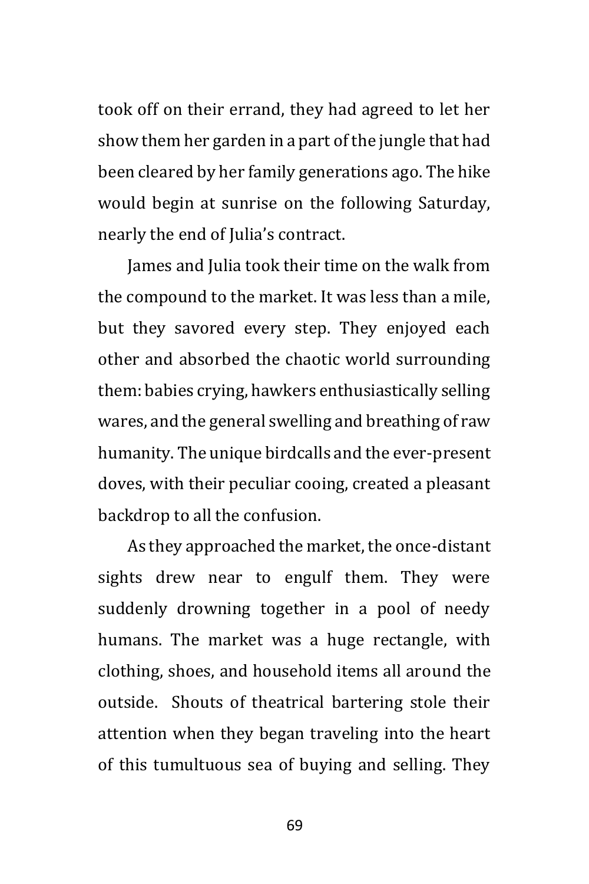took off on their errand, they had agreed to let her show them her garden in a part of the jungle that had been cleared by her family generations ago. The hike would begin at sunrise on the following Saturday, nearly the end of Julia's contract.

James and Julia took their time on the walk from the compound to the market. It was less than a mile, but they savored every step. They enjoyed each other and absorbed the chaotic world surrounding them: babies crying, hawkers enthusiastically selling wares, and the general swelling and breathing of raw humanity. The unique birdcalls and the ever-present doves, with their peculiar cooing, created a pleasant backdrop to all the confusion.

As they approached the market, the once-distant sights drew near to engulf them. They were suddenly drowning together in a pool of needy humans. The market was a huge rectangle, with clothing, shoes, and household items all around the outside. Shouts of theatrical bartering stole their attention when they began traveling into the heart of this tumultuous sea of buying and selling. They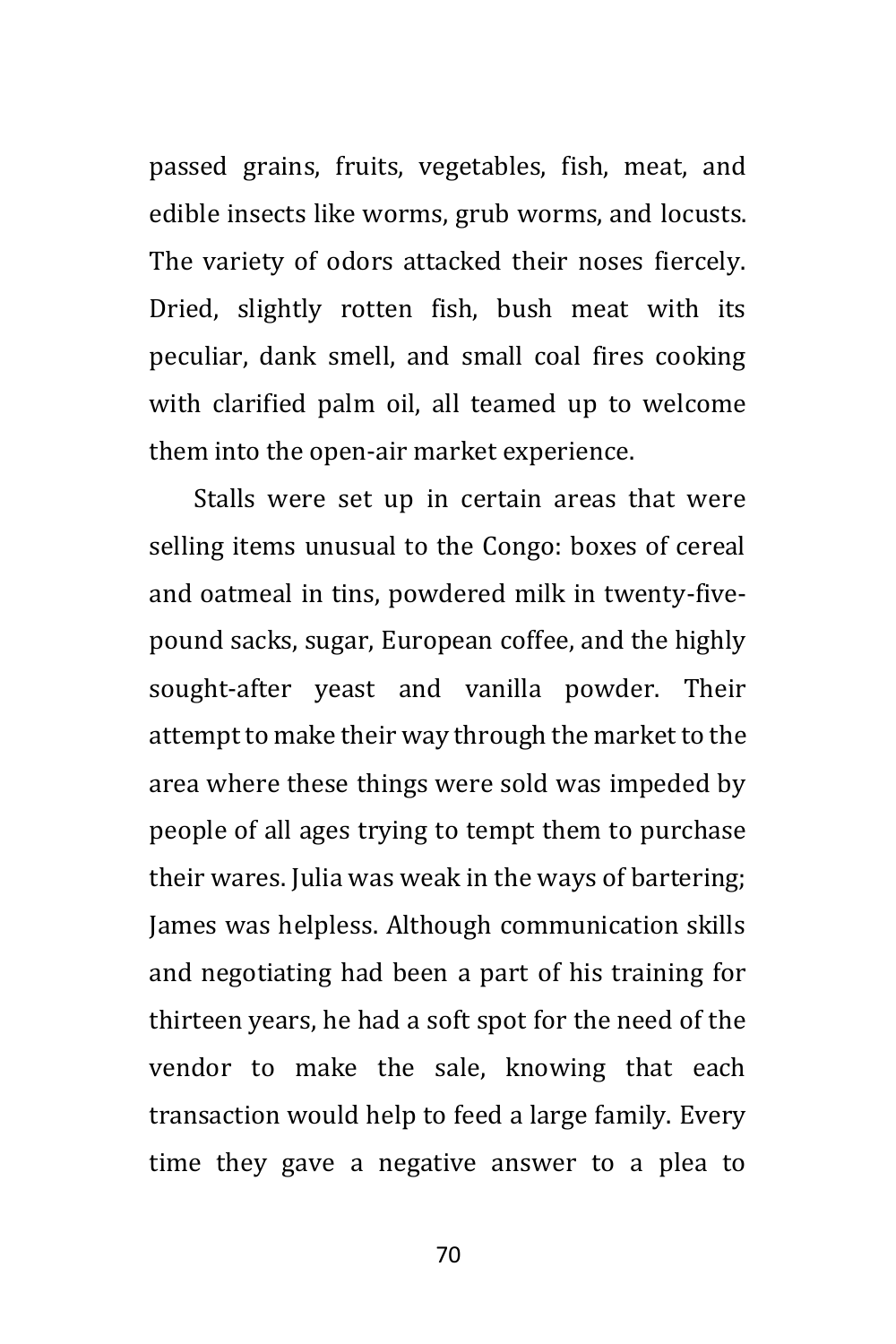passed grains, fruits, vegetables, fish, meat, and edible insects like worms, grub worms, and locusts. The variety of odors attacked their noses fiercely. Dried, slightly rotten fish, bush meat with its peculiar, dank smell, and small coal fires cooking with clarified palm oil, all teamed up to welcome them into the open-air market experience.

Stalls were set up in certain areas that were selling items unusual to the Congo: boxes of cereal and oatmeal in tins, powdered milk in twenty-five-pound sacks, sugar, European coffee, and the highly sought-after yeast and vanilla powder. Their attempt to make their way through the market to the area where these things were sold was impeded by people of all ages trying to tempt them to purchase their wares. Julia was weak in the ways of bartering; James was helpless. Although communication skills and negotiating had been a part of his training for thirteen years, he had a soft spot for the need of the vendor to make the sale, knowing that each transaction would help to feed a large family. Every time they gave a negative answer to a plea to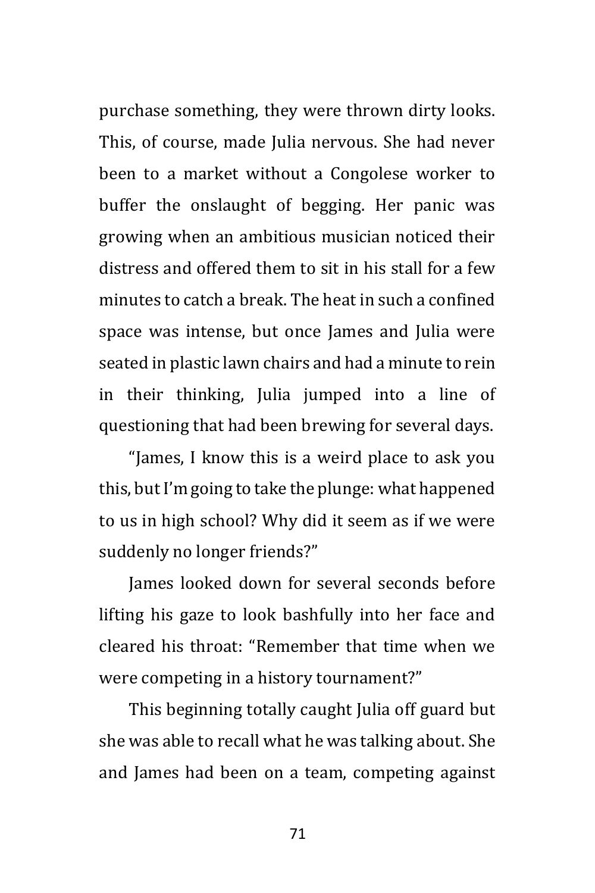purchase something, they were thrown dirty looks. This, of course, made Julia nervous. She had never been to a market without a Congolese worker to buffer the onslaught of begging. Her panic was growing when an ambitious musician noticed their distress and offered them to sit in his stall for a few minutes to catch a break. The heat in such a confined space was intense, but once James and Julia were seated in plastic lawn chairs and had a minute to rein in their thinking, Julia jumped into a line of questioning that had been brewing for several days.

"James, I know this is a weird place to ask you this, but I'm going to take the plunge: what happened to us in high school? Why did it seem as if we were suddenly no longer friends?"

James looked down for several seconds before lifting his gaze to look bashfully into her face and cleared his throat: "Remember that time when we were competing in a history tournament?"

This beginning totally caught Julia off guard but she was able to recall what he was talking about. She and James had been on a team, competing against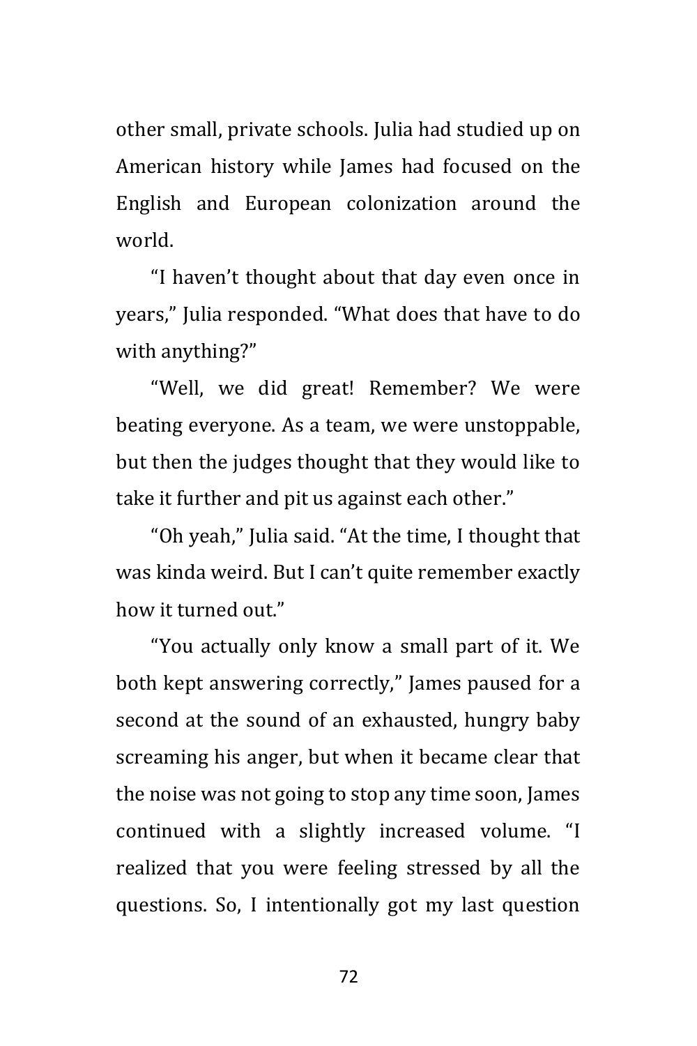other small, private schools. Julia had studied up on American history while James had focused on the English and European colonization around the world.

"I haven't thought about that day even once in years," Julia responded. "What does that have to do with anything?"

"Well, we did great! Remember? We were beating everyone. As a team, we were unstoppable, but then the judges thought that they would like to take it further and pit us against each other."

"Oh yeah," Julia said. "At the time, I thought that was kinda weird. But I can't quite remember exactly how it turned out."

"You actually only know a small part of it. We both kept answering correctly," James paused for a second at the sound of an exhausted, hungry baby screaming his anger, but when it became clear that the noise was not going to stop any time soon, James continued with a slightly increased volume. "I realized that you were feeling stressed by all the questions. So, I intentionally got my last question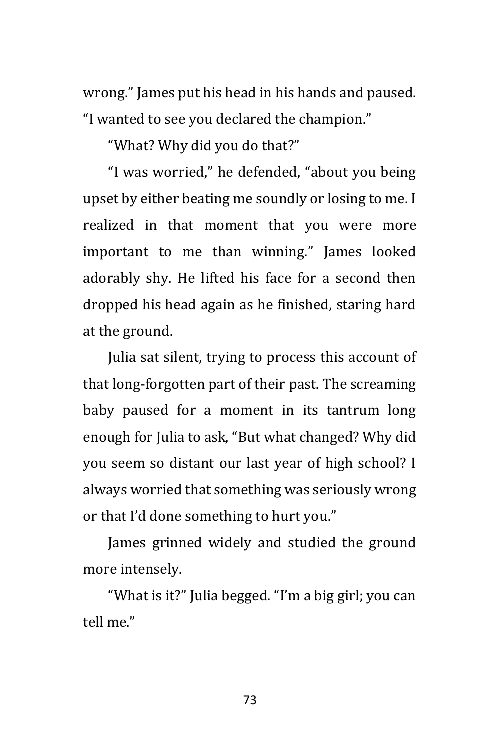wrong." James put his head in his hands and paused. "I wanted to see you declared the champion."

"What? Why did you do that?"

"I was worried," he defended, "about you being upset by either beating me soundly or losing to me. I realized in that moment that you were more important to me than winning." James looked adorably shy. He lifted his face for a second then dropped his head again as he finished, staring hard at the ground.

Julia sat silent, trying to process this account of that long-forgotten part of their past. The screaming baby paused for a moment in its tantrum long enough for Julia to ask, "But what changed? Why did you seem so distant our last year of high school? I always worried that something was seriously wrong or that I'd done something to hurt you."

James grinned widely and studied the ground more intensely.

"What is it?" Julia begged. "I'm a big girl; you can tell me."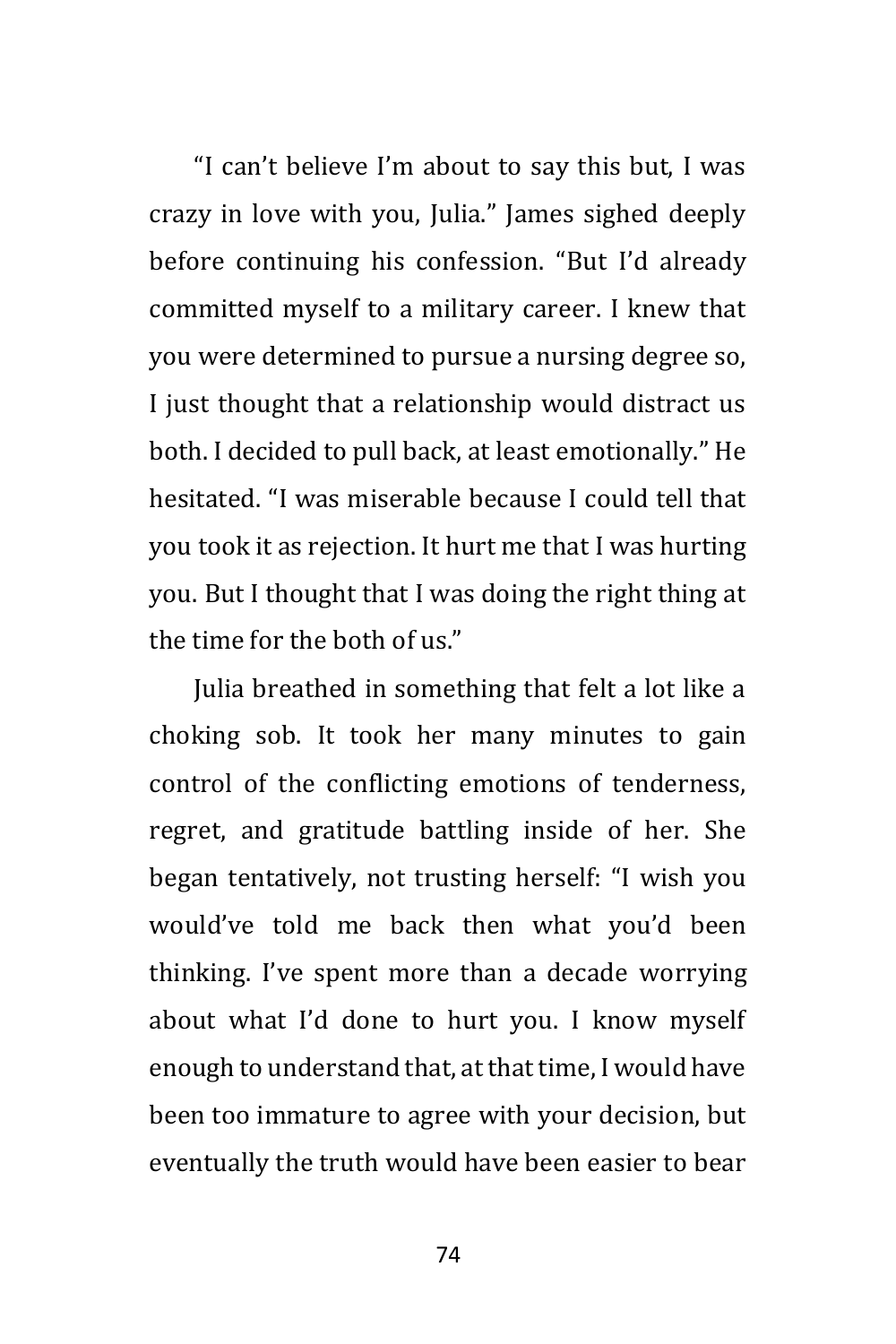"I can't believe I'm about to say this but, I was crazy in love with you, Julia." James sighed deeply before continuing his confession. "But I'd already committed myself to a military career. I knew that you were determined to pursue a nursing degree so, I just thought that a relationship would distract us both. I decided to pull back, at least emotionally." He hesitated. "I was miserable because I could tell that you took it as rejection. It hurt me that I was hurting you. But I thought that I was doing the right thing at the time for the both of us."

Julia breathed in something that felt a lot like a choking sob. It took her many minutes to gain control of the conflicting emotions of tenderness, regret, and gratitude battling inside of her. She began tentatively, not trusting herself: "I wish you would've told me back then what you'd been thinking. I've spent more than a decade worrying about what I'd done to hurt you. I know myself enough to understand that, at that time, I would have been too immature to agree with your decision, but eventually the truth would have been easier to bear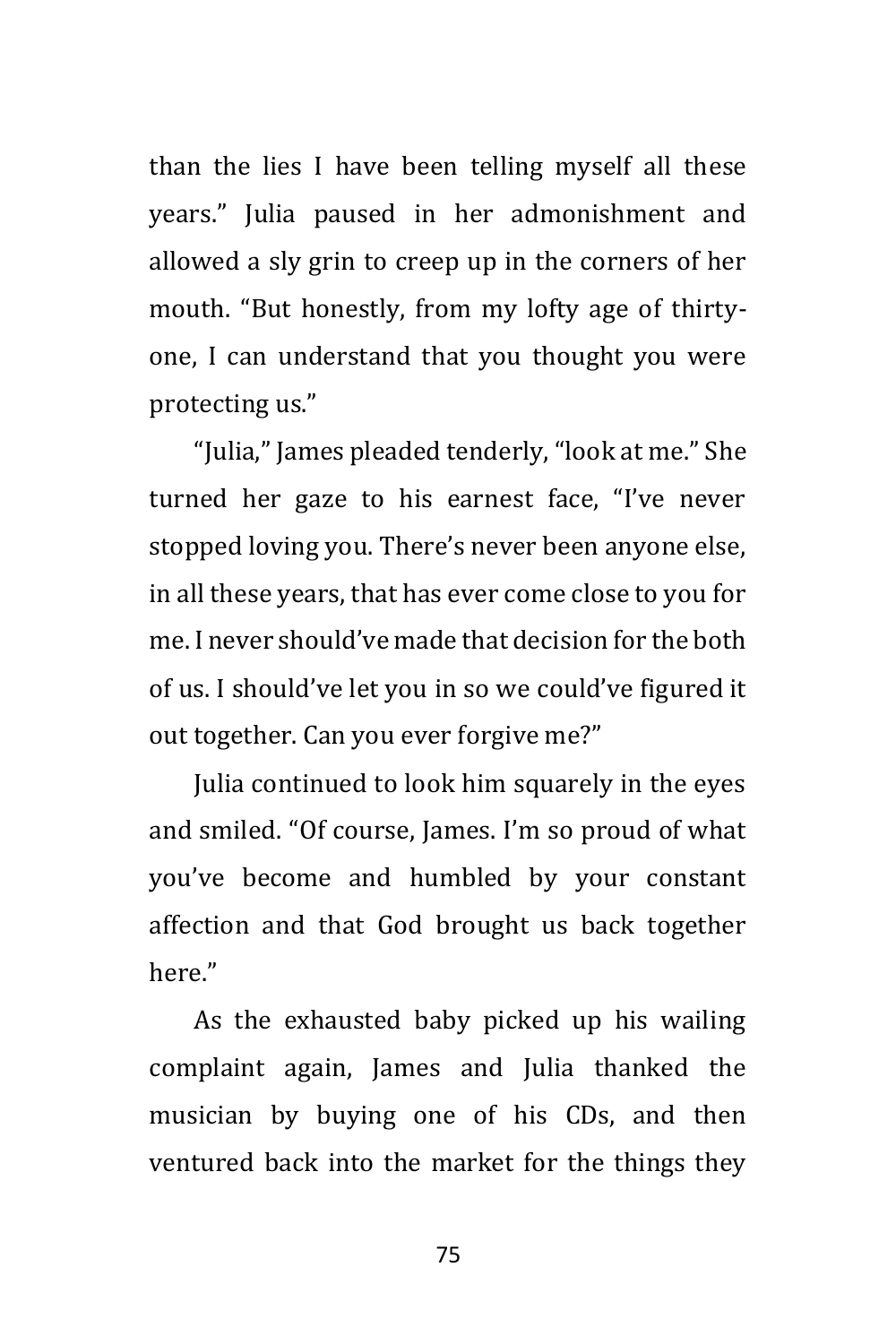than the lies I have been telling myself all these years." Julia paused in her admonishment and allowed a sly grin to creep up in the corners of her mouth. "But honestly, from my lofty age of thirty-one, I can understand that you thought you were protecting us."

"Julia," James pleaded tenderly, "look at me." She turned her gaze to his earnest face, "I've never stopped loving you. There's never been anyone else, in all these years, that has ever come close to you for me. I never should've made that decision for the both of us. I should've let you in so we could've figured it out together. Can you ever forgive me?"

Julia continued to look him squarely in the eyes and smiled. "Of course, James. I'm so proud of what you've become and humbled by your constant affection and that God brought us back together here."

As the exhausted baby picked up his wailing complaint again, James and Julia thanked the musician by buying one of his CDs, and then ventured back into the market for the things they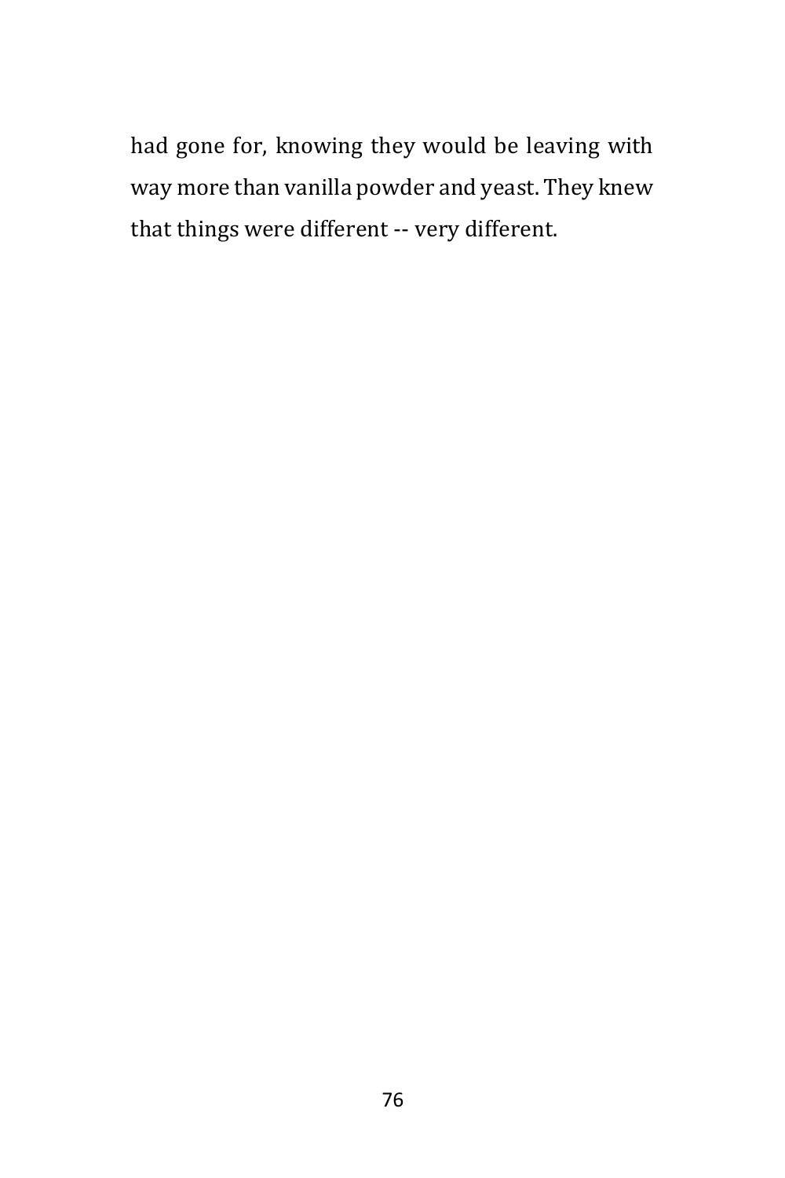had gone for, knowing they would be leaving with way more than vanilla powder and yeast. They knew that things were different -- very different.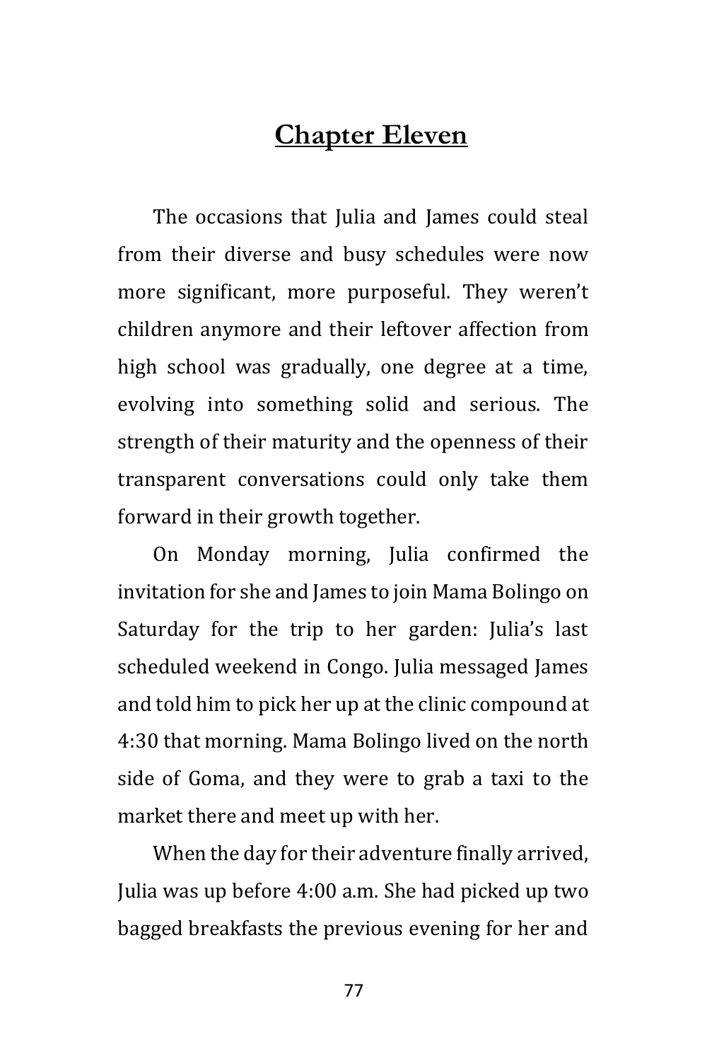# Chapter Eleven

The occasions that Julia and James could steal from their diverse and busy schedules were now more significant, more purposeful. They weren't children anymore and their leftover affection from high school was gradually, one degree at a time, evolving into something solid and serious. The strength of their maturity and the openness of their transparent conversations could only take them forward in their growth together.

On Monday morning, Julia confirmed the invitation for she and James to join Mama Bolingo on Saturday for the trip to her garden: Julia's last scheduled weekend in Congo. Julia messaged James and told him to pick her up at the clinic compound at 4:30 that morning. Mama Bolingo lived on the north side of Goma, and they were to grab a taxi to the market there and meet up with her.

When the day for their adventure finally arrived, Julia was up before 4:00 a.m. She had picked up two bagged breakfasts the previous evening for her and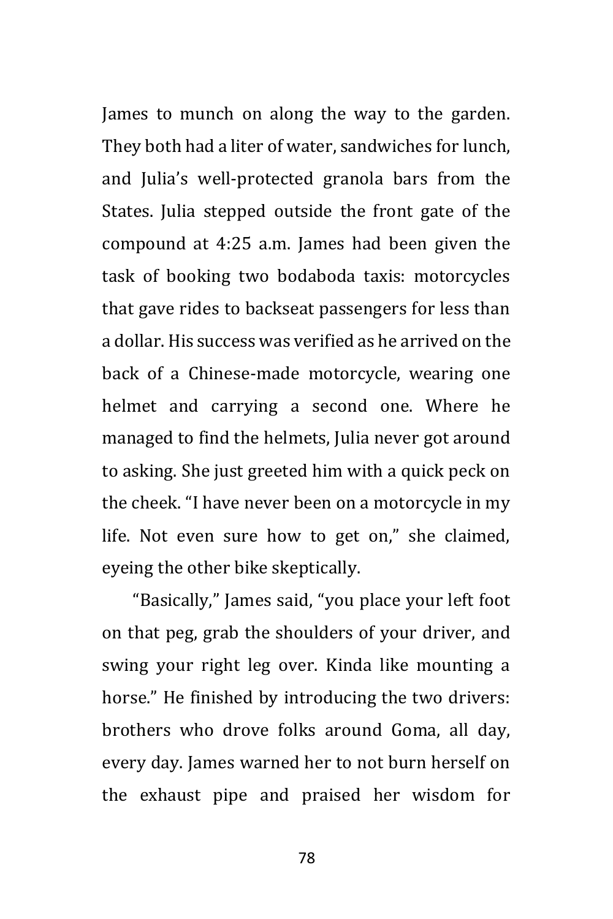James to munch on along the way to the garden. They both had a liter of water, sandwiches for lunch, and Julia's well-protected granola bars from the States. Julia stepped outside the front gate of the compound at 4:25 a.m. James had been given the task of booking two bodaboda taxis: motorcycles that gave rides to backseat passengers for less than a dollar. His success was verified as he arrived on the back of a Chinese-made motorcycle, wearing one helmet and carrying a second one. Where he managed to find the helmets, Julia never got around to asking. She just greeted him with a quick peck on the cheek. "I have never been on a motorcycle in my life. Not even sure how to get on," she claimed, eyeing the other bike skeptically.

"Basically," James said, "you place your left foot on that peg, grab the shoulders of your driver, and swing your right leg over. Kinda like mounting a horse." He finished by introducing the two drivers: brothers who drove folks around Goma, all day, every day. James warned her to not burn herself on the exhaust pipe and praised her wisdom for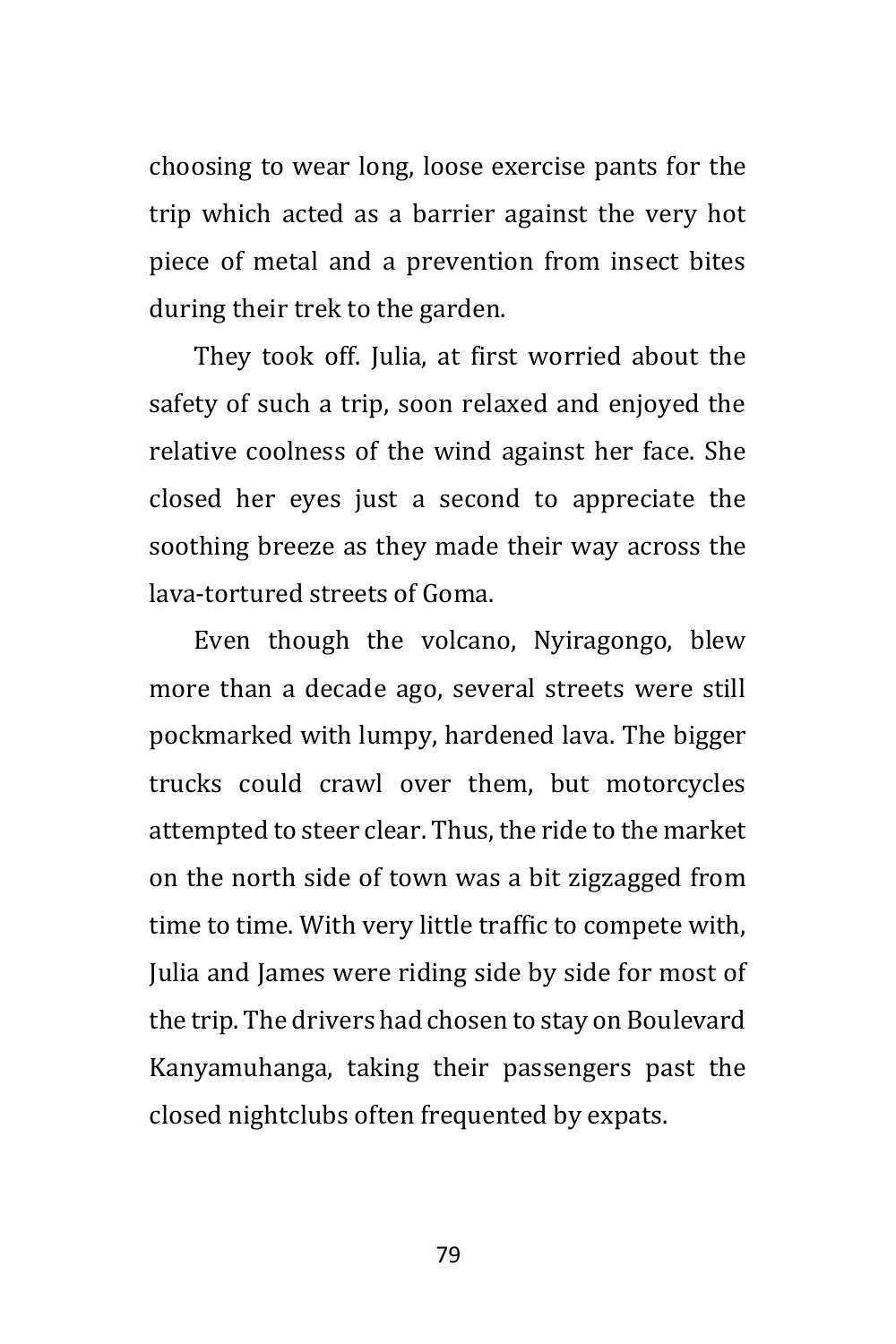choosing to wear long, loose exercise pants for the trip which acted as a barrier against the very hot piece of metal and a prevention from insect bites during their trek to the garden.

They took off. Julia, at first worried about the safety of such a trip, soon relaxed and enjoyed the relative coolness of the wind against her face. She closed her eyes just a second to appreciate the soothing breeze as they made their way across the lava-tortured streets of Goma.

Even though the volcano, Nyiragongo, blew more than a decade ago, several streets were still pockmarked with lumpy, hardened lava. The bigger trucks could crawl over them, but motorcycles attempted to steer clear. Thus, the ride to the market on the north side of town was a bit zigzagged from time to time. With very little traffic to compete with, Julia and James were riding side by side for most of the trip. The drivers had chosen to stay on Boulevard Kanyamuhanga, taking their passengers past the closed nightclubs often frequented by expats.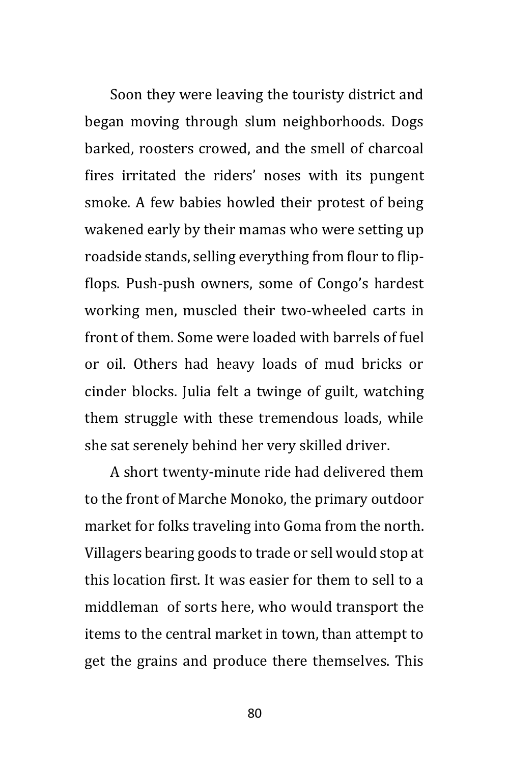Soon they were leaving the touristy district and began moving through slum neighborhoods. Dogs barked, roosters crowed, and the smell of charcoal fires irritated the riders' noses with its pungent smoke. A few babies howled their protest of being wakened early by their mamas who were setting up roadside stands, selling everything from flour to flip-flops. Push-push owners, some of Congo's hardest working men, muscled their two-wheeled carts in front of them. Some were loaded with barrels of fuel or oil. Others had heavy loads of mud bricks or cinder blocks. Julia felt a twinge of guilt, watching them struggle with these tremendous loads, while she sat serenely behind her very skilled driver.

A short twenty-minute ride had delivered them to the front of Marche Monoko, the primary outdoor market for folks traveling into Goma from the north. Villagers bearing goods to trade or sell would stop at this location first. It was easier for them to sell to a middleman of sorts here, who would transport the items to the central market in town, than attempt to get the grains and produce there themselves. This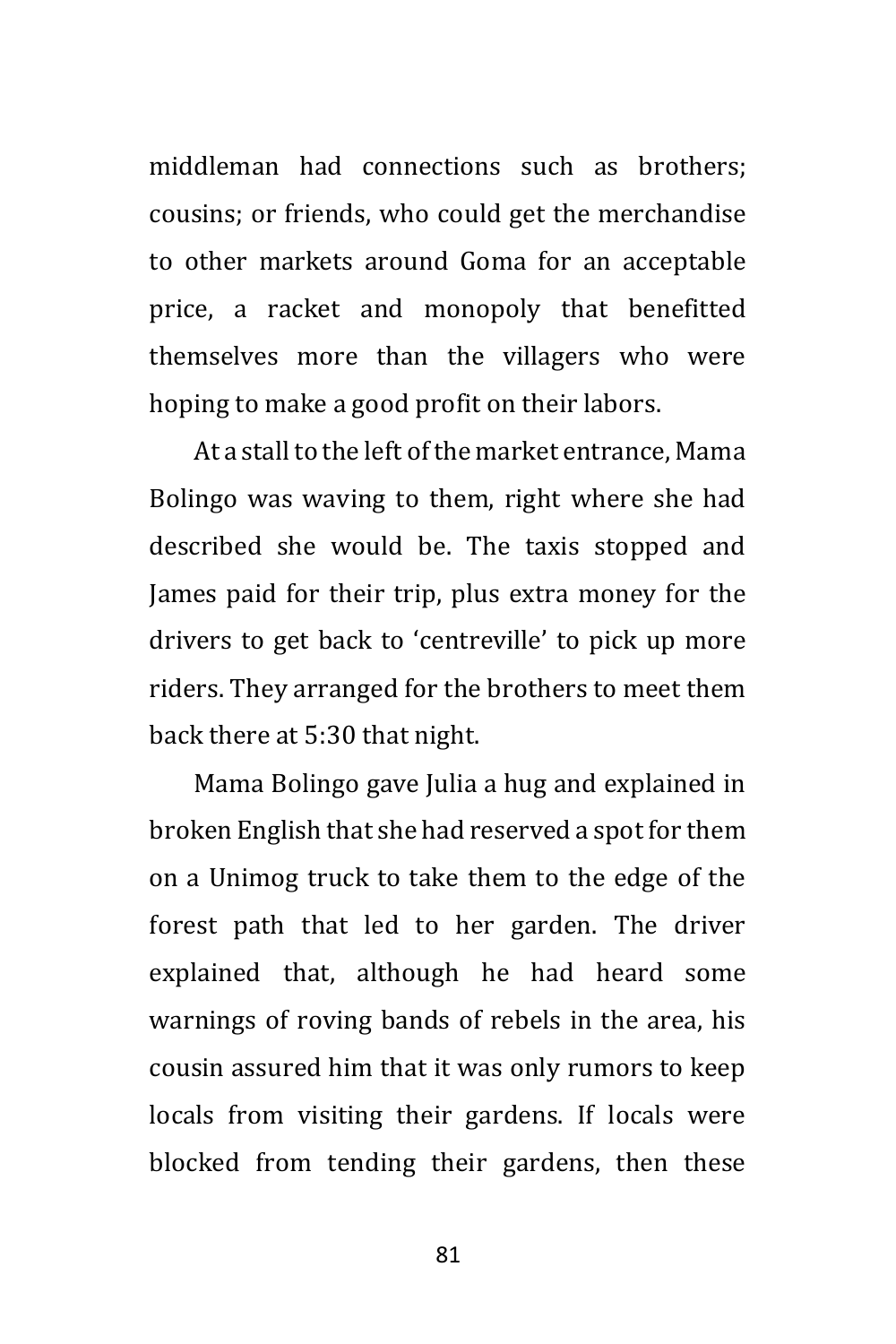middleman had connections such as brothers; cousins; or friends, who could get the merchandise to other markets around Goma for an acceptable price, a racket and monopoly that benefitted themselves more than the villagers who were hoping to make a good profit on their labors.

At a stall to the left of the market entrance, Mama Bolingo was waving to them, right where she had described she would be. The taxis stopped and James paid for their trip, plus extra money for the drivers to get back to 'centreville' to pick up more riders. They arranged for the brothers to meet them back there at 5:30 that night.

Mama Bolingo gave Julia a hug and explained in broken English that she had reserved a spot for them on a Unimog truck to take them to the edge of the forest path that led to her garden. The driver explained that, although he had heard some warnings of roving bands of rebels in the area, his cousin assured him that it was only rumors to keep locals from visiting their gardens. If locals were blocked from tending their gardens, then these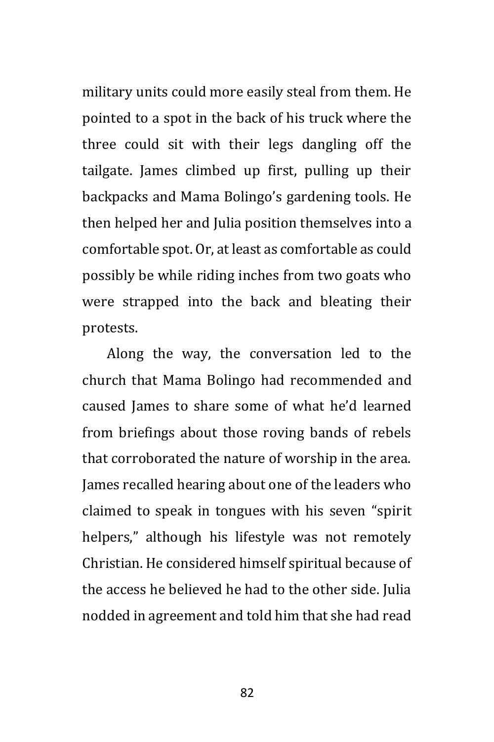military units could more easily steal from them. He pointed to a spot in the back of his truck where the three could sit with their legs dangling off the tailgate. James climbed up first, pulling up their backpacks and Mama Bolingo's gardening tools. He then helped her and Julia position themselves into a comfortable spot. Or, at least as comfortable as could possibly be while riding inches from two goats who were strapped into the back and bleating their protests.

Along the way, the conversation led to the church that Mama Bolingo had recommended and caused James to share some of what he'd learned from briefings about those roving bands of rebels that corroborated the nature of worship in the area. James recalled hearing about one of the leaders who claimed to speak in tongues with his seven "spirit helpers," although his lifestyle was not remotely Christian. He considered himself spiritual because of the access he believed he had to the other side. Julia nodded in agreement and told him that she had read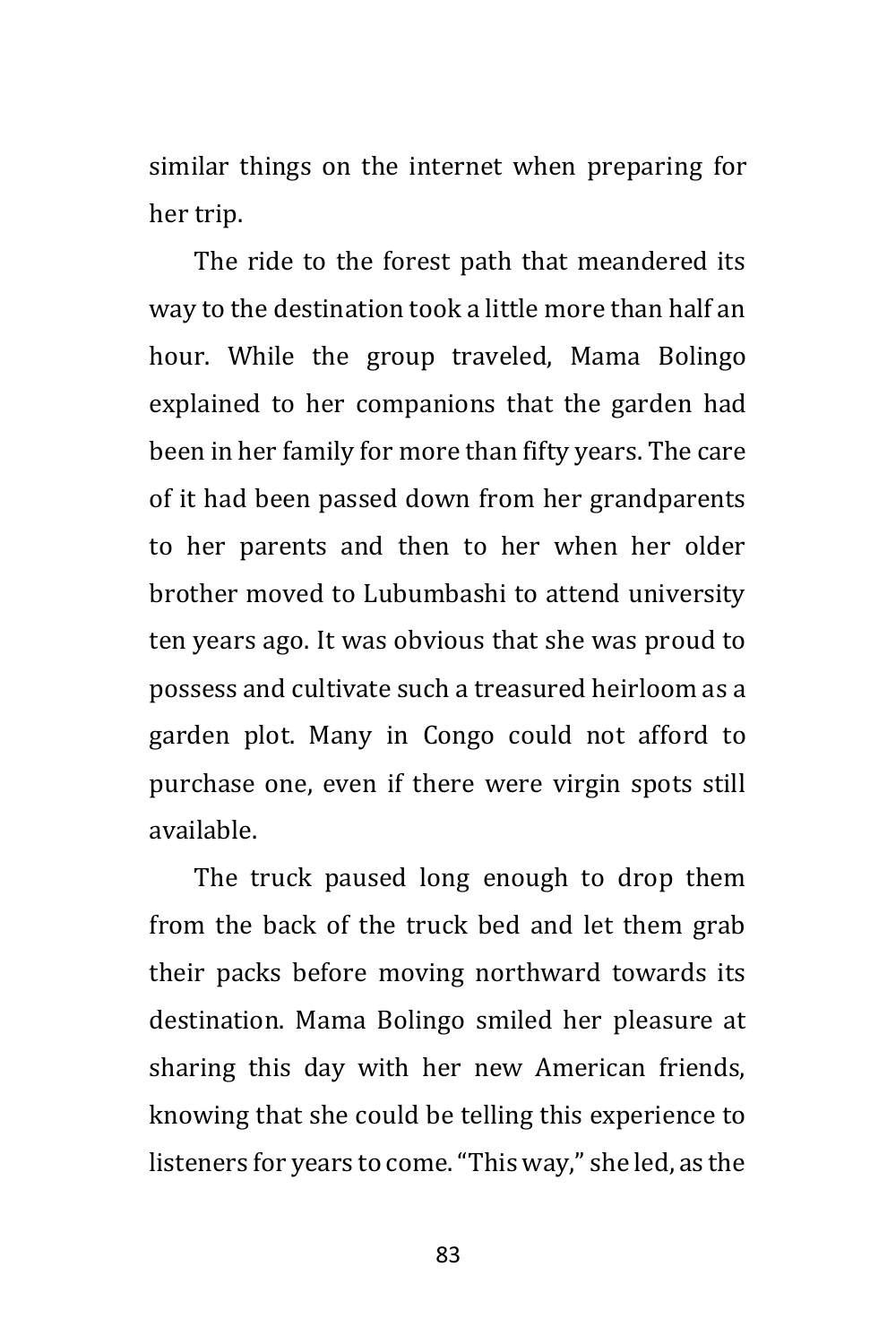similar things on the internet when preparing for her trip.

The ride to the forest path that meandered its way to the destination took a little more than half an hour. While the group traveled, Mama Bolingo explained to her companions that the garden had been in her family for more than fifty years. The care of it had been passed down from her grandparents to her parents and then to her when her older brother moved to Lubumbashi to attend university ten years ago. It was obvious that she was proud to possess and cultivate such a treasured heirloom as a garden plot. Many in Congo could not afford to purchase one, even if there were virgin spots still available.

The truck paused long enough to drop them from the back of the truck bed and let them grab their packs before moving northward towards its destination. Mama Bolingo smiled her pleasure at sharing this day with her new American friends, knowing that she could be telling this experience to listeners for years to come. "This way," she led, as the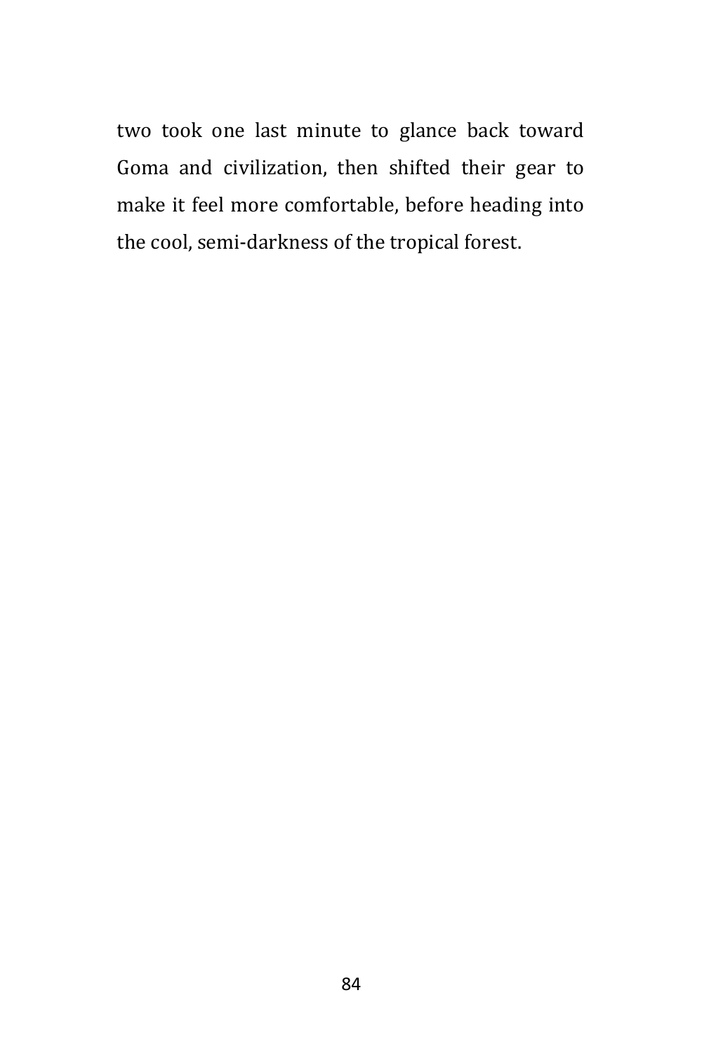two took one last minute to glance back toward Goma and civilization, then shifted their gear to make it feel more comfortable, before heading into the cool, semi-darkness of the tropical forest.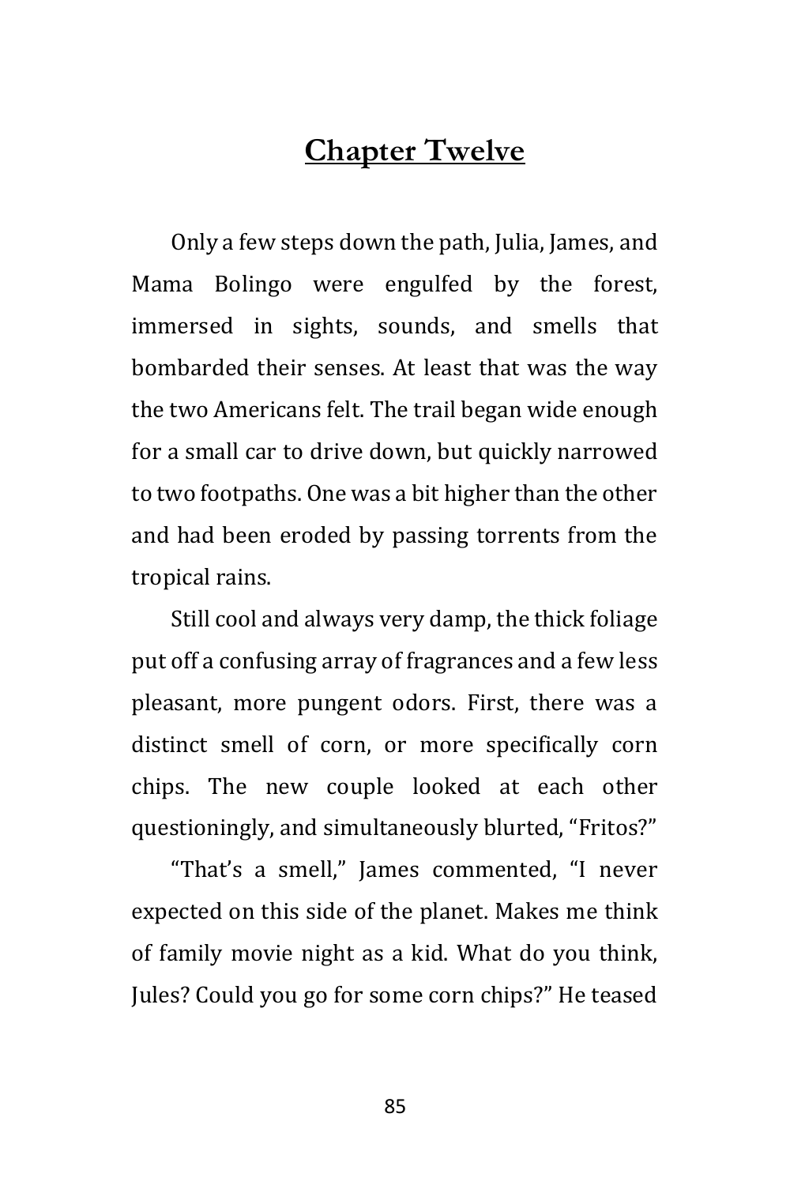## Chapter Twelve

Only a few steps down the path, Julia, James, and Mama Bolingo were engulfed by the forest, immersed in sights, sounds, and smells that bombarded their senses. At least that was the way the two Americans felt. The trail began wide enough for a small car to drive down, but quickly narrowed to two footpaths. One was a bit higher than the other and had been eroded by passing torrents from the tropical rains.

Still cool and always very damp, the thick foliage put off a confusing array of fragrances and a few less pleasant, more pungent odors. First, there was a distinct smell of corn, or more specifically corn chips. The new couple looked at each other questioningly, and simultaneously blurted, "Fritos?"

"That's a smell," James commented, "I never expected on this side of the planet. Makes me think of family movie night as a kid. What do you think, Jules? Could you go for some corn chips?" He teased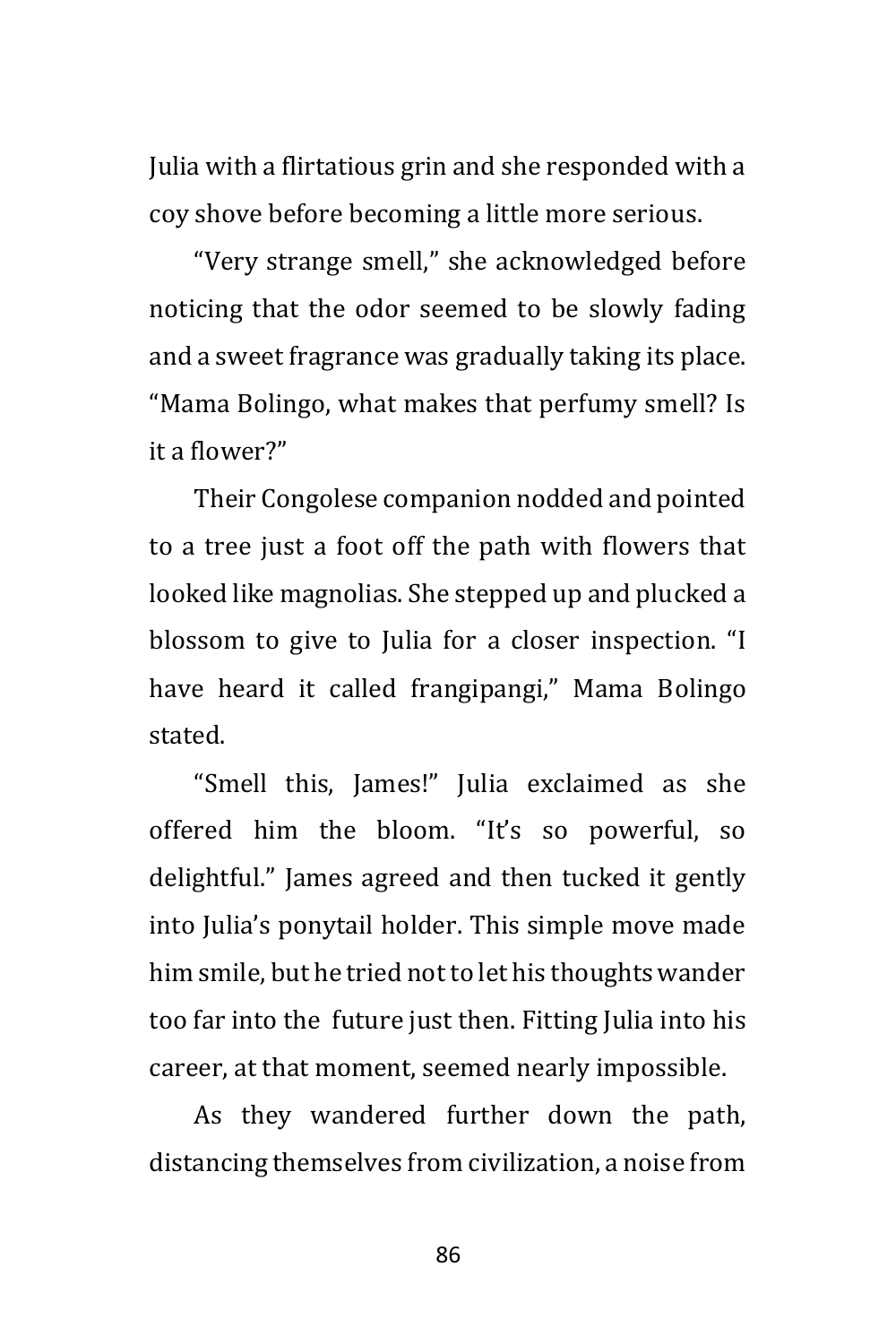Julia with a flirtatious grin and she responded with a coy shove before becoming a little more serious.

"Very strange smell," she acknowledged before noticing that the odor seemed to be slowly fading and a sweet fragrance was gradually taking its place. "Mama Bolingo, what makes that perfumy smell? Is it a flower?"

Their Congolese companion nodded and pointed to a tree just a foot off the path with flowers that looked like magnolias. She stepped up and plucked a blossom to give to Julia for a closer inspection. "I have heard it called frangipangi," Mama Bolingo stated.

"Smell this, James!" Julia exclaimed as she offered him the bloom. "It's so powerful, so delightful." James agreed and then tucked it gently into Julia's ponytail holder. This simple move made him smile, but he tried not to let his thoughts wander too far into the future just then. Fitting Julia into his career, at that moment, seemed nearly impossible.

As they wandered further down the path, distancing themselves from civilization, a noise from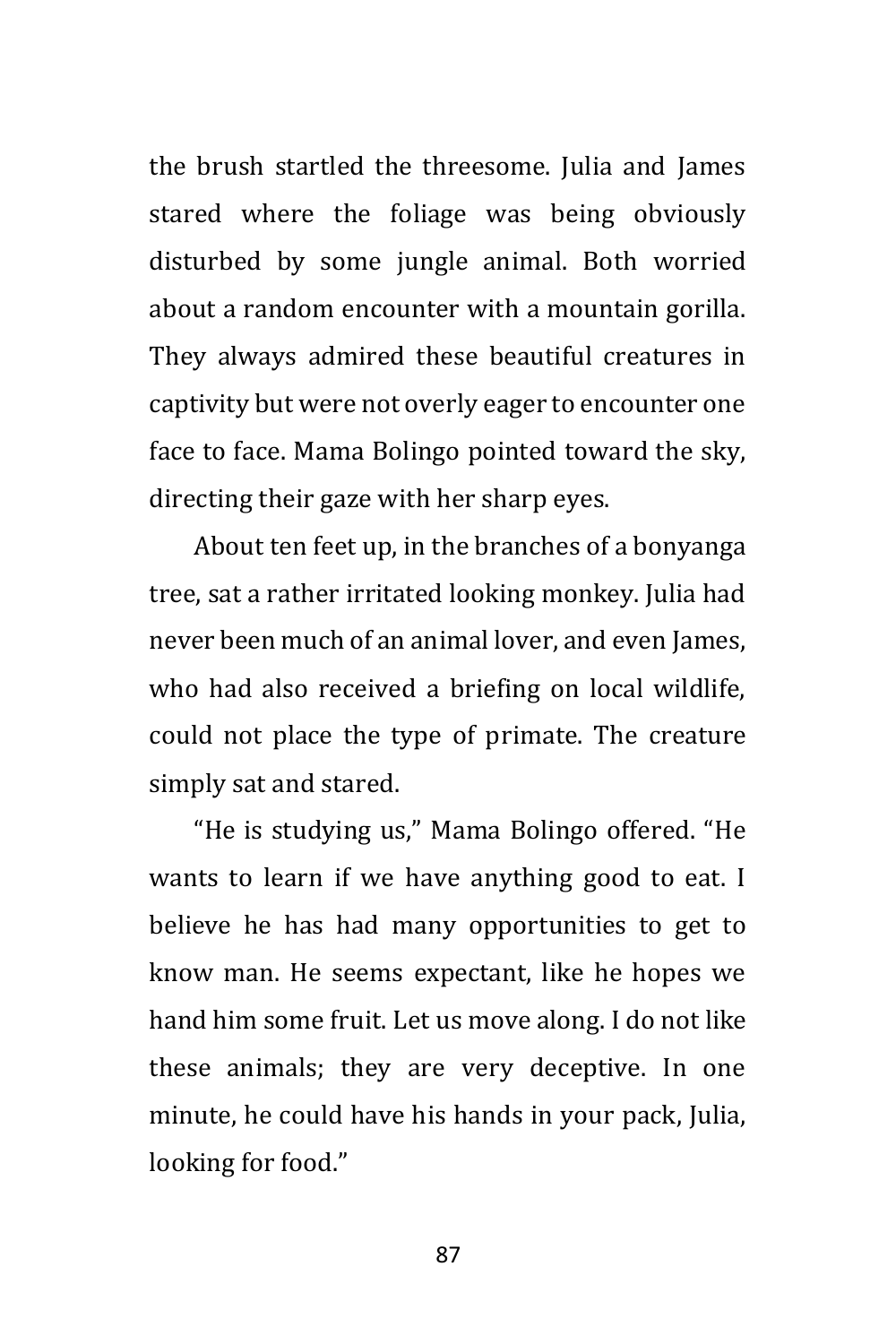the brush startled the threesome. Julia and James stared where the foliage was being obviously disturbed by some jungle animal. Both worried about a random encounter with a mountain gorilla. They always admired these beautiful creatures in captivity but were not overly eager to encounter one face to face. Mama Bolingo pointed toward the sky, directing their gaze with her sharp eyes.

About ten feet up, in the branches of a bonyanga tree, sat a rather irritated looking monkey. Julia had never been much of an animal lover, and even James, who had also received a briefing on local wildlife, could not place the type of primate. The creature simply sat and stared.

"He is studying us," Mama Bolingo offered. "He wants to learn if we have anything good to eat. I believe he has had many opportunities to get to know man. He seems expectant, like he hopes we hand him some fruit. Let us move along. I do not like these animals; they are very deceptive. In one minute, he could have his hands in your pack, Julia, looking for food."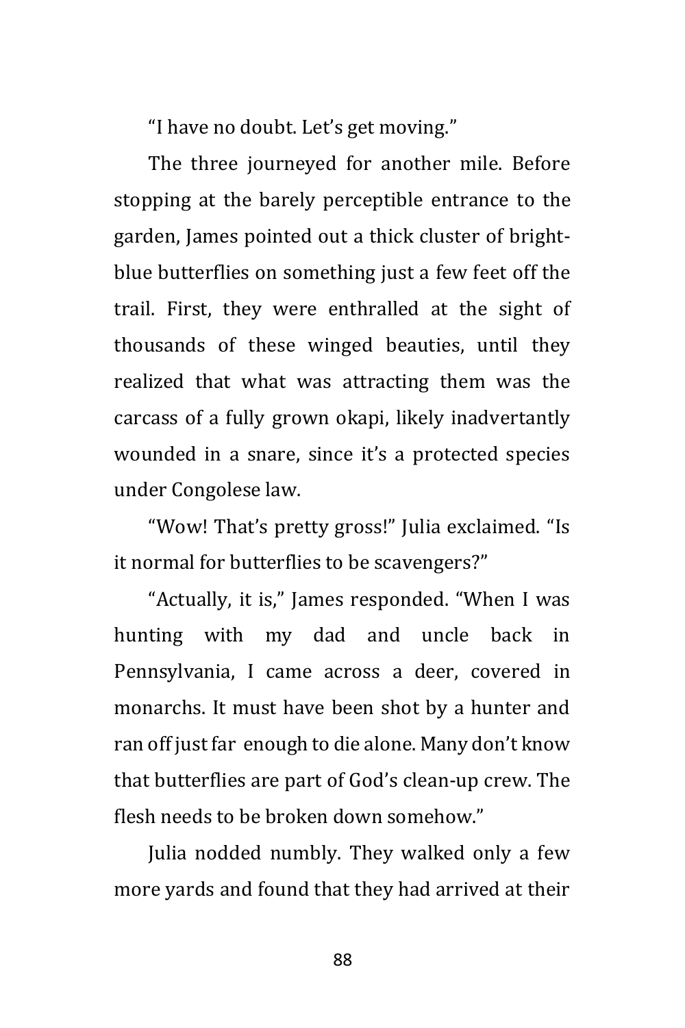"I have no doubt. Let's get moving."

The three journeyed for another mile. Before stopping at the barely perceptible entrance to the garden, James pointed out a thick cluster of bright-blue butterflies on something just a few feet off the trail. First, they were enthralled at the sight of thousands of these winged beauties, until they realized that what was attracting them was the carcass of a fully grown okapi, likely inadvertantly wounded in a snare, since it's a protected species under Congolese law.

"Wow! That's pretty gross!" Julia exclaimed. "Is it normal for butterflies to be scavengers?"

"Actually, it is," James responded. "When I was hunting with my dad and uncle back in Pennsylvania, I came across a deer, covered in monarchs. It must have been shot by a hunter and ran off just far enough to die alone. Many don't know that butterflies are part of God's clean-up crew. The flesh needs to be broken down somehow."

Julia nodded numbly. They walked only a few more yards and found that they had arrived at their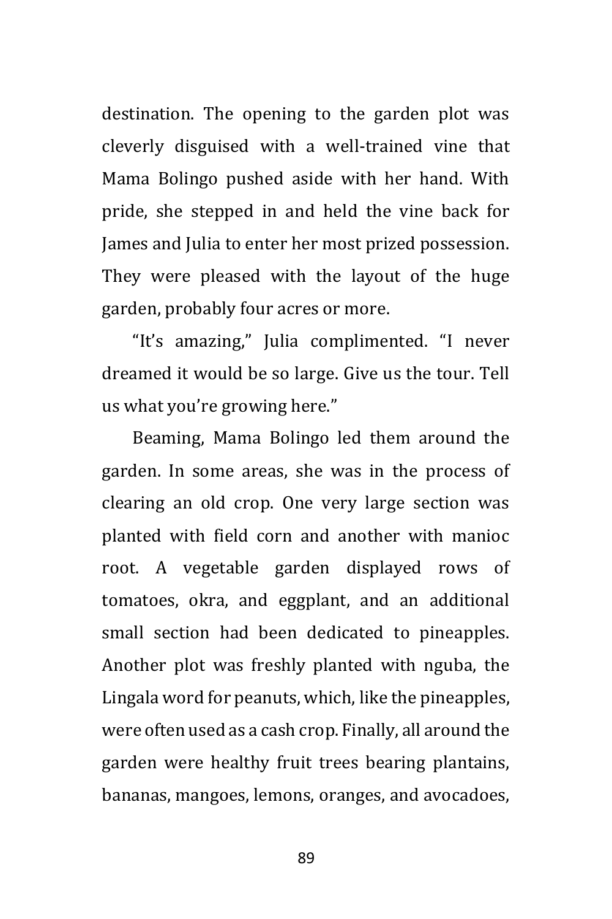destination. The opening to the garden plot was cleverly disguised with a well-trained vine that Mama Bolingo pushed aside with her hand. With pride, she stepped in and held the vine back for James and Julia to enter her most prized possession. They were pleased with the layout of the huge garden, probably four acres or more.

"It's amazing," Julia complimented. "I never dreamed it would be so large. Give us the tour. Tell us what you're growing here."

Beaming, Mama Bolingo led them around the garden. In some areas, she was in the process of clearing an old crop. One very large section was planted with field corn and another with manioc root. A vegetable garden displayed rows of tomatoes, okra, and eggplant, and an additional small section had been dedicated to pineapples. Another plot was freshly planted with nguba, the Lingala word for peanuts, which, like the pineapples, were often used as a cash crop. Finally, all around the garden were healthy fruit trees bearing plantains, bananas, mangoes, lemons, oranges, and avocadoes,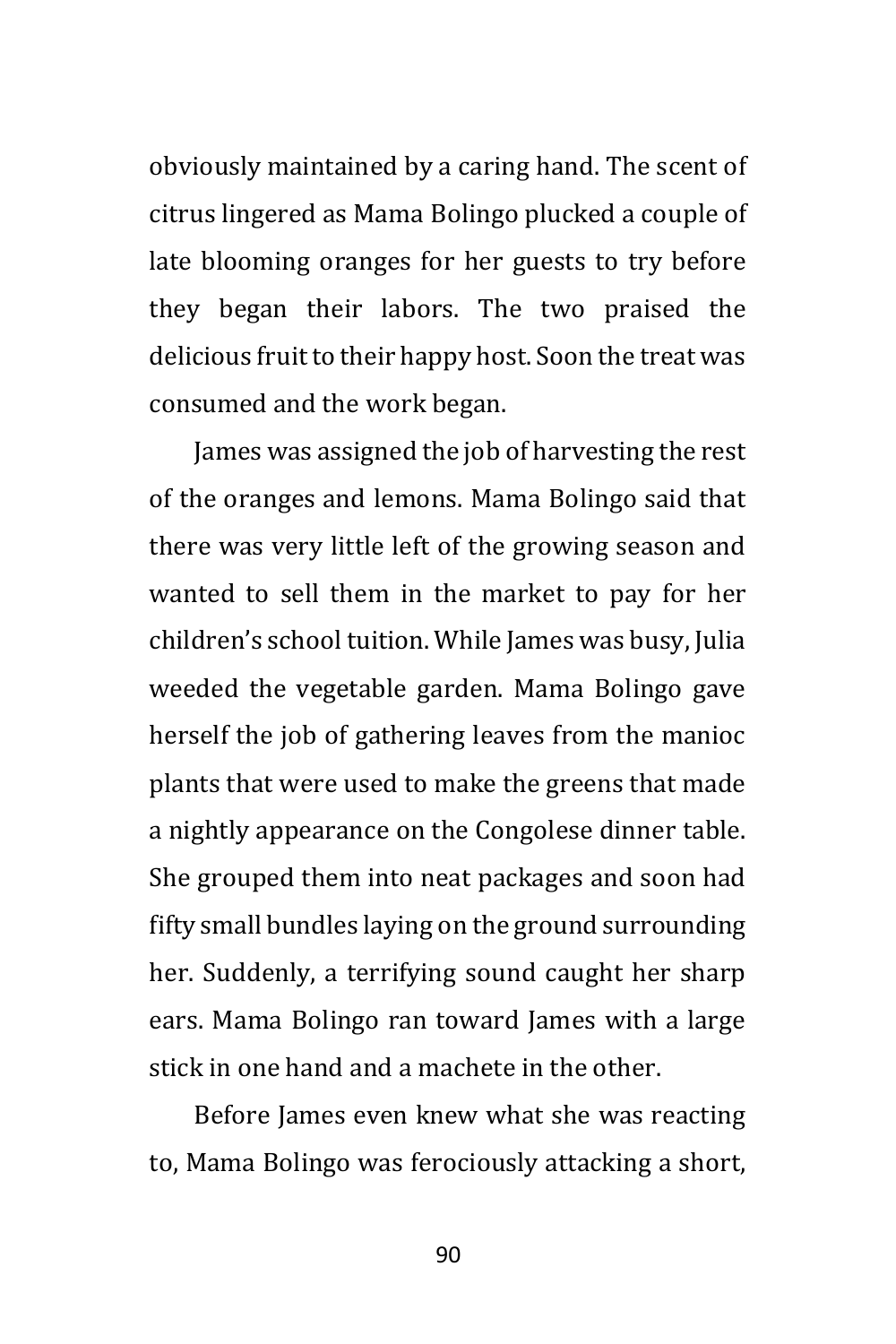obviously maintained by a caring hand. The scent of citrus lingered as Mama Bolingo plucked a couple of late blooming oranges for her guests to try before they began their labors. The two praised the delicious fruit to their happy host. Soon the treat was consumed and the work began.

James was assigned the job of harvesting the rest of the oranges and lemons. Mama Bolingo said that there was very little left of the growing season and wanted to sell them in the market to pay for her children's school tuition. While James was busy, Julia weeded the vegetable garden. Mama Bolingo gave herself the job of gathering leaves from the manioc plants that were used to make the greens that made a nightly appearance on the Congolese dinner table. She grouped them into neat packages and soon had fifty small bundles laying on the ground surrounding her. Suddenly, a terrifying sound caught her sharp ears. Mama Bolingo ran toward James with a large stick in one hand and a machete in the other.

Before James even knew what she was reacting to, Mama Bolingo was ferociously attacking a short,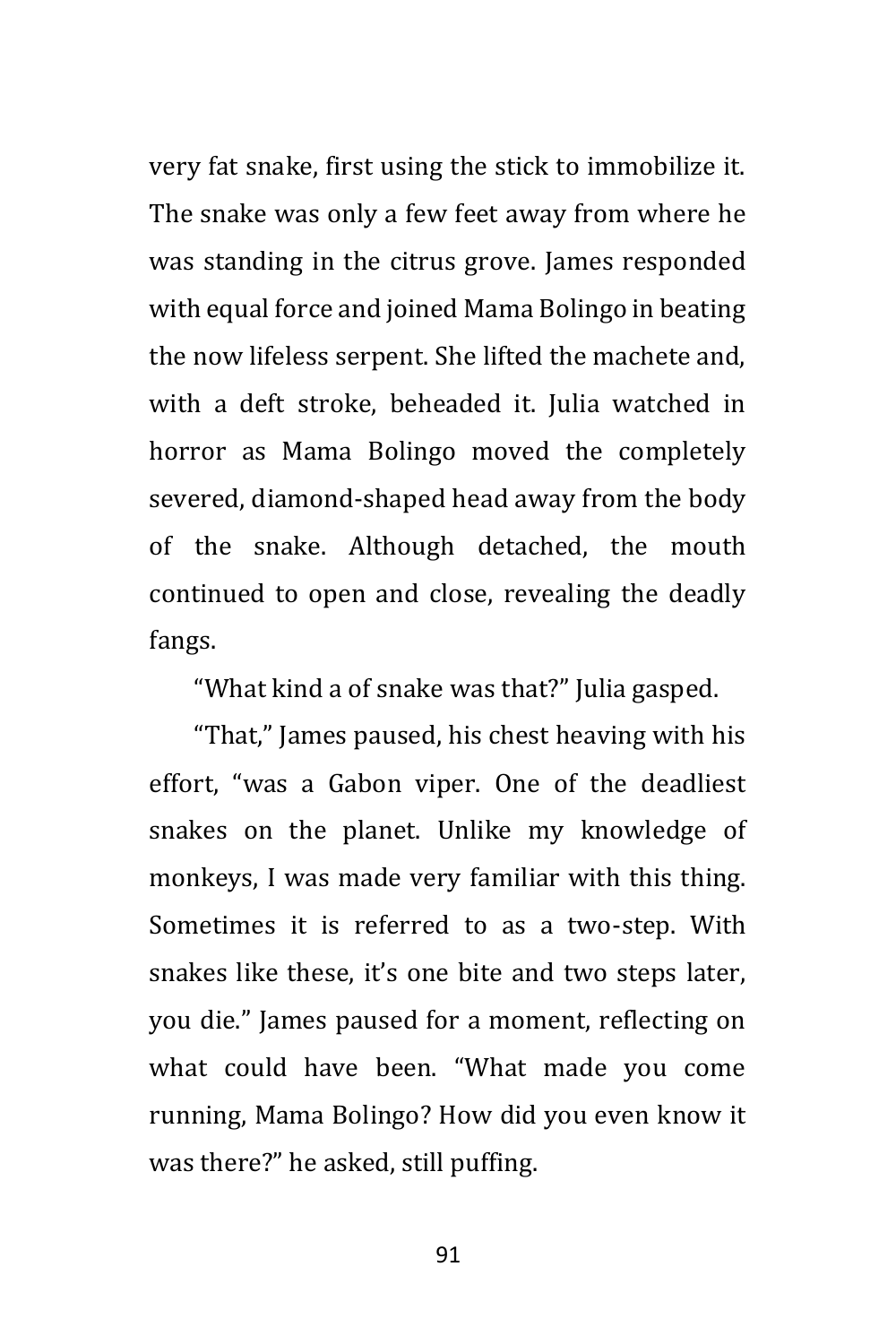very fat snake, first using the stick to immobilize it. The snake was only a few feet away from where he was standing in the citrus grove. James responded with equal force and joined Mama Bolingo in beating the now lifeless serpent. She lifted the machete and, with a deft stroke, beheaded it. Julia watched in horror as Mama Bolingo moved the completely severed, diamond-shaped head away from the body of the snake. Although detached, the mouth continued to open and close, revealing the deadly fangs.

"What kind a of snake was that?" Julia gasped.

"That," James paused, his chest heaving with his effort, "was a Gabon viper. One of the deadliest snakes on the planet. Unlike my knowledge of monkeys, I was made very familiar with this thing. Sometimes it is referred to as a two-step. With snakes like these, it's one bite and two steps later, you die." James paused for a moment, reflecting on what could have been. "What made you come running, Mama Bolingo? How did you even know it was there?" he asked, still puffing.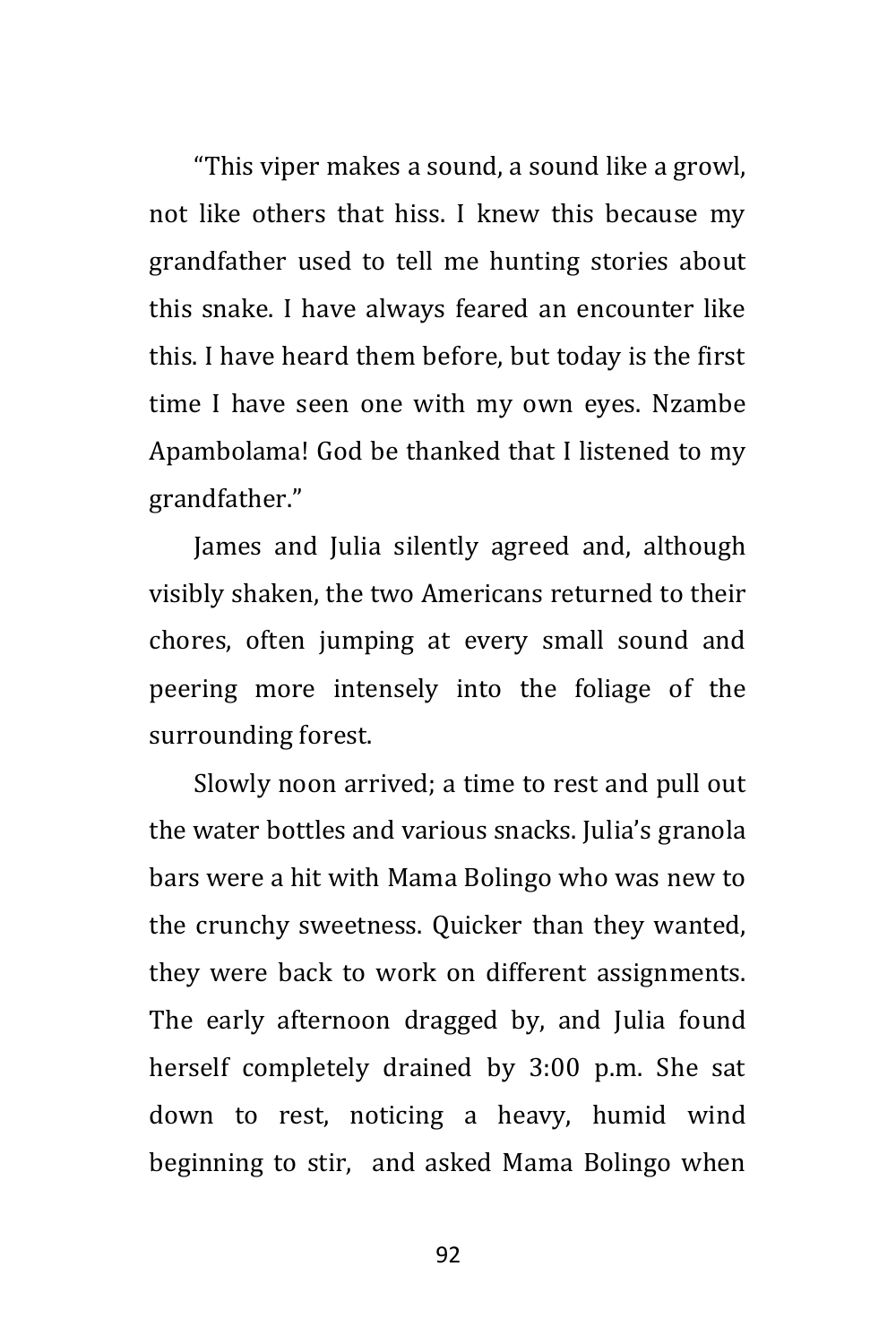"This viper makes a sound, a sound like a growl, not like others that hiss. I knew this because my grandfather used to tell me hunting stories about this snake. I have always feared an encounter like this. I have heard them before, but today is the first time I have seen one with my own eyes. Nzambe Apambolama! God be thanked that I listened to my grandfather."

James and Julia silently agreed and, although visibly shaken, the two Americans returned to their chores, often jumping at every small sound and peering more intensely into the foliage of the surrounding forest.

Slowly noon arrived; a time to rest and pull out the water bottles and various snacks. Julia's granola bars were a hit with Mama Bolingo who was new to the crunchy sweetness. Quicker than they wanted, they were back to work on different assignments. The early afternoon dragged by, and Julia found herself completely drained by 3:00 p.m. She sat down to rest, noticing a heavy, humid wind beginning to stir, and asked Mama Bolingo when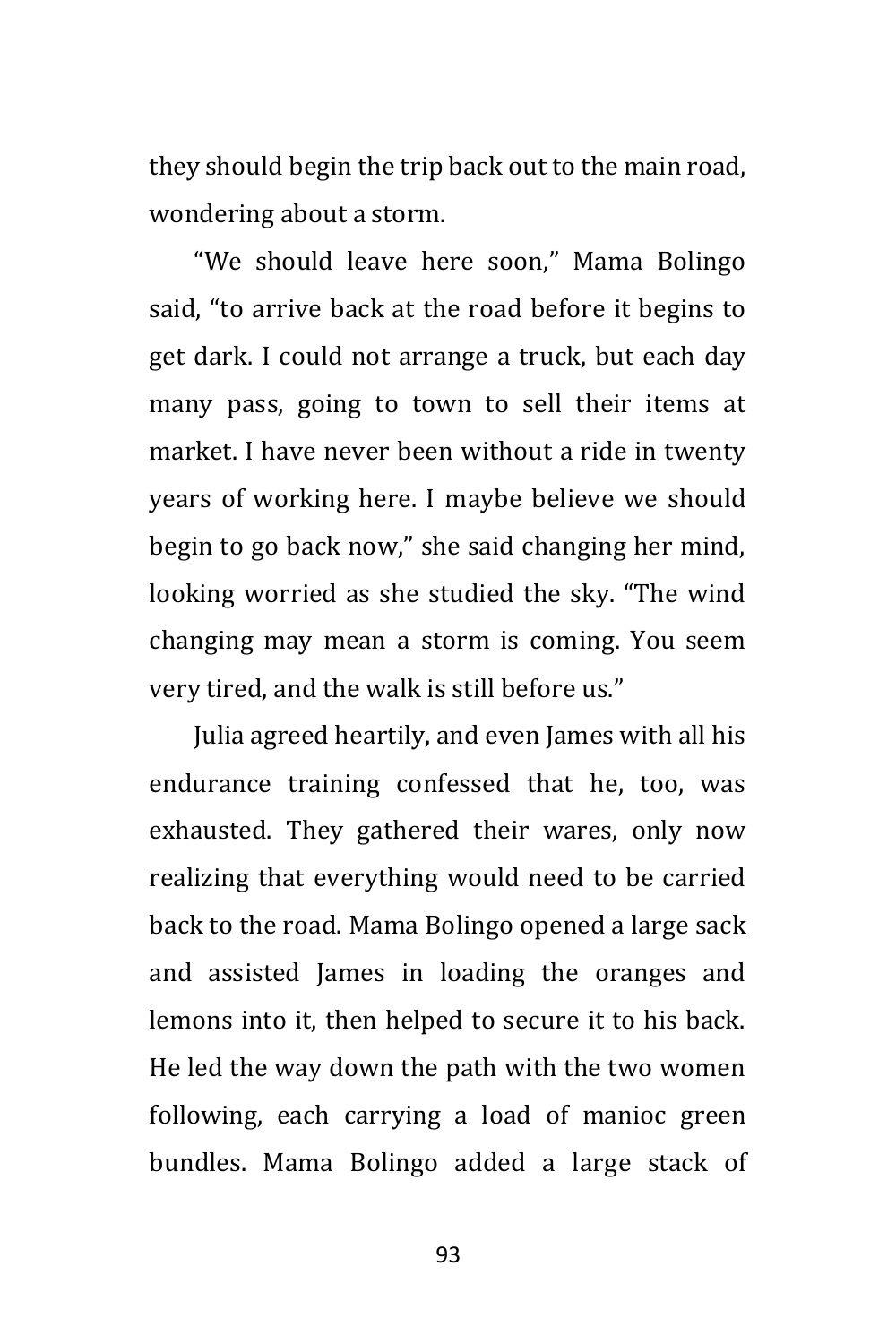they should begin the trip back out to the main road, wondering about a storm.

"We should leave here soon," Mama Bolingo said, "to arrive back at the road before it begins to get dark. I could not arrange a truck, but each day many pass, going to town to sell their items at market. I have never been without a ride in twenty years of working here. I maybe believe we should begin to go back now," she said changing her mind, looking worried as she studied the sky. "The wind changing may mean a storm is coming. You seem very tired, and the walk is still before us."

Julia agreed heartily, and even James with all his endurance training confessed that he, too, was exhausted. They gathered their wares, only now realizing that everything would need to be carried back to the road. Mama Bolingo opened a large sack and assisted James in loading the oranges and lemons into it, then helped to secure it to his back. He led the way down the path with the two women following, each carrying a load of manioc green bundles. Mama Bolingo added a large stack of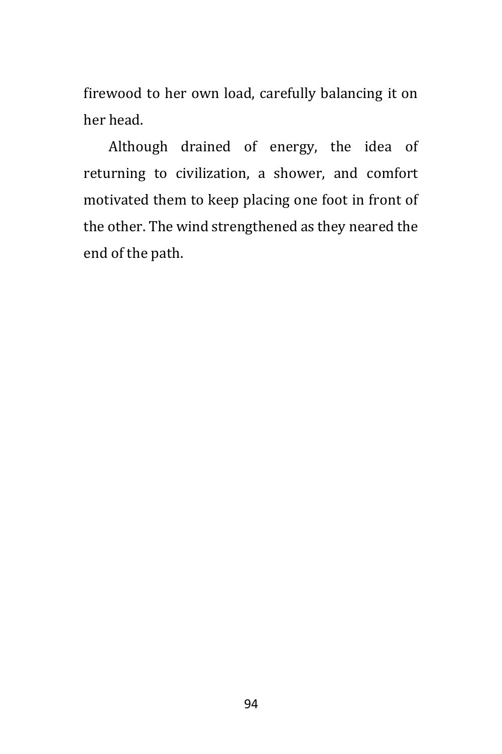firewood to her own load, carefully balancing it on her head.

Although drained of energy, the idea of returning to civilization, a shower, and comfort motivated them to keep placing one foot in front of the other. The wind strengthened as they neared the end of the path.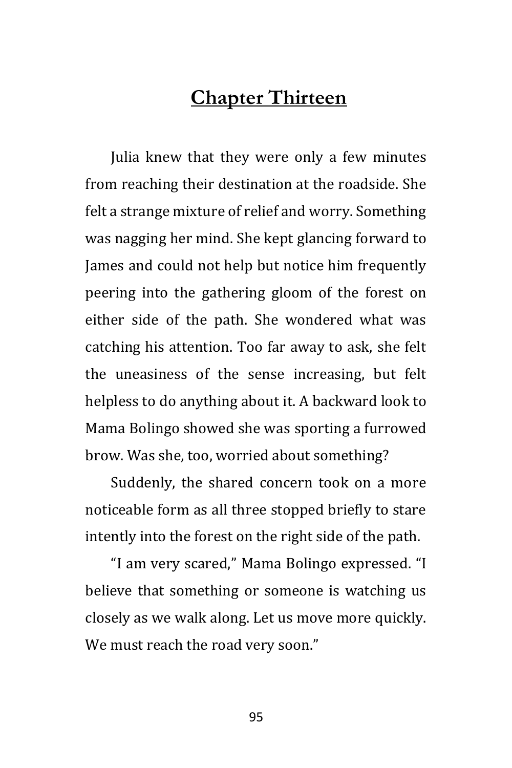# Chapter Thirteen

Julia knew that they were only a few minutes from reaching their destination at the roadside. She felt a strange mixture of relief and worry. Something was nagging her mind. She kept glancing forward to James and could not help but notice him frequently peering into the gathering gloom of the forest on either side of the path. She wondered what was catching his attention. Too far away to ask, she felt the uneasiness of the sense increasing, but felt helpless to do anything about it. A backward look to Mama Bolingo showed she was sporting a furrowed brow. Was she, too, worried about something?

Suddenly, the shared concern took on a more noticeable form as all three stopped briefly to stare intently into the forest on the right side of the path.

"I am very scared," Mama Bolingo expressed. "I believe that something or someone is watching us closely as we walk along. Let us move more quickly. We must reach the road very soon."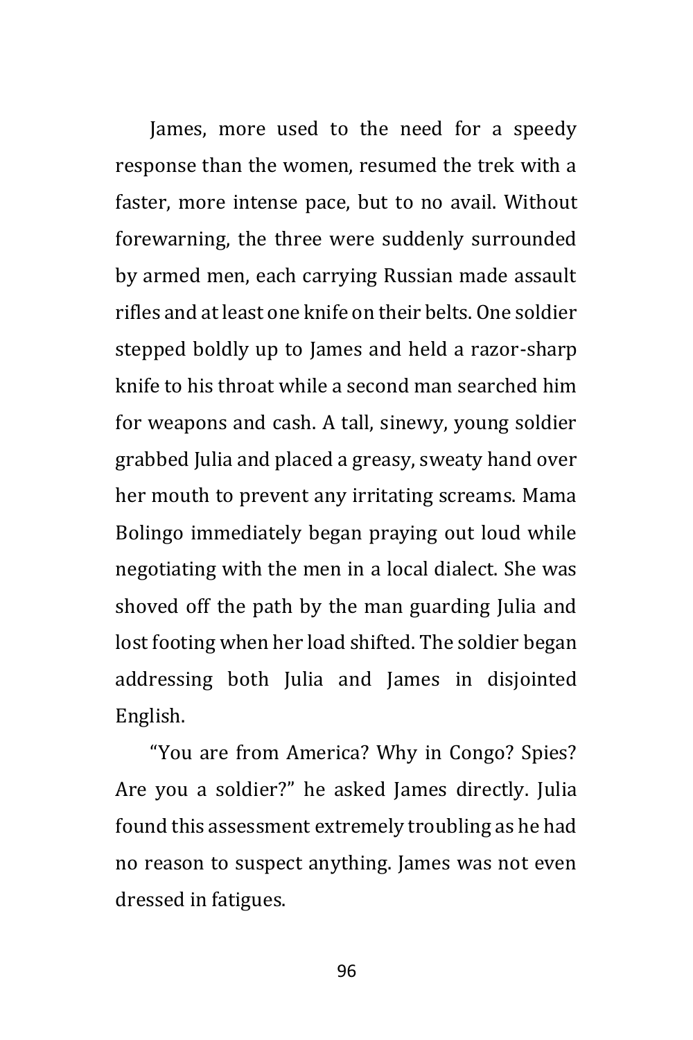James, more used to the need for a speedy response than the women, resumed the trek with a faster, more intense pace, but to no avail. Without forewarning, the three were suddenly surrounded by armed men, each carrying Russian made assault rifles and at least one knife on their belts. One soldier stepped boldly up to James and held a razor-sharp knife to his throat while a second man searched him for weapons and cash. A tall, sinewy, young soldier grabbed Julia and placed a greasy, sweaty hand over her mouth to prevent any irritating screams. Mama Bolingo immediately began praying out loud while negotiating with the men in a local dialect. She was shoved off the path by the man guarding Julia and lost footing when her load shifted. The soldier began addressing both Julia and James in disjointed English.

"You are from America? Why in Congo? Spies? Are you a soldier?" he asked James directly. Julia found this assessment extremely troubling as he had no reason to suspect anything. James was not even dressed in fatigues.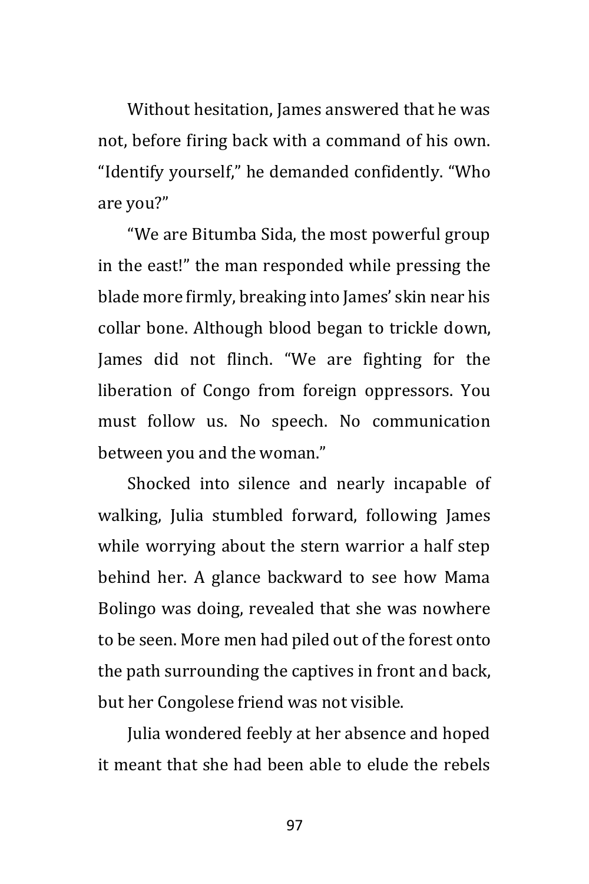Without hesitation, James answered that he was not, before firing back with a command of his own. “Identify yourself,” he demanded confidently. “Who are you?”

“We are Bitumba Sida, the most powerful group in the east!” the man responded while pressing the blade more firmly, breaking into James’ skin near his collar bone. Although blood began to trickle down, James did not flinch. “We are fighting for the liberation of Congo from foreign oppressors. You must follow us. No speech. No communication between you and the woman.”

Shocked into silence and nearly incapable of walking, Julia stumbled forward, following James while worrying about the stern warrior a half step behind her. A glance backward to see how Mama Bolingo was doing, revealed that she was nowhere to be seen. More men had piled out of the forest onto the path surrounding the captives in front and back, but her Congolese friend was not visible.

Julia wondered feebly at her absence and hoped it meant that she had been able to elude the rebels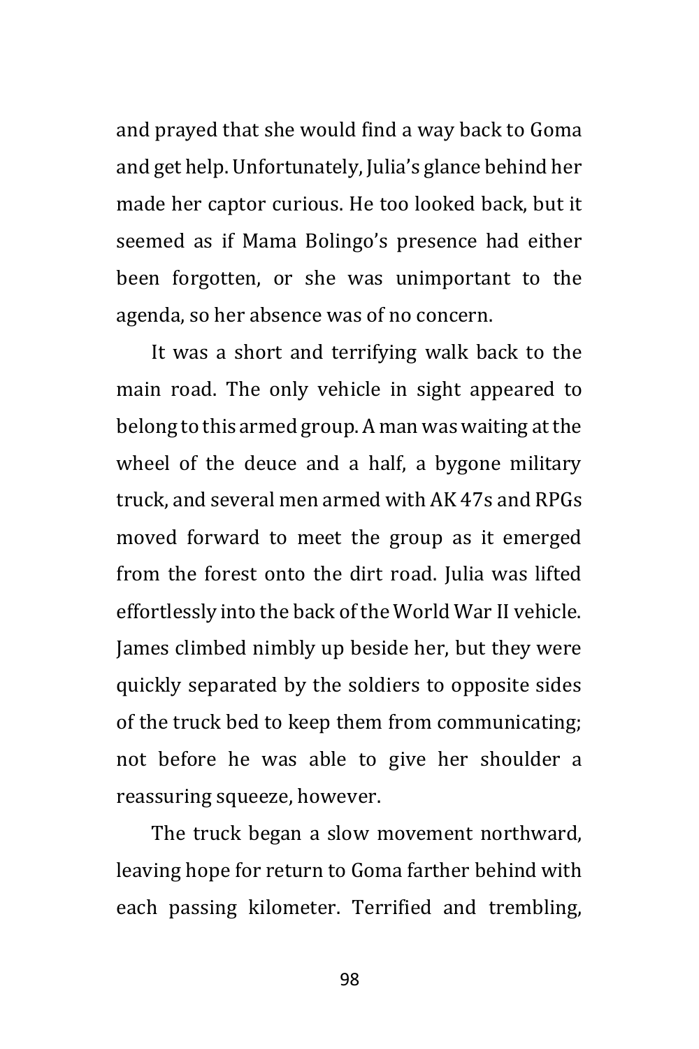and prayed that she would find a way back to Goma and get help. Unfortunately, Julia's glance behind her made her captor curious. He too looked back, but it seemed as if Mama Bolingo's presence had either been forgotten, or she was unimportant to the agenda, so her absence was of no concern.

It was a short and terrifying walk back to the main road. The only vehicle in sight appeared to belong to this armed group. A man was waiting at the wheel of the deuce and a half, a bygone military truck, and several men armed with AK 47s and RPGs moved forward to meet the group as it emerged from the forest onto the dirt road. Julia was lifted effortlessly into the back of the World War II vehicle. James climbed nimbly up beside her, but they were quickly separated by the soldiers to opposite sides of the truck bed to keep them from communicating; not before he was able to give her shoulder a reassuring squeeze, however.

The truck began a slow movement northward, leaving hope for return to Goma farther behind with each passing kilometer. Terrified and trembling,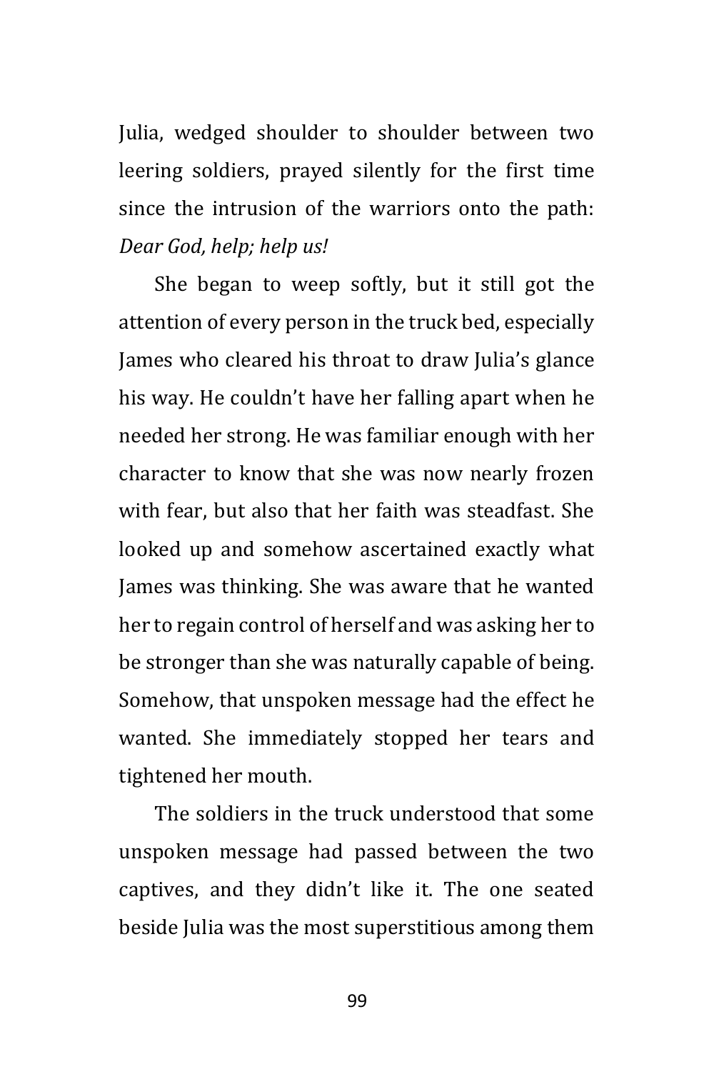Julia, wedged shoulder to shoulder between two leering soldiers, prayed silently for the first time since the intrusion of the warriors onto the path: *Dear God, help; help us!*

She began to weep softly, but it still got the attention of every person in the truck bed, especially James who cleared his throat to draw Julia's glance his way. He couldn't have her falling apart when he needed her strong. He was familiar enough with her character to know that she was now nearly frozen with fear, but also that her faith was steadfast. She looked up and somehow ascertained exactly what James was thinking. She was aware that he wanted her to regain control of herself and was asking her to be stronger than she was naturally capable of being. Somehow, that unspoken message had the effect he wanted. She immediately stopped her tears and tightened her mouth.

The soldiers in the truck understood that some unspoken message had passed between the two captives, and they didn't like it. The one seated beside Julia was the most superstitious among them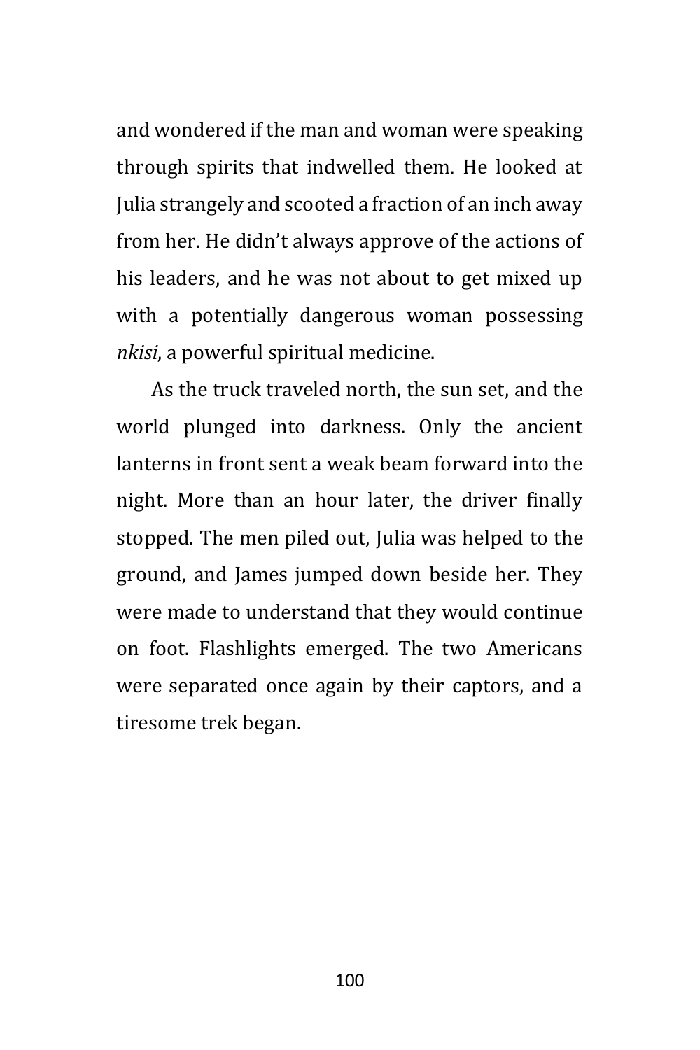and wondered if the man and woman were speaking through spirits that indwelled them. He looked at Julia strangely and scooted a fraction of an inch away from her. He didn't always approve of the actions of his leaders, and he was not about to get mixed up with a potentially dangerous woman possessing *nkisi*, a powerful spiritual medicine.

As the truck traveled north, the sun set, and the world plunged into darkness. Only the ancient lanterns in front sent a weak beam forward into the night. More than an hour later, the driver finally stopped. The men piled out, Julia was helped to the ground, and James jumped down beside her. They were made to understand that they would continue on foot. Flashlights emerged. The two Americans were separated once again by their captors, and a tiresome trek began.